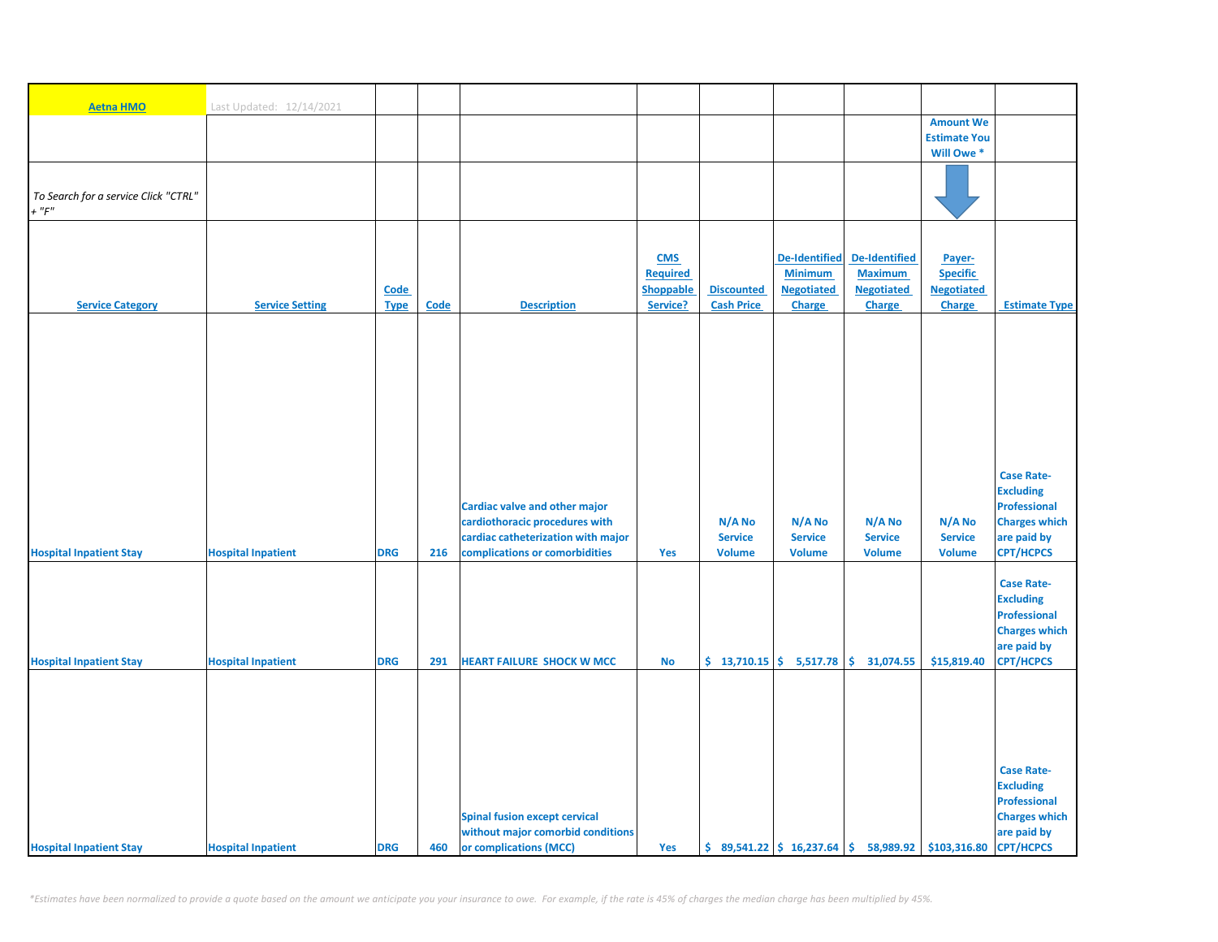**Aetna HMO** Last Updated: 12/14/2021

*To Search for a service Click "CTRL" + "F"*

| Service Category | Service Setting | Code Type | Code | Description | CMS Required Shoppable Service? | Discounted Cash Price | De-Identified Minimum Negotiated Charge | De-Identified Maximum Negotiated Charge | Payer-Specific Negotiated Charge (Amount We Estimate You Will Owe *) | Estimate Type |
|---|---|---|---|---|---|---|---|---|---|---|
| Hospital Inpatient Stay | Hospital Inpatient | DRG | 216 | Cardiac valve and other major cardiothoracic procedures with cardiac catheterization with major complications or comorbidities | Yes | N/A No Service Volume | N/A No Service Volume | N/A No Service Volume | N/A No Service Volume | Case Rate-Excluding Professional Charges which are paid by CPT/HCPCS |
| Hospital Inpatient Stay | Hospital Inpatient | DRG | 291 | HEART FAILURE SHOCK W MCC | No | $ 13,710.15 | $ 5,517.78 | $ 31,074.55 | $15,819.40 | Case Rate-Excluding Professional Charges which are paid by CPT/HCPCS |
| Hospital Inpatient Stay | Hospital Inpatient | DRG | 460 | Spinal fusion except cervical without major comorbid conditions or complications (MCC) | Yes | $ 89,541.22 | $ 16,237.64 | $ 58,989.92 | $103,316.80 | Case Rate-Excluding Professional Charges which are paid by CPT/HCPCS |

*\*Estimates have been normalized to provide a quote based on the amount we anticipate you your insurance to owe. For example, if the rate is 45% of charges the median charge has been multiplied by 45%.*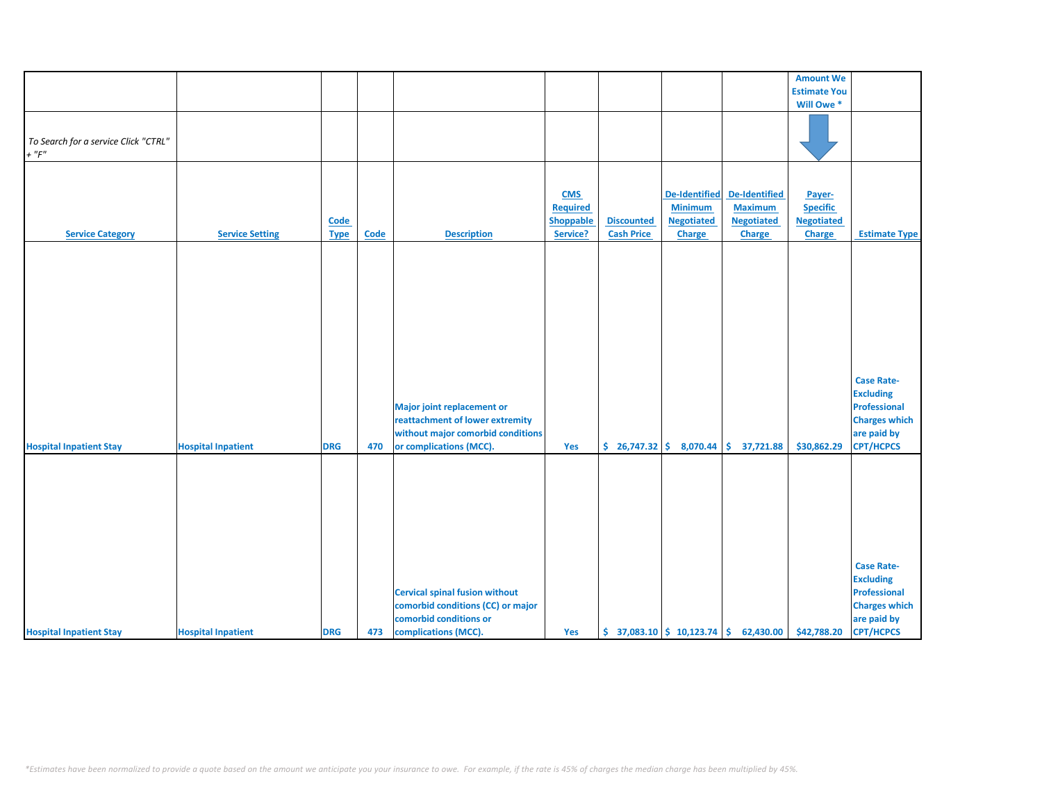| | | | | | | | | | Amount We Estimate You Will Owe * | |
|---|---|---|---|---|---|---|---|---|---|---|
| *To Search for a service Click "CTRL" + "F"* | | | | | | | | | | |
| Service Category | Service Setting | Code Type | Code | Description | CMS Required Shoppable Service? | Discounted Cash Price | De-Identified Minimum Negotiated Charge | De-Identified Maximum Negotiated Charge | Payer-Specific Negotiated Charge | Estimate Type |
| Hospital Inpatient Stay | Hospital Inpatient | DRG | 470 | Major joint replacement or reattachment of lower extremity without major comorbid conditions or complications (MCC). | Yes | $ 26,747.32 | $ 8,070.44 | $ 37,721.88 | $30,862.29 | Case Rate-Excluding Professional Charges which are paid by CPT/HCPCS |
| Hospital Inpatient Stay | Hospital Inpatient | DRG | 473 | Cervical spinal fusion without comorbid conditions (CC) or major comorbid conditions or complications (MCC). | Yes | $ 37,083.10 | $ 10,123.74 | $ 62,430.00 | $42,788.20 | Case Rate-Excluding Professional Charges which are paid by CPT/HCPCS |

*\*Estimates have been normalized to provide a quote based on the amount we anticipate you your insurance to owe. For example, if the rate is 45% of charges the median charge has been multiplied by 45%.*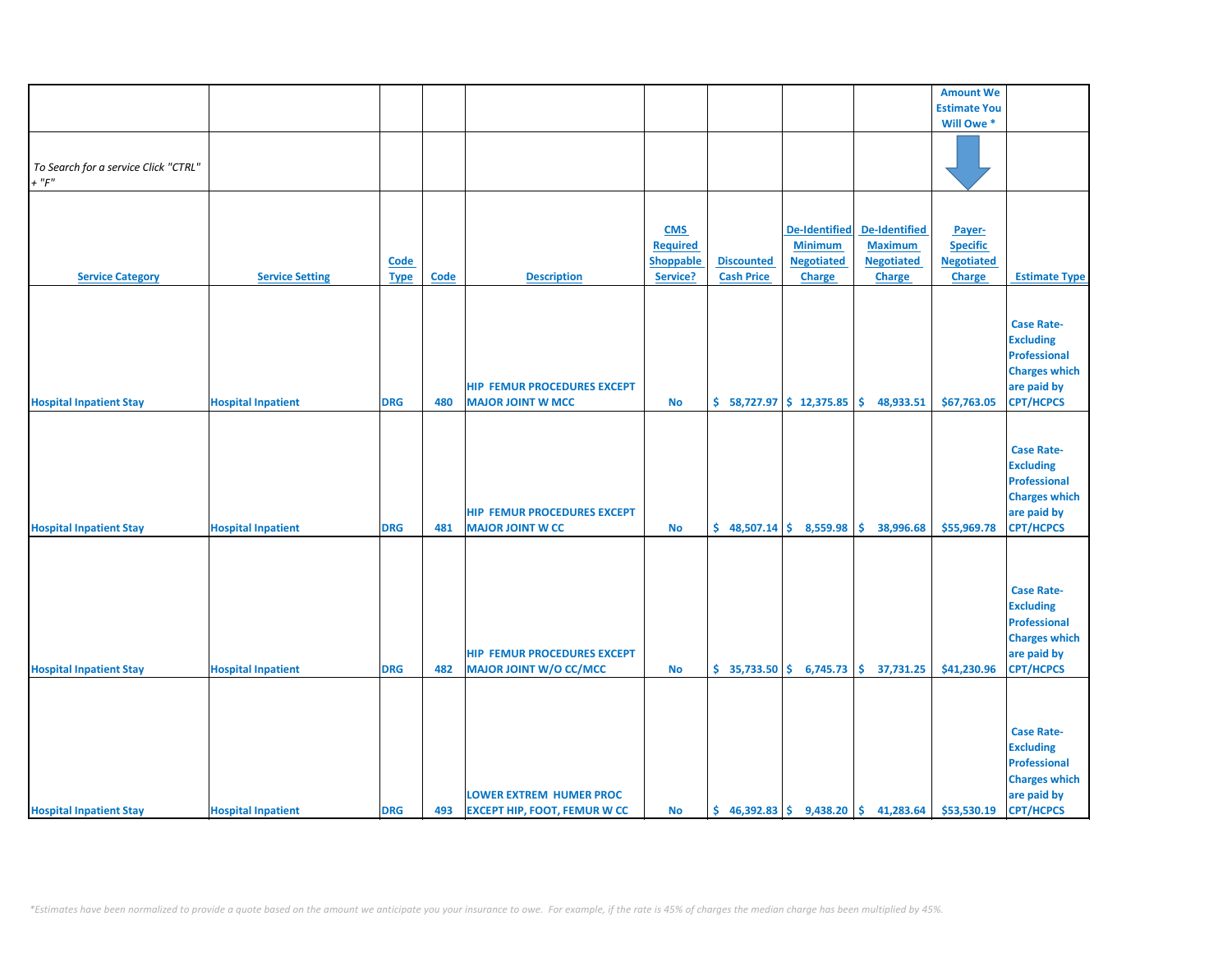| Service Category | Service Setting | Code Type | Code | Description | CMS Required Shoppable Service? | Discounted Cash Price | De-Identified Minimum Negotiated Charge | De-Identified Maximum Negotiated Charge | Payer-Specific Negotiated Charge | Estimate Type |
|---|---|---|---|---|---|---|---|---|---|---|
| | | | | | | | | | Amount We Estimate You Will Owe * | |
| *To Search for a service Click "CTRL" + "F"* | | | | | | | | | | |
| Hospital Inpatient Stay | Hospital Inpatient | DRG | 480 | HIP FEMUR PROCEDURES EXCEPT MAJOR JOINT W MCC | No | $ 58,727.97 | $ 12,375.85 | $ 48,933.51 | $67,763.05 | Case Rate-Excluding Professional Charges which are paid by CPT/HCPCS |
| Hospital Inpatient Stay | Hospital Inpatient | DRG | 481 | HIP FEMUR PROCEDURES EXCEPT MAJOR JOINT W CC | No | $ 48,507.14 | $ 8,559.98 | $ 38,996.68 | $55,969.78 | Case Rate-Excluding Professional Charges which are paid by CPT/HCPCS |
| Hospital Inpatient Stay | Hospital Inpatient | DRG | 482 | HIP FEMUR PROCEDURES EXCEPT MAJOR JOINT W/O CC/MCC | No | $ 35,733.50 | $ 6,745.73 | $ 37,731.25 | $41,230.96 | Case Rate-Excluding Professional Charges which are paid by CPT/HCPCS |
| Hospital Inpatient Stay | Hospital Inpatient | DRG | 493 | LOWER EXTREM HUMER PROC EXCEPT HIP, FOOT, FEMUR W CC | No | $ 46,392.83 | $ 9,438.20 | $ 41,283.64 | $53,530.19 | Case Rate-Excluding Professional Charges which are paid by CPT/HCPCS |

*\*Estimates have been normalized to provide a quote based on the amount we anticipate you your insurance to owe. For example, if the rate is 45% of charges the median charge has been multiplied by 45%.*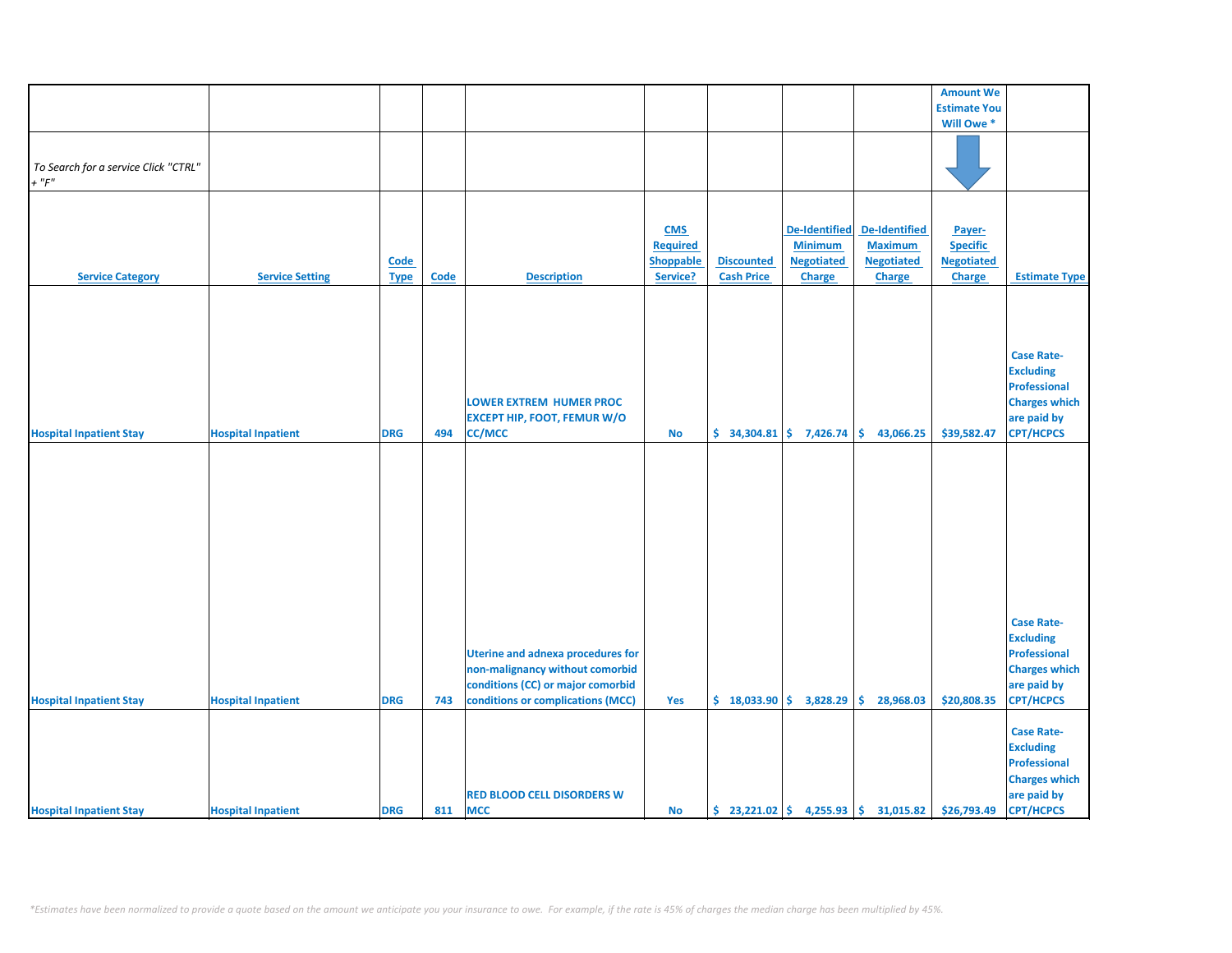| | | | | | | | | | Amount We Estimate You Will Owe * | |
|---|---|---|---|---|---|---|---|---|---|---|
| *To Search for a service Click "CTRL" + "F"* | | | | | | | | | | |
| **Service Category** | **Service Setting** | **Code Type** | **Code** | **Description** | **CMS Required Shoppable Service?** | **Discounted Cash Price** | **De-Identified Minimum Negotiated Charge** | **De-Identified Maximum Negotiated Charge** | **Payer-Specific Negotiated Charge** | **Estimate Type** |
| Hospital Inpatient Stay | Hospital Inpatient | DRG | 494 | LOWER EXTREM HUMER PROC EXCEPT HIP, FOOT, FEMUR W/O CC/MCC | No | $ 34,304.81 | $ 7,426.74 | $ 43,066.25 | $39,582.47 | Case Rate-Excluding Professional Charges which are paid by CPT/HCPCS |
| Hospital Inpatient Stay | Hospital Inpatient | DRG | 743 | Uterine and adnexa procedures for non-malignancy without comorbid conditions (CC) or major comorbid conditions or complications (MCC) | Yes | $ 18,033.90 | $ 3,828.29 | $ 28,968.03 | $20,808.35 | Case Rate-Excluding Professional Charges which are paid by CPT/HCPCS |
| Hospital Inpatient Stay | Hospital Inpatient | DRG | 811 | RED BLOOD CELL DISORDERS W MCC | No | $ 23,221.02 | $ 4,255.93 | $ 31,015.82 | $26,793.49 | Case Rate-Excluding Professional Charges which are paid by CPT/HCPCS |

*\*Estimates have been normalized to provide a quote based on the amount we anticipate you your insurance to owe. For example, if the rate is 45% of charges the median charge has been multiplied by 45%.*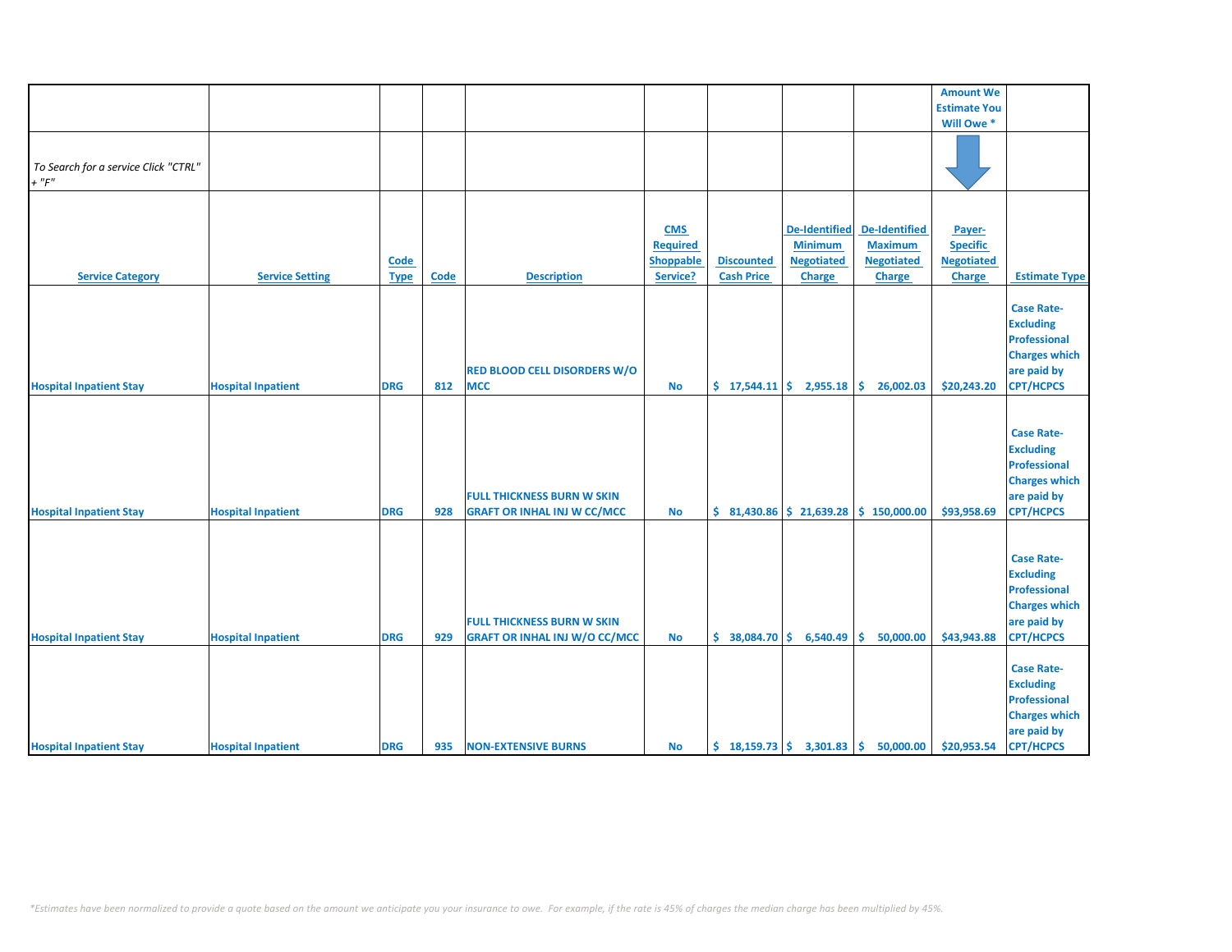| | | | | | | | | | Amount We Estimate You Will Owe * | |
|---|---|---|---|---|---|---|---|---|---|---|
| *To Search for a service Click "CTRL" + "F"* | | | | | | | | | | |
| **Service Category** | **Service Setting** | **Code Type** | **Code** | **Description** | **CMS Required Shoppable Service?** | **Discounted Cash Price** | **De-Identified Minimum Negotiated Charge** | **De-Identified Maximum Negotiated Charge** | **Payer-Specific Negotiated Charge** | **Estimate Type** |
| Hospital Inpatient Stay | Hospital Inpatient | DRG | 812 | RED BLOOD CELL DISORDERS W/O MCC | No | $ 17,544.11 | $ 2,955.18 | $ 26,002.03 | $20,243.20 | Case Rate-Excluding Professional Charges which are paid by CPT/HCPCS |
| Hospital Inpatient Stay | Hospital Inpatient | DRG | 928 | FULL THICKNESS BURN W SKIN GRAFT OR INHAL INJ W CC/MCC | No | $ 81,430.86 | $ 21,639.28 | $ 150,000.00 | $93,958.69 | Case Rate-Excluding Professional Charges which are paid by CPT/HCPCS |
| Hospital Inpatient Stay | Hospital Inpatient | DRG | 929 | FULL THICKNESS BURN W SKIN GRAFT OR INHAL INJ W/O CC/MCC | No | $ 38,084.70 | $ 6,540.49 | $ 50,000.00 | $43,943.88 | Case Rate-Excluding Professional Charges which are paid by CPT/HCPCS |
| Hospital Inpatient Stay | Hospital Inpatient | DRG | 935 | NON-EXTENSIVE BURNS | No | $ 18,159.73 | $ 3,301.83 | $ 50,000.00 | $20,953.54 | Case Rate-Excluding Professional Charges which are paid by CPT/HCPCS |

*\*Estimates have been normalized to provide a quote based on the amount we anticipate you your insurance to owe. For example, if the rate is 45% of charges the median charge has been multiplied by 45%.*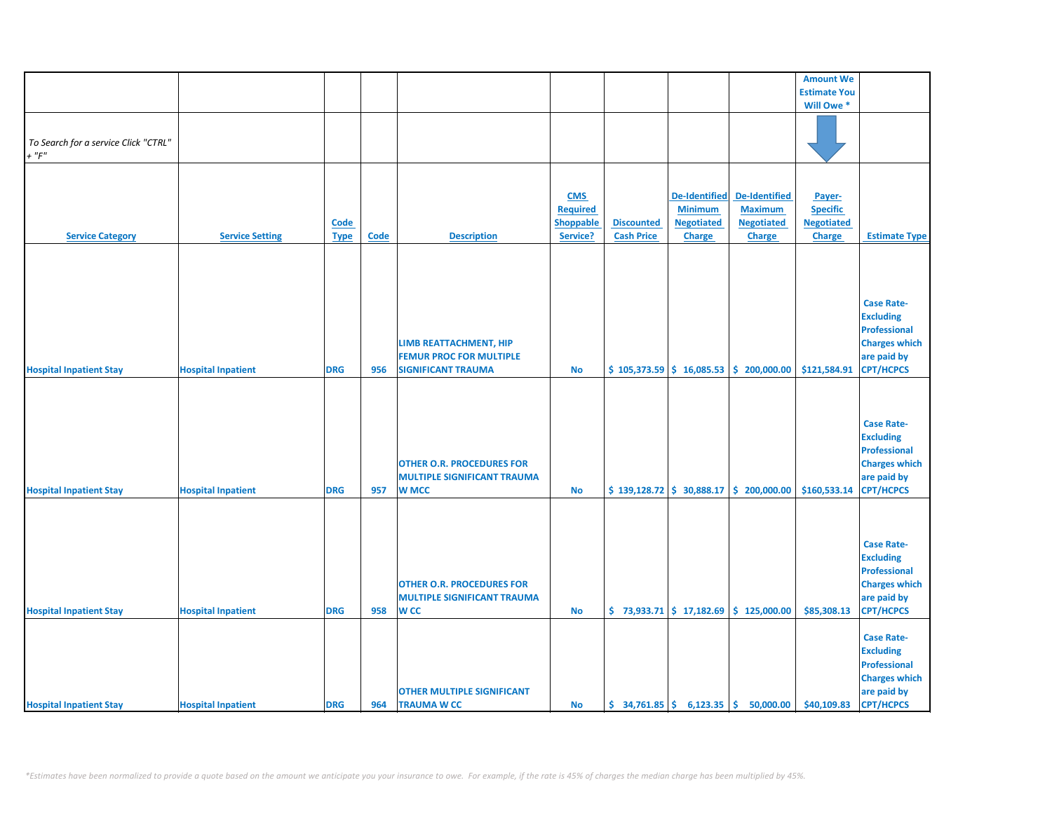| | | | | | | | | | Amount We Estimate You Will Owe * | |
|---|---|---|---|---|---|---|---|---|---|---|
| *To Search for a service Click "CTRL" + "F"* | | | | | | | | | | |
| Service Category | Service Setting | Code Type | Code | Description | CMS Required Shoppable Service? | Discounted Cash Price | De-Identified Minimum Negotiated Charge | De-Identified Maximum Negotiated Charge | Payer-Specific Negotiated Charge | Estimate Type |
| Hospital Inpatient Stay | Hospital Inpatient | DRG | 956 | LIMB REATTACHMENT, HIP FEMUR PROC FOR MULTIPLE SIGNIFICANT TRAUMA | No | $ 105,373.59 | $ 16,085.53 | $ 200,000.00 | $121,584.91 | Case Rate-Excluding Professional Charges which are paid by CPT/HCPCS |
| Hospital Inpatient Stay | Hospital Inpatient | DRG | 957 | OTHER O.R. PROCEDURES FOR MULTIPLE SIGNIFICANT TRAUMA W MCC | No | $ 139,128.72 | $ 30,888.17 | $ 200,000.00 | $160,533.14 | Case Rate-Excluding Professional Charges which are paid by CPT/HCPCS |
| Hospital Inpatient Stay | Hospital Inpatient | DRG | 958 | OTHER O.R. PROCEDURES FOR MULTIPLE SIGNIFICANT TRAUMA W CC | No | $ 73,933.71 | $ 17,182.69 | $ 125,000.00 | $85,308.13 | Case Rate-Excluding Professional Charges which are paid by CPT/HCPCS |
| Hospital Inpatient Stay | Hospital Inpatient | DRG | 964 | OTHER MULTIPLE SIGNIFICANT TRAUMA W CC | No | $ 34,761.85 | $ 6,123.35 | $ 50,000.00 | $40,109.83 | Case Rate-Excluding Professional Charges which are paid by CPT/HCPCS |

*\*Estimates have been normalized to provide a quote based on the amount we anticipate you your insurance to owe. For example, if the rate is 45% of charges the median charge has been multiplied by 45%.*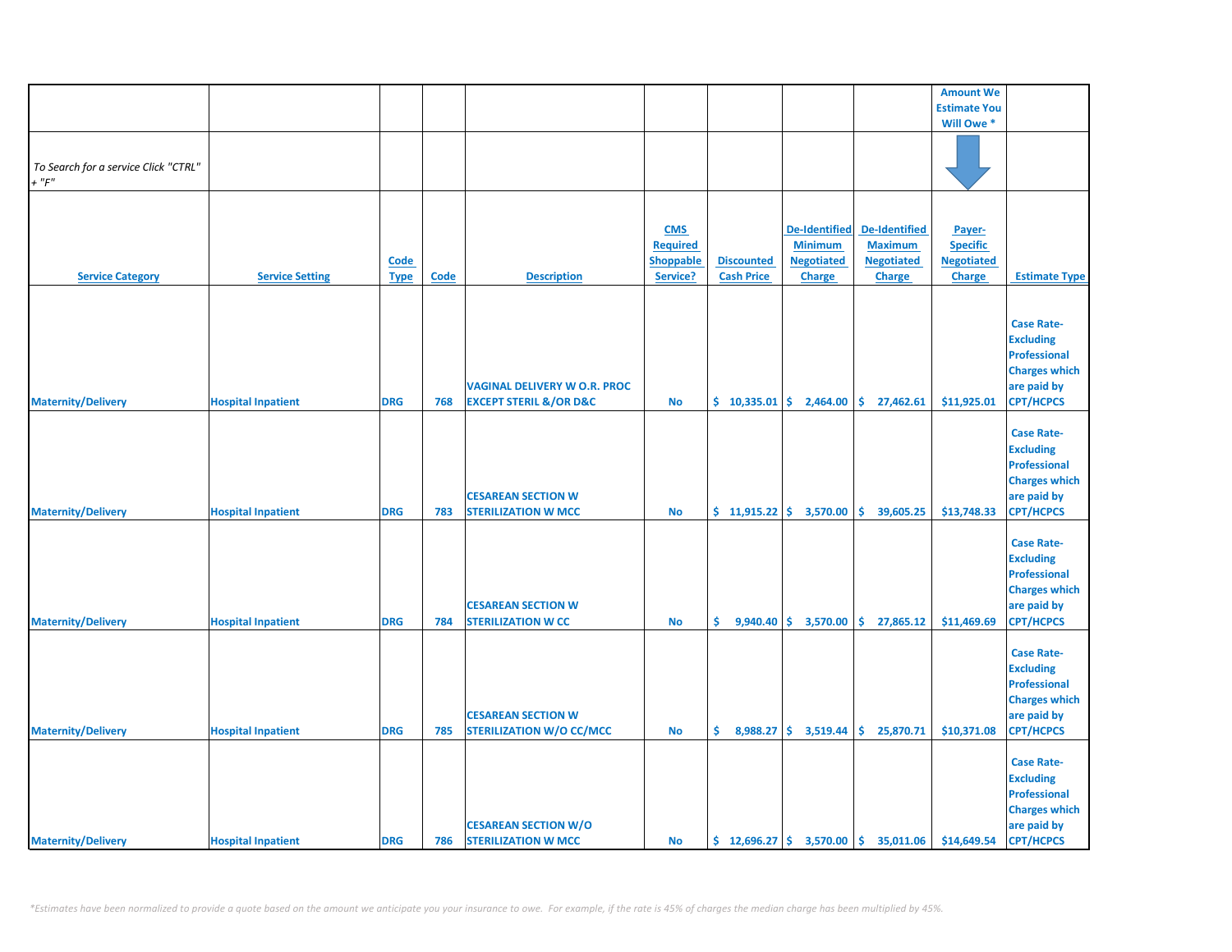| | | | | | | | | | Amount We Estimate You Will Owe * | |
|---|---|---|---|---|---|---|---|---|---|---|
| *To Search for a service Click "CTRL" + "F"* | | | | | | | | | | |
| **Service Category** | **Service Setting** | **Code Type** | **Code** | **Description** | **CMS Required Shoppable Service?** | **Discounted Cash Price** | **De-Identified Minimum Negotiated Charge** | **De-Identified Maximum Negotiated Charge** | **Payer-Specific Negotiated Charge** | **Estimate Type** |
| Maternity/Delivery | Hospital Inpatient | DRG | 768 | VAGINAL DELIVERY W O.R. PROC EXCEPT STERIL &/OR D&C | No | $ 10,335.01 | $ 2,464.00 | $ 27,462.61 | $11,925.01 | Case Rate-Excluding Professional Charges which are paid by CPT/HCPCS |
| Maternity/Delivery | Hospital Inpatient | DRG | 783 | CESAREAN SECTION W STERILIZATION W MCC | No | $ 11,915.22 | $ 3,570.00 | $ 39,605.25 | $13,748.33 | Case Rate-Excluding Professional Charges which are paid by CPT/HCPCS |
| Maternity/Delivery | Hospital Inpatient | DRG | 784 | CESAREAN SECTION W STERILIZATION W CC | No | $ 9,940.40 | $ 3,570.00 | $ 27,865.12 | $11,469.69 | Case Rate-Excluding Professional Charges which are paid by CPT/HCPCS |
| Maternity/Delivery | Hospital Inpatient | DRG | 785 | CESAREAN SECTION W STERILIZATION W/O CC/MCC | No | $ 8,988.27 | $ 3,519.44 | $ 25,870.71 | $10,371.08 | Case Rate-Excluding Professional Charges which are paid by CPT/HCPCS |
| Maternity/Delivery | Hospital Inpatient | DRG | 786 | CESAREAN SECTION W/O STERILIZATION W MCC | No | $ 12,696.27 | $ 3,570.00 | $ 35,011.06 | $14,649.54 | Case Rate-Excluding Professional Charges which are paid by CPT/HCPCS |

*\*Estimates have been normalized to provide a quote based on the amount we anticipate you your insurance to owe. For example, if the rate is 45% of charges the median charge has been multiplied by 45%.*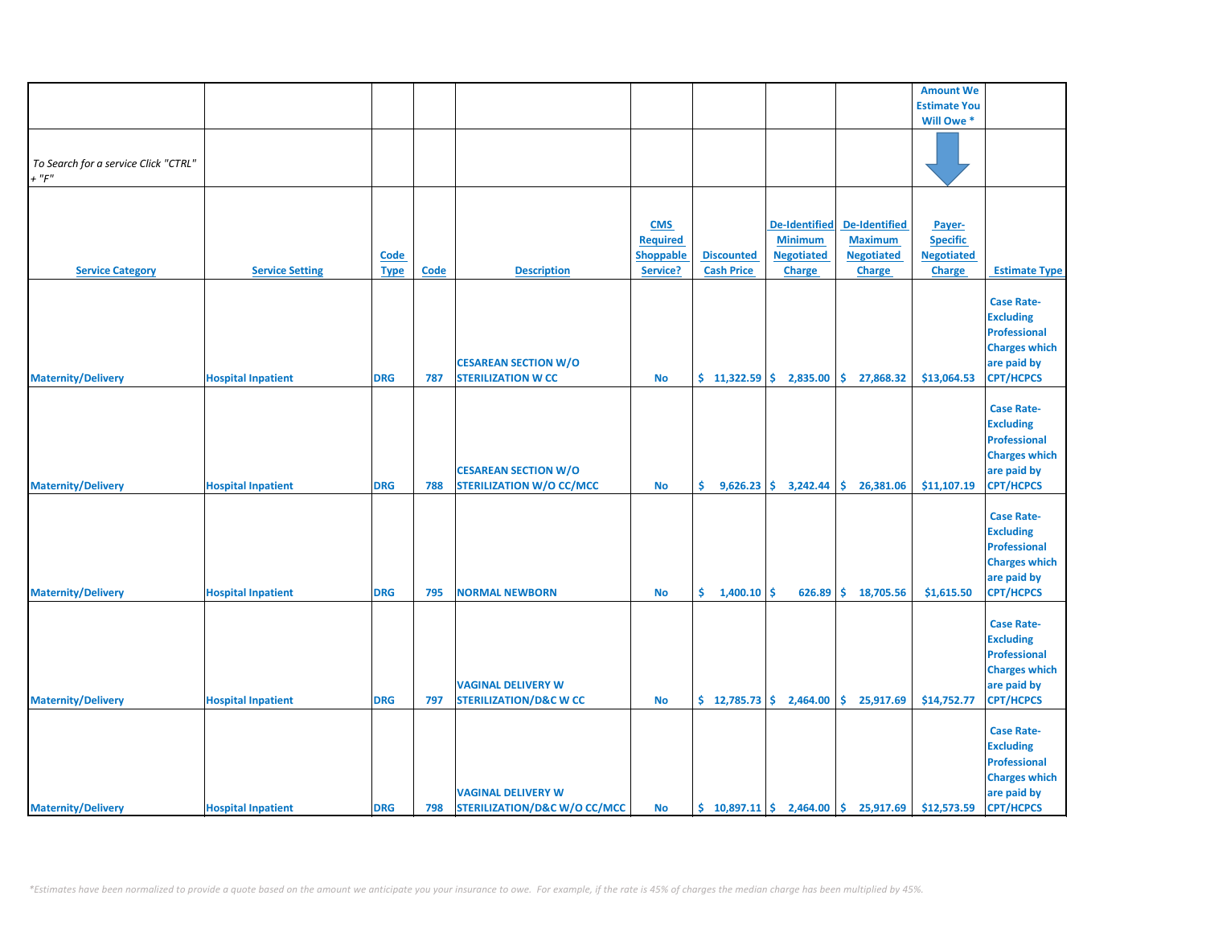| | | | | | | | | | Amount We Estimate You Will Owe * | |
|---|---|---|---|---|---|---|---|---|---|---|
| *To Search for a service Click "CTRL" + "F"* | | | | | | | | | | |
| **Service Category** | **Service Setting** | **Code Type** | **Code** | **Description** | **CMS Required Shoppable Service?** | **Discounted Cash Price** | **De-Identified Minimum Negotiated Charge** | **De-Identified Maximum Negotiated Charge** | **Payer-Specific Negotiated Charge** | **Estimate Type** |
| Maternity/Delivery | Hospital Inpatient | DRG | 787 | CESAREAN SECTION W/O STERILIZATION W CC | No | $ 11,322.59 | $ 2,835.00 | $ 27,868.32 | $13,064.53 | Case Rate-Excluding Professional Charges which are paid by CPT/HCPCS |
| Maternity/Delivery | Hospital Inpatient | DRG | 788 | CESAREAN SECTION W/O STERILIZATION W/O CC/MCC | No | $ 9,626.23 | $ 3,242.44 | $ 26,381.06 | $11,107.19 | Case Rate-Excluding Professional Charges which are paid by CPT/HCPCS |
| Maternity/Delivery | Hospital Inpatient | DRG | 795 | NORMAL NEWBORN | No | $ 1,400.10 | $ 626.89 | $ 18,705.56 | $1,615.50 | Case Rate-Excluding Professional Charges which are paid by CPT/HCPCS |
| Maternity/Delivery | Hospital Inpatient | DRG | 797 | VAGINAL DELIVERY W STERILIZATION/D&C W CC | No | $ 12,785.73 | $ 2,464.00 | $ 25,917.69 | $14,752.77 | Case Rate-Excluding Professional Charges which are paid by CPT/HCPCS |
| Maternity/Delivery | Hospital Inpatient | DRG | 798 | VAGINAL DELIVERY W STERILIZATION/D&C W/O CC/MCC | No | $ 10,897.11 | $ 2,464.00 | $ 25,917.69 | $12,573.59 | Case Rate-Excluding Professional Charges which are paid by CPT/HCPCS |

*\*Estimates have been normalized to provide a quote based on the amount we anticipate you your insurance to owe. For example, if the rate is 45% of charges the median charge has been multiplied by 45%.*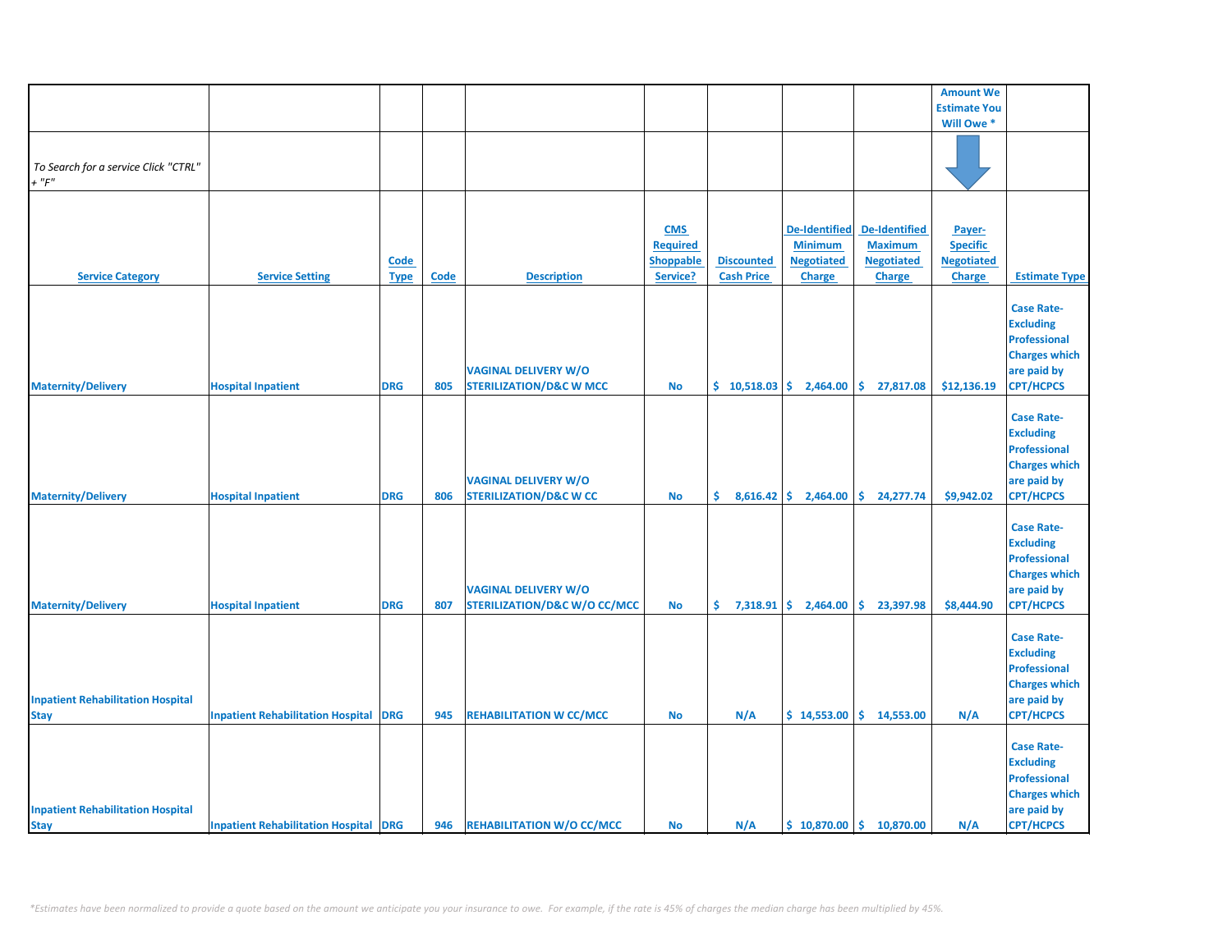| | | | | | | | | | Amount We Estimate You Will Owe * | |
|---|---|---|---|---|---|---|---|---|---|---|
| *To Search for a service Click "CTRL" + "F"* | | | | | | | | | | |
| Service Category | Service Setting | Code Type | Code | Description | CMS Required Shoppable Service? | Discounted Cash Price | De-Identified Minimum Negotiated Charge | De-Identified Maximum Negotiated Charge | Payer-Specific Negotiated Charge | Estimate Type |
| Maternity/Delivery | Hospital Inpatient | DRG | 805 | VAGINAL DELIVERY W/O STERILIZATION/D&C W MCC | No | $ 10,518.03 | $ 2,464.00 | $ 27,817.08 | $12,136.19 | Case Rate-Excluding Professional Charges which are paid by CPT/HCPCS |
| Maternity/Delivery | Hospital Inpatient | DRG | 806 | VAGINAL DELIVERY W/O STERILIZATION/D&C W CC | No | $ 8,616.42 | $ 2,464.00 | $ 24,277.74 | $9,942.02 | Case Rate-Excluding Professional Charges which are paid by CPT/HCPCS |
| Maternity/Delivery | Hospital Inpatient | DRG | 807 | VAGINAL DELIVERY W/O STERILIZATION/D&C W/O CC/MCC | No | $ 7,318.91 | $ 2,464.00 | $ 23,397.98 | $8,444.90 | Case Rate-Excluding Professional Charges which are paid by CPT/HCPCS |
| Inpatient Rehabilitation Hospital Stay | Inpatient Rehabilitation Hospital | DRG | 945 | REHABILITATION W CC/MCC | No | N/A | $ 14,553.00 | $ 14,553.00 | N/A | Case Rate-Excluding Professional Charges which are paid by CPT/HCPCS |
| Inpatient Rehabilitation Hospital Stay | Inpatient Rehabilitation Hospital | DRG | 946 | REHABILITATION W/O CC/MCC | No | N/A | $ 10,870.00 | $ 10,870.00 | N/A | Case Rate-Excluding Professional Charges which are paid by CPT/HCPCS |

*\*Estimates have been normalized to provide a quote based on the amount we anticipate you your insurance to owe. For example, if the rate is 45% of charges the median charge has been multiplied by 45%.*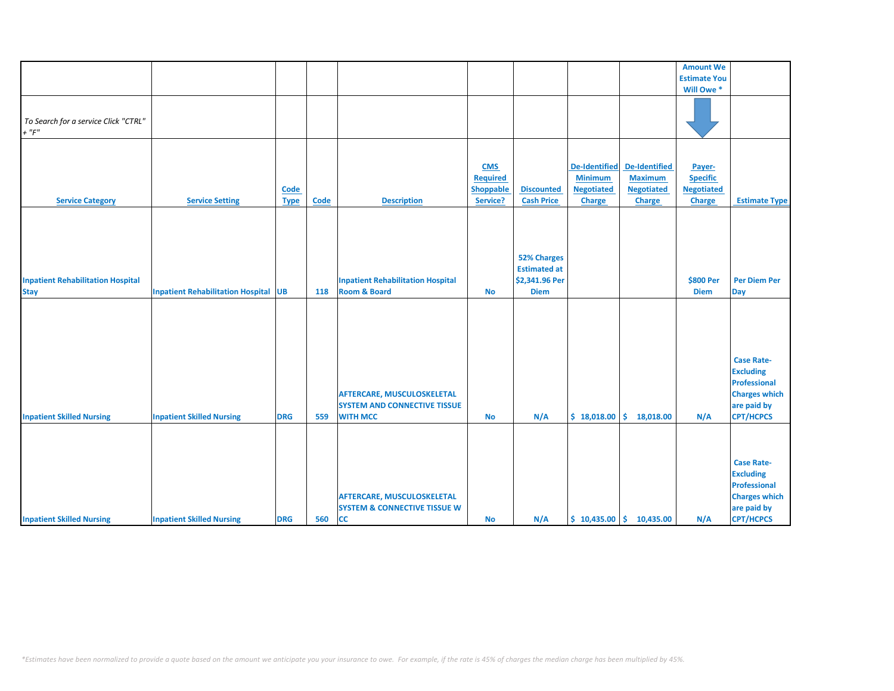| | | | | | | | | | Amount We Estimate You Will Owe * | |
|---|---|---|---|---|---|---|---|---|---|---|
| *To Search for a service Click "CTRL" + "F"* | | | | | | | | | | |
| **Service Category** | **Service Setting** | **Code Type** | **Code** | **Description** | **CMS Required Shoppable Service?** | **Discounted Cash Price** | **De-Identified Minimum Negotiated Charge** | **De-Identified Maximum Negotiated Charge** | **Payer-Specific Negotiated Charge** | **Estimate Type** |
| Inpatient Rehabilitation Hospital Stay | Inpatient Rehabilitation Hospital | UB | 118 | Inpatient Rehabilitation Hospital Room & Board | No | 52% Charges Estimated at $2,341.96 Per Diem | | | $800 Per Diem | Per Diem Per Day |
| Inpatient Skilled Nursing | Inpatient Skilled Nursing | DRG | 559 | AFTERCARE, MUSCULOSKELETAL SYSTEM AND CONNECTIVE TISSUE WITH MCC | No | N/A | $ 18,018.00 | $ 18,018.00 | N/A | Case Rate-Excluding Professional Charges which are paid by CPT/HCPCS |
| Inpatient Skilled Nursing | Inpatient Skilled Nursing | DRG | 560 | AFTERCARE, MUSCULOSKELETAL SYSTEM & CONNECTIVE TISSUE W CC | No | N/A | $ 10,435.00 | $ 10,435.00 | N/A | Case Rate-Excluding Professional Charges which are paid by CPT/HCPCS |

*\*Estimates have been normalized to provide a quote based on the amount we anticipate you your insurance to owe. For example, if the rate is 45% of charges the median charge has been multiplied by 45%.*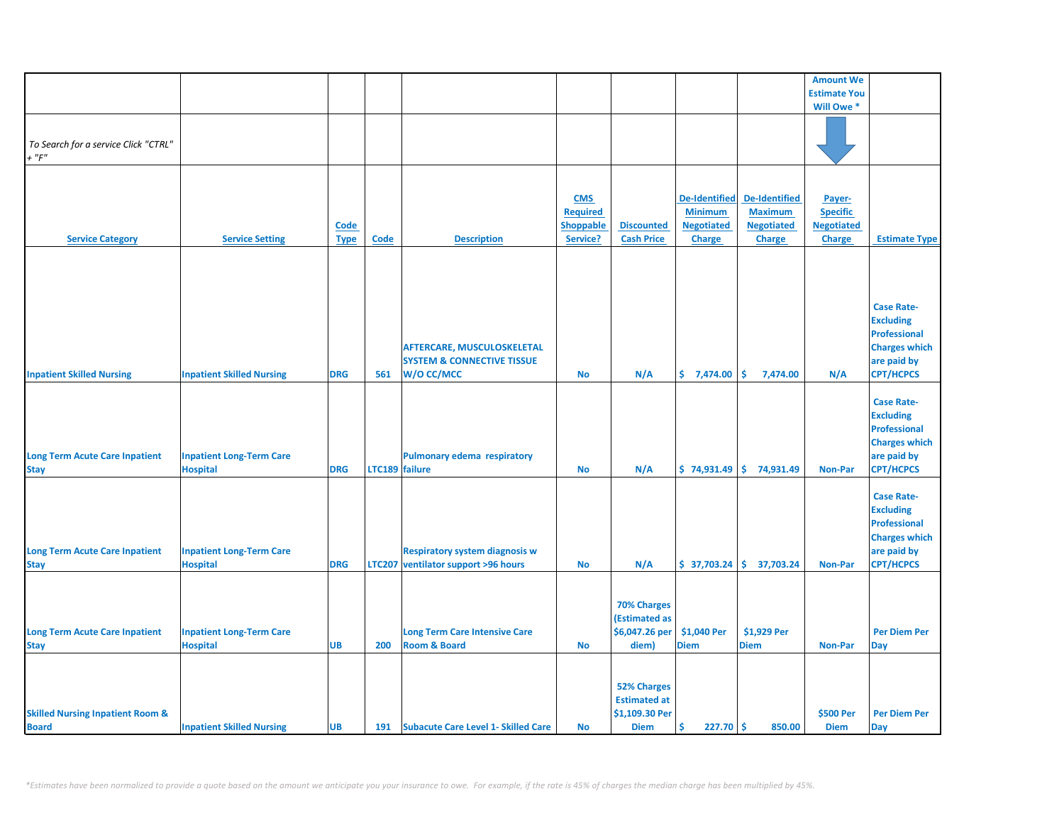| | | | | | | | | | Amount We Estimate You Will Owe * | |
|---|---|---|---|---|---|---|---|---|---|---|
| *To Search for a service Click "CTRL" + "F"* | | | | | | | | | | |
| **Service Category** | **Service Setting** | **Code Type** | **Code** | **Description** | **CMS Required Shoppable Service?** | **Discounted Cash Price** | **De-Identified Minimum Negotiated Charge** | **De-Identified Maximum Negotiated Charge** | **Payer-Specific Negotiated Charge** | **Estimate Type** |
| Inpatient Skilled Nursing | Inpatient Skilled Nursing | DRG | 561 | AFTERCARE, MUSCULOSKELETAL SYSTEM & CONNECTIVE TISSUE W/O CC/MCC | No | N/A | $ 7,474.00 | $ 7,474.00 | N/A | Case Rate-Excluding Professional Charges which are paid by CPT/HCPCS |
| Long Term Acute Care Inpatient Stay | Inpatient Long-Term Care Hospital | DRG | LTC189 | Pulmonary edema respiratory failure | No | N/A | $ 74,931.49 | $ 74,931.49 | Non-Par | Case Rate-Excluding Professional Charges which are paid by CPT/HCPCS |
| Long Term Acute Care Inpatient Stay | Inpatient Long-Term Care Hospital | DRG | LTC207 | Respiratory system diagnosis w ventilator support >96 hours | No | N/A | $ 37,703.24 | $ 37,703.24 | Non-Par | Case Rate-Excluding Professional Charges which are paid by CPT/HCPCS |
| Long Term Acute Care Inpatient Stay | Inpatient Long-Term Care Hospital | UB | 200 | Long Term Care Intensive Care Room & Board | No | 70% Charges (Estimated as $6,047.26 per diem) | $1,040 Per Diem | $1,929 Per Diem | Non-Par | Per Diem Per Day |
| Skilled Nursing Inpatient Room & Board | Inpatient Skilled Nursing | UB | 191 | Subacute Care Level 1- Skilled Care | No | 52% Charges Estimated at $1,109.30 Per Diem | $ 227.70 | $ 850.00 | $500 Per Diem | Per Diem Per Day |

*\*Estimates have been normalized to provide a quote based on the amount we anticipate you your insurance to owe. For example, if the rate is 45% of charges the median charge has been multiplied by 45%.*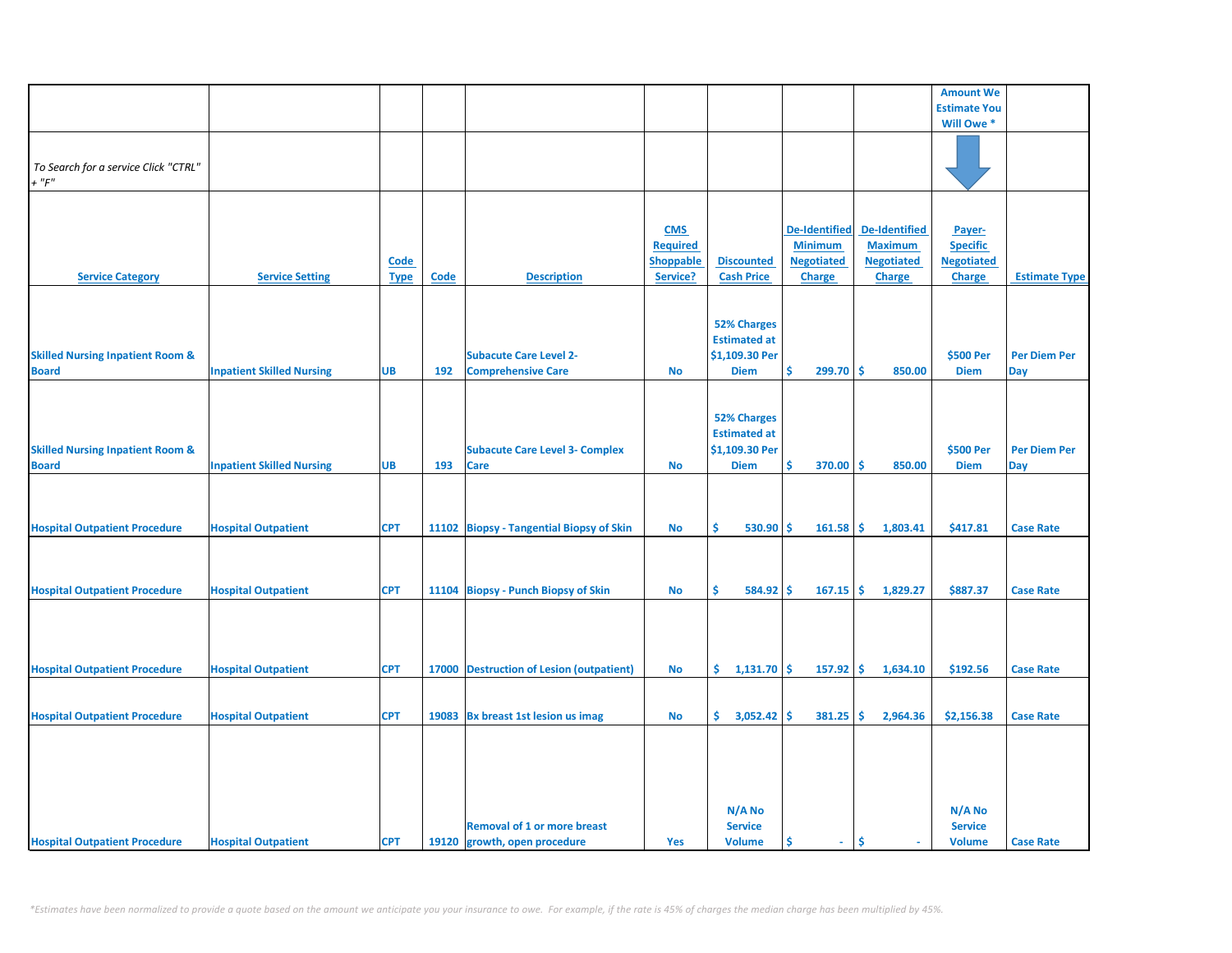| | | | | | | | | | Amount We Estimate You Will Owe * | |
|---|---|---|---|---|---|---|---|---|---|---|
| To Search for a service Click "CTRL" + "F" | | | | | | | | | | |
| Service Category | Service Setting | Code Type | Code | Description | CMS Required Shoppable Service? | Discounted Cash Price | De-Identified Minimum Negotiated Charge | De-Identified Maximum Negotiated Charge | Payer-Specific Negotiated Charge | Estimate Type |
| Skilled Nursing Inpatient Room & Board | Inpatient Skilled Nursing | UB | 192 | Subacute Care Level 2- Comprehensive Care | No | 52% Charges Estimated at $1,109.30 Per Diem | $ 299.70 | $ 850.00 | $500 Per Diem | Per Diem Per Day |
| Skilled Nursing Inpatient Room & Board | Inpatient Skilled Nursing | UB | 193 | Subacute Care Level 3- Complex Care | No | 52% Charges Estimated at $1,109.30 Per Diem | $ 370.00 | $ 850.00 | $500 Per Diem | Per Diem Per Day |
| Hospital Outpatient Procedure | Hospital Outpatient | CPT | 11102 | Biopsy - Tangential Biopsy of Skin | No | $ 530.90 | $ 161.58 | $ 1,803.41 | $417.81 | Case Rate |
| Hospital Outpatient Procedure | Hospital Outpatient | CPT | 11104 | Biopsy - Punch Biopsy of Skin | No | $ 584.92 | $ 167.15 | $ 1,829.27 | $887.37 | Case Rate |
| Hospital Outpatient Procedure | Hospital Outpatient | CPT | 17000 | Destruction of Lesion (outpatient) | No | $ 1,131.70 | $ 157.92 | $ 1,634.10 | $192.56 | Case Rate |
| Hospital Outpatient Procedure | Hospital Outpatient | CPT | 19083 | Bx breast 1st lesion us imag | No | $ 3,052.42 | $ 381.25 | $ 2,964.36 | $2,156.38 | Case Rate |
| Hospital Outpatient Procedure | Hospital Outpatient | CPT | 19120 | Removal of 1 or more breast growth, open procedure | Yes | N/A No Service Volume | $ - | $ - | N/A No Service Volume | Case Rate |

*\*Estimates have been normalized to provide a quote based on the amount we anticipate you your insurance to owe. For example, if the rate is 45% of charges the median charge has been multiplied by 45%.*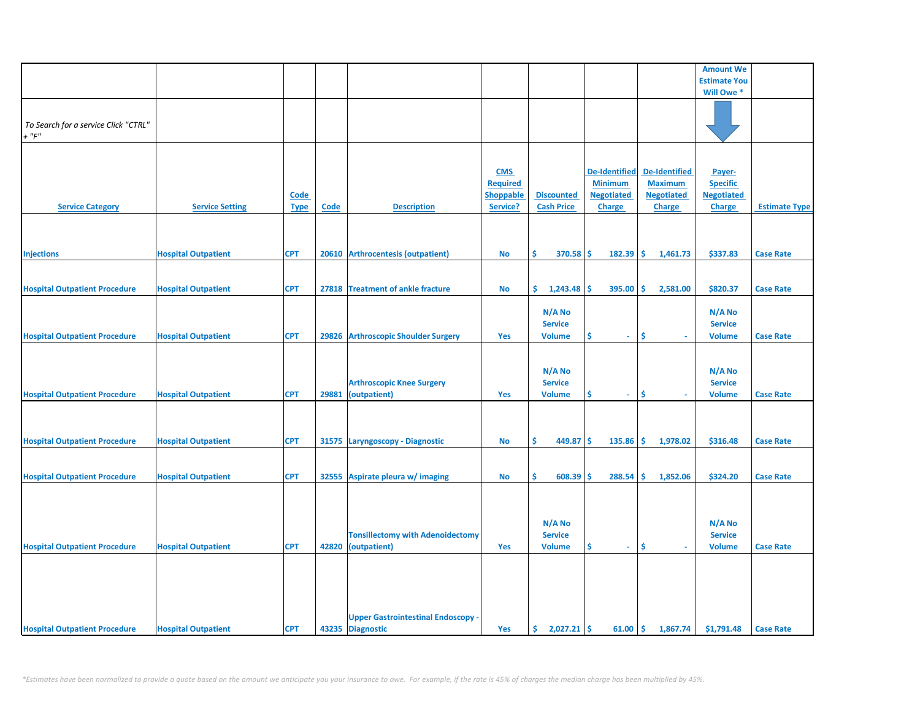| | | | | | | | | | Amount We Estimate You Will Owe * | |
|---|---|---|---|---|---|---|---|---|---|---|
| *To Search for a service Click "CTRL" + "F"* | | | | | | | | | | |
| Service Category | Service Setting | Code Type | Code | Description | CMS Required Shoppable Service? | Discounted Cash Price | De-Identified Minimum Negotiated Charge | De-Identified Maximum Negotiated Charge | Payer-Specific Negotiated Charge | Estimate Type |
| Injections | Hospital Outpatient | CPT | 20610 | Arthrocentesis (outpatient) | No | $ 370.58 | $ 182.39 | $ 1,461.73 | $337.83 | Case Rate |
| Hospital Outpatient Procedure | Hospital Outpatient | CPT | 27818 | Treatment of ankle fracture | No | $ 1,243.48 | $ 395.00 | $ 2,581.00 | $820.37 | Case Rate |
| Hospital Outpatient Procedure | Hospital Outpatient | CPT | 29826 | Arthroscopic Shoulder Surgery | Yes | N/A No Service Volume | $ - | $ - | N/A No Service Volume | Case Rate |
| Hospital Outpatient Procedure | Hospital Outpatient | CPT | 29881 | Arthroscopic Knee Surgery (outpatient) | Yes | N/A No Service Volume | $ - | $ - | N/A No Service Volume | Case Rate |
| Hospital Outpatient Procedure | Hospital Outpatient | CPT | 31575 | Laryngoscopy - Diagnostic | No | $ 449.87 | $ 135.86 | $ 1,978.02 | $316.48 | Case Rate |
| Hospital Outpatient Procedure | Hospital Outpatient | CPT | 32555 | Aspirate pleura w/ imaging | No | $ 608.39 | $ 288.54 | $ 1,852.06 | $324.20 | Case Rate |
| Hospital Outpatient Procedure | Hospital Outpatient | CPT | 42820 | Tonsillectomy with Adenoidectomy (outpatient) | Yes | N/A No Service Volume | $ - | $ - | N/A No Service Volume | Case Rate |
| Hospital Outpatient Procedure | Hospital Outpatient | CPT | 43235 | Upper Gastrointestinal Endoscopy - Diagnostic | Yes | $ 2,027.21 | $ 61.00 | $ 1,867.74 | $1,791.48 | Case Rate |

*\*Estimates have been normalized to provide a quote based on the amount we anticipate you your insurance to owe. For example, if the rate is 45% of charges the median charge has been multiplied by 45%.*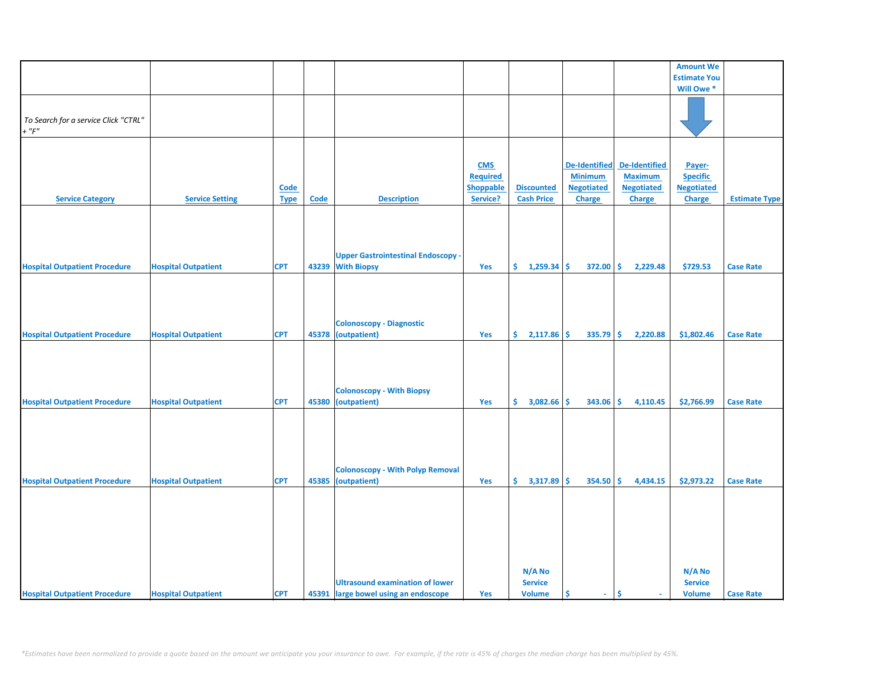| | | | | | | | | | Amount We Estimate You Will Owe * | |
|---|---|---|---|---|---|---|---|---|---|---|
| *To Search for a service Click "CTRL" + "F"* | | | | | | | | | | |
| Service Category | Service Setting | Code Type | Code | Description | CMS Required Shoppable Service? | Discounted Cash Price | De-Identified Minimum Negotiated Charge | De-Identified Maximum Negotiated Charge | Payer-Specific Negotiated Charge | Estimate Type |
| Hospital Outpatient Procedure | Hospital Outpatient | CPT | 43239 | Upper Gastrointestinal Endoscopy - With Biopsy | Yes | $ 1,259.34 | $ 372.00 | $ 2,229.48 | $729.53 | Case Rate |
| Hospital Outpatient Procedure | Hospital Outpatient | CPT | 45378 | Colonoscopy - Diagnostic (outpatient) | Yes | $ 2,117.86 | $ 335.79 | $ 2,220.88 | $1,802.46 | Case Rate |
| Hospital Outpatient Procedure | Hospital Outpatient | CPT | 45380 | Colonoscopy - With Biopsy (outpatient) | Yes | $ 3,082.66 | $ 343.06 | $ 4,110.45 | $2,766.99 | Case Rate |
| Hospital Outpatient Procedure | Hospital Outpatient | CPT | 45385 | Colonoscopy - With Polyp Removal (outpatient) | Yes | $ 3,317.89 | $ 354.50 | $ 4,434.15 | $2,973.22 | Case Rate |
| Hospital Outpatient Procedure | Hospital Outpatient | CPT | 45391 | Ultrasound examination of lower large bowel using an endoscope | Yes | N/A No Service Volume | $ - | $ - | N/A No Service Volume | Case Rate |

*\*Estimates have been normalized to provide a quote based on the amount we anticipate you your insurance to owe. For example, if the rate is 45% of charges the median charge has been multiplied by 45%.*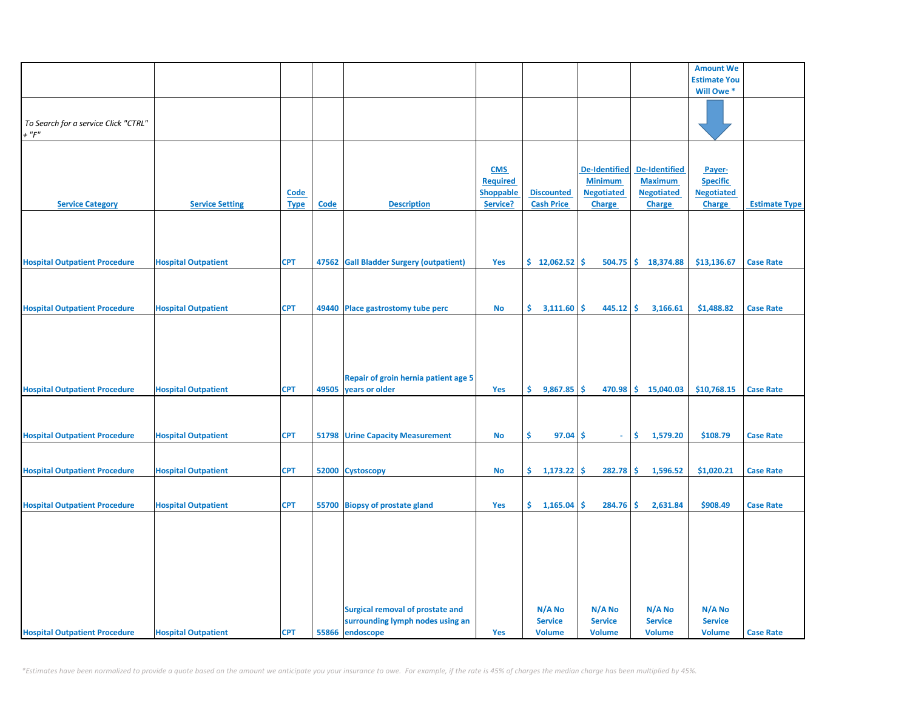| | | | | | | | | | Amount We Estimate You Will Owe * | |
|---|---|---|---|---|---|---|---|---|---|---|
| *To Search for a service Click "CTRL" + "F"* | | | | | | | | | | |
| **Service Category** | **Service Setting** | **Code Type** | **Code** | **Description** | **CMS Required Shoppable Service?** | **Discounted Cash Price** | **De-Identified Minimum Negotiated Charge** | **De-Identified Maximum Negotiated Charge** | **Payer-Specific Negotiated Charge** | **Estimate Type** |
| Hospital Outpatient Procedure | Hospital Outpatient | CPT | 47562 | Gall Bladder Surgery (outpatient) | Yes | $ 12,062.52 | $ 504.75 | $ 18,374.88 | $13,136.67 | Case Rate |
| Hospital Outpatient Procedure | Hospital Outpatient | CPT | 49440 | Place gastrostomy tube perc | No | $ 3,111.60 | $ 445.12 | $ 3,166.61 | $1,488.82 | Case Rate |
| Hospital Outpatient Procedure | Hospital Outpatient | CPT | 49505 | Repair of groin hernia patient age 5 years or older | Yes | $ 9,867.85 | $ 470.98 | $ 15,040.03 | $10,768.15 | Case Rate |
| Hospital Outpatient Procedure | Hospital Outpatient | CPT | 51798 | Urine Capacity Measurement | No | $ 97.04 | $ - | $ 1,579.20 | $108.79 | Case Rate |
| Hospital Outpatient Procedure | Hospital Outpatient | CPT | 52000 | Cystoscopy | No | $ 1,173.22 | $ 282.78 | $ 1,596.52 | $1,020.21 | Case Rate |
| Hospital Outpatient Procedure | Hospital Outpatient | CPT | 55700 | Biopsy of prostate gland | Yes | $ 1,165.04 | $ 284.76 | $ 2,631.84 | $908.49 | Case Rate |
| Hospital Outpatient Procedure | Hospital Outpatient | CPT | 55866 | Surgical removal of prostate and surrounding lymph nodes using an endoscope | Yes | N/A No Service Volume | N/A No Service Volume | N/A No Service Volume | N/A No Service Volume | Case Rate |

*\*Estimates have been normalized to provide a quote based on the amount we anticipate you your insurance to owe. For example, if the rate is 45% of charges the median charge has been multiplied by 45%.*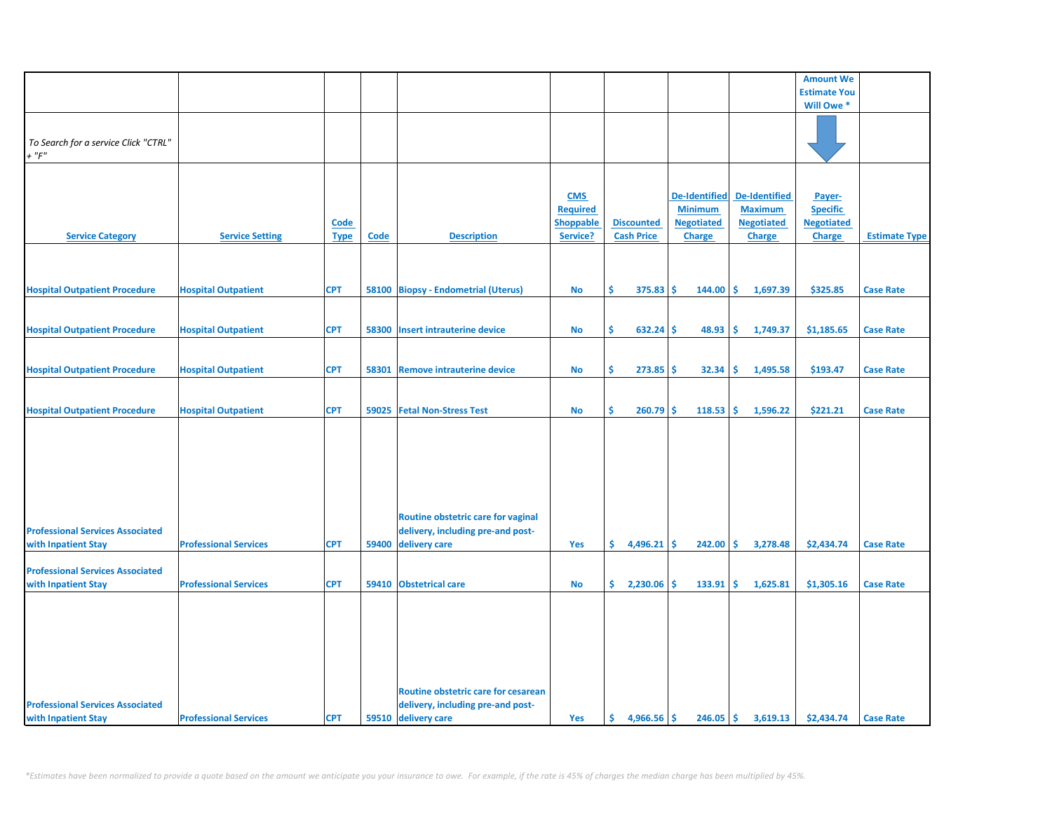| | | | | | | | | | Amount We Estimate You Will Owe * | |
|---|---|---|---|---|---|---|---|---|---|---|
| *To Search for a service Click "CTRL" + "F"* | | | | | | | | | | |
| Service Category | Service Setting | Code Type | Code | Description | CMS Required Shoppable Service? | Discounted Cash Price | De-Identified Minimum Negotiated Charge | De-Identified Maximum Negotiated Charge | Payer-Specific Negotiated Charge | Estimate Type |
| Hospital Outpatient Procedure | Hospital Outpatient | CPT | 58100 | Biopsy - Endometrial (Uterus) | No | $ 375.83 | $ 144.00 | $ 1,697.39 | $325.85 | Case Rate |
| Hospital Outpatient Procedure | Hospital Outpatient | CPT | 58300 | Insert intrauterine device | No | $ 632.24 | $ 48.93 | $ 1,749.37 | $1,185.65 | Case Rate |
| Hospital Outpatient Procedure | Hospital Outpatient | CPT | 58301 | Remove intrauterine device | No | $ 273.85 | $ 32.34 | $ 1,495.58 | $193.47 | Case Rate |
| Hospital Outpatient Procedure | Hospital Outpatient | CPT | 59025 | Fetal Non-Stress Test | No | $ 260.79 | $ 118.53 | $ 1,596.22 | $221.21 | Case Rate |
| Professional Services Associated with Inpatient Stay | Professional Services | CPT | 59400 | Routine obstetric care for vaginal delivery, including pre-and post-delivery care | Yes | $ 4,496.21 | $ 242.00 | $ 3,278.48 | $2,434.74 | Case Rate |
| Professional Services Associated with Inpatient Stay | Professional Services | CPT | 59410 | Obstetrical care | No | $ 2,230.06 | $ 133.91 | $ 1,625.81 | $1,305.16 | Case Rate |
| Professional Services Associated with Inpatient Stay | Professional Services | CPT | 59510 | Routine obstetric care for cesarean delivery, including pre-and post-delivery care | Yes | $ 4,966.56 | $ 246.05 | $ 3,619.13 | $2,434.74 | Case Rate |

*\*Estimates have been normalized to provide a quote based on the amount we anticipate you your insurance to owe. For example, if the rate is 45% of charges the median charge has been multiplied by 45%.*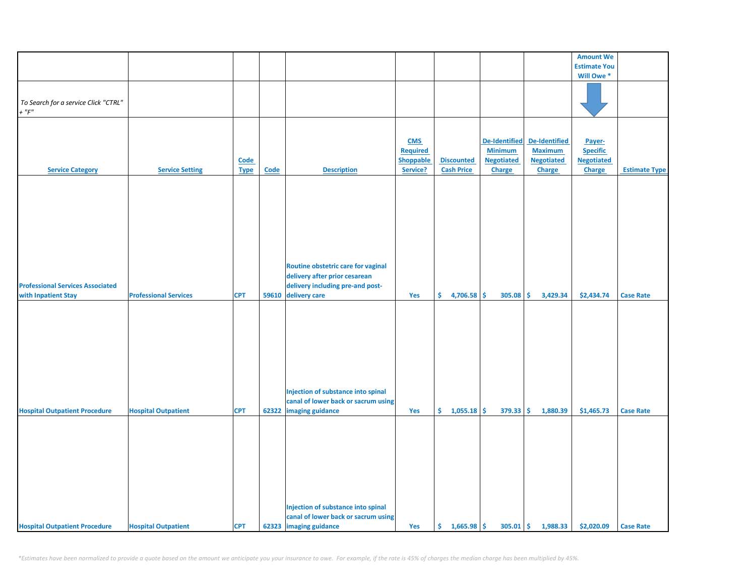| | | | | | | | | | Amount We Estimate You Will Owe * | |
|---|---|---|---|---|---|---|---|---|---|---|
| *To Search for a service Click "CTRL" + "F"* | | | | | | | | | | |
| **Service Category** | **Service Setting** | **Code Type** | **Code** | **Description** | **CMS Required Shoppable Service?** | **Discounted Cash Price** | **De-Identified Minimum Negotiated Charge** | **De-Identified Maximum Negotiated Charge** | **Payer-Specific Negotiated Charge** | **Estimate Type** |
| Professional Services Associated with Inpatient Stay | Professional Services | CPT | 59610 | Routine obstetric care for vaginal delivery after prior cesarean delivery including pre-and post-delivery care | Yes | $ 4,706.58 | $ 305.08 | $ 3,429.34 | $2,434.74 | Case Rate |
| Hospital Outpatient Procedure | Hospital Outpatient | CPT | 62322 | Injection of substance into spinal canal of lower back or sacrum using imaging guidance | Yes | $ 1,055.18 | $ 379.33 | $ 1,880.39 | $1,465.73 | Case Rate |
| Hospital Outpatient Procedure | Hospital Outpatient | CPT | 62323 | Injection of substance into spinal canal of lower back or sacrum using imaging guidance | Yes | $ 1,665.98 | $ 305.01 | $ 1,988.33 | $2,020.09 | Case Rate |

*\*Estimates have been normalized to provide a quote based on the amount we anticipate you your insurance to owe. For example, if the rate is 45% of charges the median charge has been multiplied by 45%.*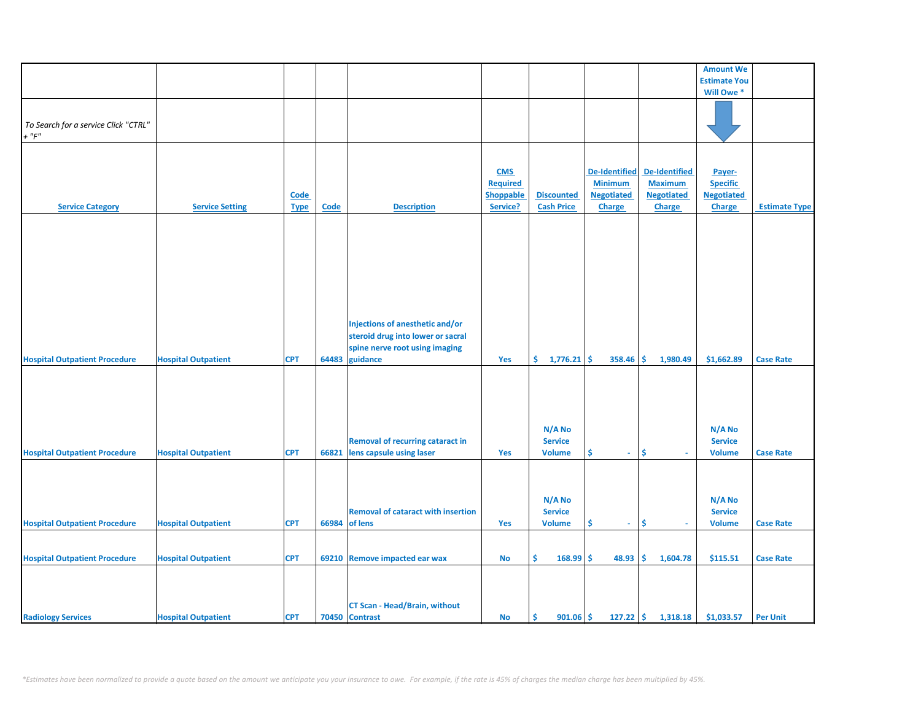| | | | | | | | | | Amount We Estimate You Will Owe * | |
|---|---|---|---|---|---|---|---|---|---|---|
| *To Search for a service Click "CTRL" + "F"* | | | | | | | | | | |
| Service Category | Service Setting | Code Type | Code | Description | CMS Required Shoppable Service? | Discounted Cash Price | De-Identified Minimum Negotiated Charge | De-Identified Maximum Negotiated Charge | Payer-Specific Negotiated Charge | Estimate Type |
| Hospital Outpatient Procedure | Hospital Outpatient | CPT | 64483 | Injections of anesthetic and/or steroid drug into lower or sacral spine nerve root using imaging guidance | Yes | $ 1,776.21 | $ 358.46 | $ 1,980.49 | $1,662.89 | Case Rate |
| Hospital Outpatient Procedure | Hospital Outpatient | CPT | 66821 | Removal of recurring cataract in lens capsule using laser | Yes | N/A No Service Volume | $ - | $ - | N/A No Service Volume | Case Rate |
| Hospital Outpatient Procedure | Hospital Outpatient | CPT | 66984 | Removal of cataract with insertion of lens | Yes | N/A No Service Volume | $ - | $ - | N/A No Service Volume | Case Rate |
| Hospital Outpatient Procedure | Hospital Outpatient | CPT | 69210 | Remove impacted ear wax | No | $ 168.99 | $ 48.93 | $ 1,604.78 | $115.51 | Case Rate |
| Radiology Services | Hospital Outpatient | CPT | 70450 | CT Scan - Head/Brain, without Contrast | No | $ 901.06 | $ 127.22 | $ 1,318.18 | $1,033.57 | Per Unit |

*\*Estimates have been normalized to provide a quote based on the amount we anticipate you your insurance to owe. For example, if the rate is 45% of charges the median charge has been multiplied by 45%.*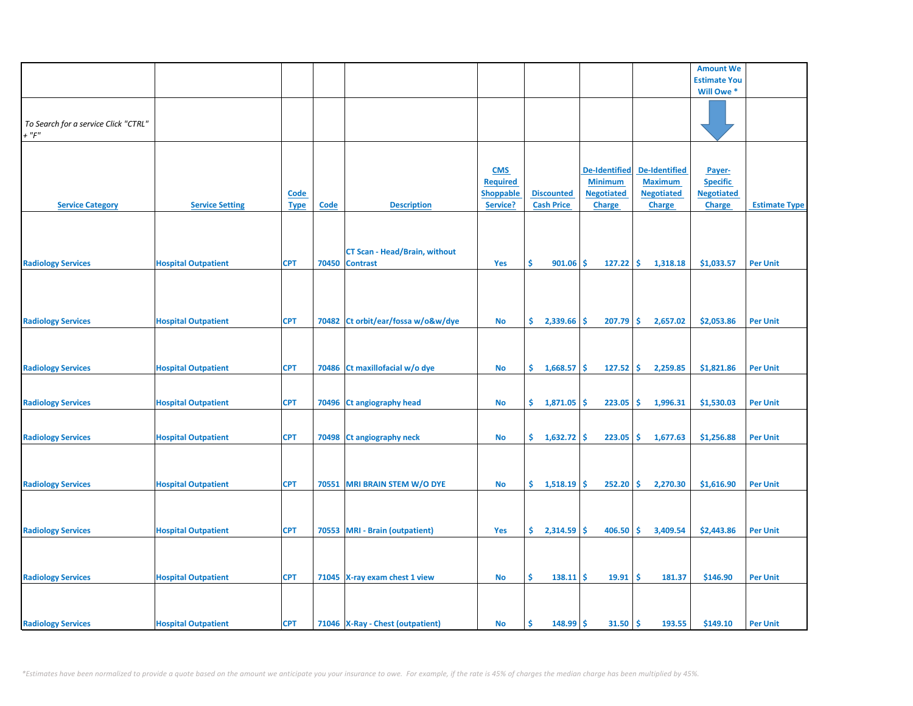| | | | | | | | | | Amount We Estimate You Will Owe * | |
|---|---|---|---|---|---|---|---|---|---|---|
| *To Search for a service Click "CTRL" + "F"* | | | | | | | | | | |
| **Service Category** | **Service Setting** | **Code Type** | **Code** | **Description** | **CMS Required Shoppable Service?** | **Discounted Cash Price** | **De-Identified Minimum Negotiated Charge** | **De-Identified Maximum Negotiated Charge** | **Payer-Specific Negotiated Charge** | **Estimate Type** |
| Radiology Services | Hospital Outpatient | CPT | 70450 | CT Scan - Head/Brain, without Contrast | Yes | $ 901.06 | $ 127.22 | $ 1,318.18 | $1,033.57 | Per Unit |
| Radiology Services | Hospital Outpatient | CPT | 70482 | Ct orbit/ear/fossa w/o&w/dye | No | $ 2,339.66 | $ 207.79 | $ 2,657.02 | $2,053.86 | Per Unit |
| Radiology Services | Hospital Outpatient | CPT | 70486 | Ct maxillofacial w/o dye | No | $ 1,668.57 | $ 127.52 | $ 2,259.85 | $1,821.86 | Per Unit |
| Radiology Services | Hospital Outpatient | CPT | 70496 | Ct angiography head | No | $ 1,871.05 | $ 223.05 | $ 1,996.31 | $1,530.03 | Per Unit |
| Radiology Services | Hospital Outpatient | CPT | 70498 | Ct angiography neck | No | $ 1,632.72 | $ 223.05 | $ 1,677.63 | $1,256.88 | Per Unit |
| Radiology Services | Hospital Outpatient | CPT | 70551 | MRI BRAIN STEM W/O DYE | No | $ 1,518.19 | $ 252.20 | $ 2,270.30 | $1,616.90 | Per Unit |
| Radiology Services | Hospital Outpatient | CPT | 70553 | MRI - Brain (outpatient) | Yes | $ 2,314.59 | $ 406.50 | $ 3,409.54 | $2,443.86 | Per Unit |
| Radiology Services | Hospital Outpatient | CPT | 71045 | X-ray exam chest 1 view | No | $ 138.11 | $ 19.91 | $ 181.37 | $146.90 | Per Unit |
| Radiology Services | Hospital Outpatient | CPT | 71046 | X-Ray - Chest (outpatient) | No | $ 148.99 | $ 31.50 | $ 193.55 | $149.10 | Per Unit |

*\*Estimates have been normalized to provide a quote based on the amount we anticipate you your insurance to owe. For example, if the rate is 45% of charges the median charge has been multiplied by 45%.*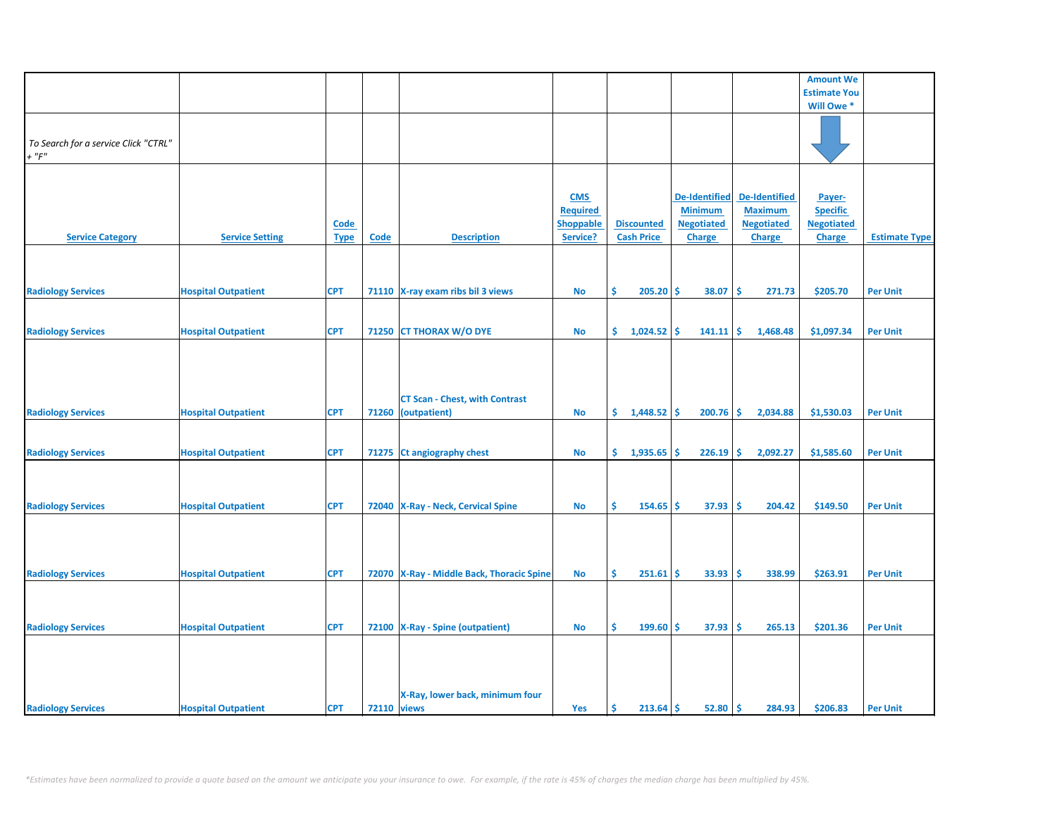| | | | | | | | | | Amount We Estimate You Will Owe * | |
|---|---|---|---|---|---|---|---|---|---|---|
| *To Search for a service Click "CTRL" + "F"* | | | | | | | | | | |
| **Service Category** | **Service Setting** | **Code Type** | **Code** | **Description** | **CMS Required Shoppable Service?** | **Discounted Cash Price** | **De-Identified Minimum Negotiated Charge** | **De-Identified Maximum Negotiated Charge** | **Payer-Specific Negotiated Charge** | **Estimate Type** |
| Radiology Services | Hospital Outpatient | CPT | 71110 | X-ray exam ribs bil 3 views | No | $ 205.20 | $ 38.07 | $ 271.73 | $205.70 | Per Unit |
| Radiology Services | Hospital Outpatient | CPT | 71250 | CT THORAX W/O DYE | No | $ 1,024.52 | $ 141.11 | $ 1,468.48 | $1,097.34 | Per Unit |
| Radiology Services | Hospital Outpatient | CPT | 71260 | CT Scan - Chest, with Contrast (outpatient) | No | $ 1,448.52 | $ 200.76 | $ 2,034.88 | $1,530.03 | Per Unit |
| Radiology Services | Hospital Outpatient | CPT | 71275 | Ct angiography chest | No | $ 1,935.65 | $ 226.19 | $ 2,092.27 | $1,585.60 | Per Unit |
| Radiology Services | Hospital Outpatient | CPT | 72040 | X-Ray - Neck, Cervical Spine | No | $ 154.65 | $ 37.93 | $ 204.42 | $149.50 | Per Unit |
| Radiology Services | Hospital Outpatient | CPT | 72070 | X-Ray - Middle Back, Thoracic Spine | No | $ 251.61 | $ 33.93 | $ 338.99 | $263.91 | Per Unit |
| Radiology Services | Hospital Outpatient | CPT | 72100 | X-Ray - Spine (outpatient) | No | $ 199.60 | $ 37.93 | $ 265.13 | $201.36 | Per Unit |
| Radiology Services | Hospital Outpatient | CPT | 72110 | X-Ray, lower back, minimum four views | Yes | $ 213.64 | $ 52.80 | $ 284.93 | $206.83 | Per Unit |

*\*Estimates have been normalized to provide a quote based on the amount we anticipate you your insurance to owe. For example, if the rate is 45% of charges the median charge has been multiplied by 45%.*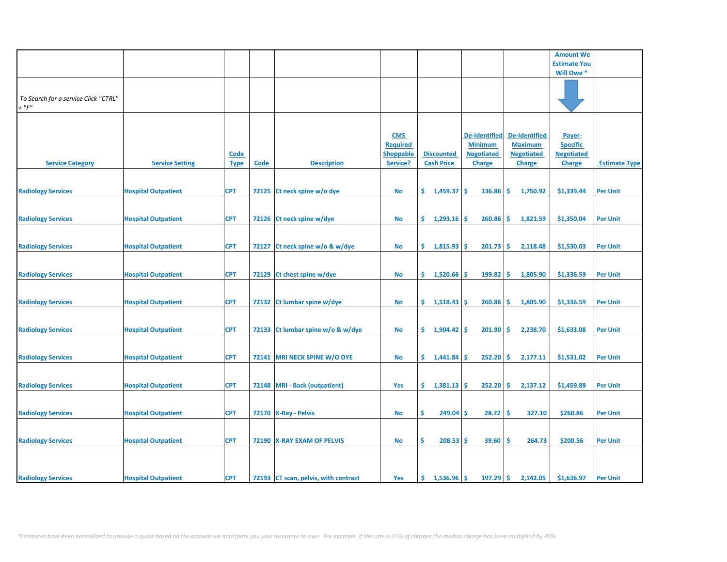| | | | | | | | | | Amount We Estimate You Will Owe * | |
|---|---|---|---|---|---|---|---|---|---|---|
| *To Search for a service Click "CTRL" + "F"* | | | | | | | | | | |
| Service Category | Service Setting | Code Type | Code | Description | CMS Required Shoppable Service? | Discounted Cash Price | De-Identified Minimum Negotiated Charge | De-Identified Maximum Negotiated Charge | Payer-Specific Negotiated Charge | Estimate Type |
| Radiology Services | Hospital Outpatient | CPT | 72125 | Ct neck spine w/o dye | No | $ 1,459.37 | $ 136.86 | $ 1,750.92 | $1,339.44 | Per Unit |
| Radiology Services | Hospital Outpatient | CPT | 72126 | Ct neck spine w/dye | No | $ 1,293.16 | $ 260.86 | $ 1,821.59 | $1,350.04 | Per Unit |
| Radiology Services | Hospital Outpatient | CPT | 72127 | Ct neck spine w/o & w/dye | No | $ 1,815.93 | $ 201.73 | $ 2,118.48 | $1,530.03 | Per Unit |
| Radiology Services | Hospital Outpatient | CPT | 72129 | Ct chest spine w/dye | No | $ 1,520.66 | $ 199.82 | $ 1,805.90 | $1,336.59 | Per Unit |
| Radiology Services | Hospital Outpatient | CPT | 72132 | Ct lumbar spine w/dye | No | $ 1,518.43 | $ 260.86 | $ 1,805.90 | $1,336.59 | Per Unit |
| Radiology Services | Hospital Outpatient | CPT | 72133 | Ct lumbar spine w/o & w/dye | No | $ 1,904.42 | $ 201.90 | $ 2,238.70 | $1,633.08 | Per Unit |
| Radiology Services | Hospital Outpatient | CPT | 72141 | MRI NECK SPINE W/O DYE | No | $ 1,441.84 | $ 252.20 | $ 2,177.11 | $1,531.02 | Per Unit |
| Radiology Services | Hospital Outpatient | CPT | 72148 | MRI - Back (outpatient) | Yes | $ 1,381.13 | $ 252.20 | $ 2,137.12 | $1,459.89 | Per Unit |
| Radiology Services | Hospital Outpatient | CPT | 72170 | X-Ray - Pelvis | No | $ 249.04 | $ 28.72 | $ 327.10 | $260.86 | Per Unit |
| Radiology Services | Hospital Outpatient | CPT | 72190 | X-RAY EXAM OF PELVIS | No | $ 208.53 | $ 39.60 | $ 264.73 | $200.56 | Per Unit |
| Radiology Services | Hospital Outpatient | CPT | 72193 | CT scan, pelvis, with contrast | Yes | $ 1,536.96 | $ 197.29 | $ 2,142.05 | $1,636.97 | Per Unit |

*\*Estimates have been normalized to provide a quote based on the amount we anticipate you your insurance to owe. For example, if the rate is 45% of charges the median charge has been multiplied by 45%.*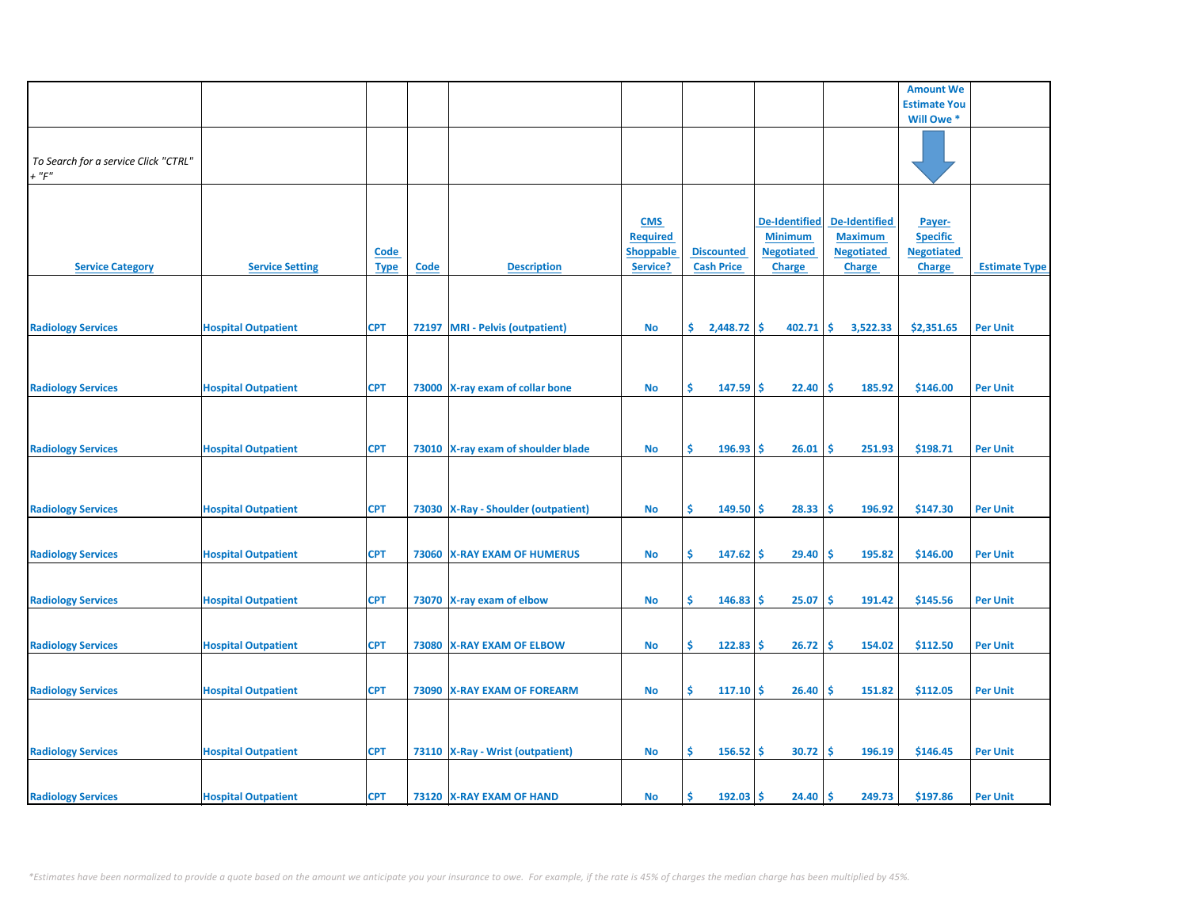| | | | | | | | | | Amount We Estimate You Will Owe * | |
|---|---|---|---|---|---|---|---|---|---|---|
| *To Search for a service Click "CTRL" + "F"* | | | | | | | | | | |
| Service Category | Service Setting | Code Type | Code | Description | CMS Required Shoppable Service? | Discounted Cash Price | De-Identified Minimum Negotiated Charge | De-Identified Maximum Negotiated Charge | Payer-Specific Negotiated Charge | Estimate Type |
| Radiology Services | Hospital Outpatient | CPT | 72197 | MRI - Pelvis (outpatient) | No | $ 2,448.72 | $ 402.71 | $ 3,522.33 | $2,351.65 | Per Unit |
| Radiology Services | Hospital Outpatient | CPT | 73000 | X-ray exam of collar bone | No | $ 147.59 | $ 22.40 | $ 185.92 | $146.00 | Per Unit |
| Radiology Services | Hospital Outpatient | CPT | 73010 | X-ray exam of shoulder blade | No | $ 196.93 | $ 26.01 | $ 251.93 | $198.71 | Per Unit |
| Radiology Services | Hospital Outpatient | CPT | 73030 | X-Ray - Shoulder (outpatient) | No | $ 149.50 | $ 28.33 | $ 196.92 | $147.30 | Per Unit |
| Radiology Services | Hospital Outpatient | CPT | 73060 | X-RAY EXAM OF HUMERUS | No | $ 147.62 | $ 29.40 | $ 195.82 | $146.00 | Per Unit |
| Radiology Services | Hospital Outpatient | CPT | 73070 | X-ray exam of elbow | No | $ 146.83 | $ 25.07 | $ 191.42 | $145.56 | Per Unit |
| Radiology Services | Hospital Outpatient | CPT | 73080 | X-RAY EXAM OF ELBOW | No | $ 122.83 | $ 26.72 | $ 154.02 | $112.50 | Per Unit |
| Radiology Services | Hospital Outpatient | CPT | 73090 | X-RAY EXAM OF FOREARM | No | $ 117.10 | $ 26.40 | $ 151.82 | $112.05 | Per Unit |
| Radiology Services | Hospital Outpatient | CPT | 73110 | X-Ray - Wrist (outpatient) | No | $ 156.52 | $ 30.72 | $ 196.19 | $146.45 | Per Unit |
| Radiology Services | Hospital Outpatient | CPT | 73120 | X-RAY EXAM OF HAND | No | $ 192.03 | $ 24.40 | $ 249.73 | $197.86 | Per Unit |

*\*Estimates have been normalized to provide a quote based on the amount we anticipate you your insurance to owe. For example, if the rate is 45% of charges the median charge has been multiplied by 45%.*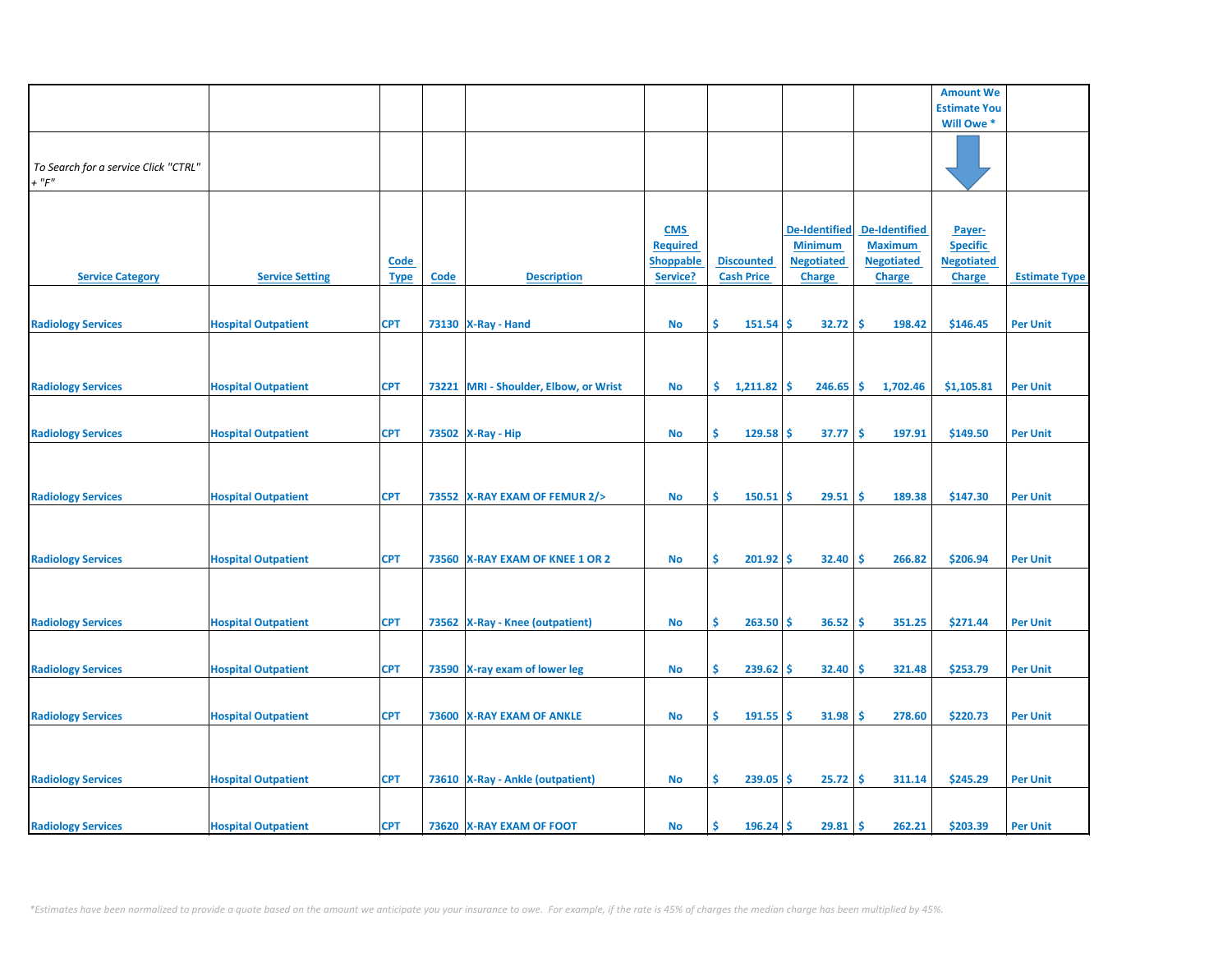| | | | | | | | | | Amount We Estimate You Will Owe * | |
|---|---|---|---|---|---|---|---|---|---|---|
| *To Search for a service Click "CTRL" + "F"* | | | | | | | | | | |
| **Service Category** | **Service Setting** | **Code Type** | **Code** | **Description** | **CMS Required Shoppable Service?** | **Discounted Cash Price** | **De-Identified Minimum Negotiated Charge** | **De-Identified Maximum Negotiated Charge** | **Payer-Specific Negotiated Charge** | **Estimate Type** |
| Radiology Services | Hospital Outpatient | CPT | 73130 | X-Ray - Hand | No | $ 151.54 | $ 32.72 | $ 198.42 | $146.45 | Per Unit |
| Radiology Services | Hospital Outpatient | CPT | 73221 | MRI - Shoulder, Elbow, or Wrist | No | $ 1,211.82 | $ 246.65 | $ 1,702.46 | $1,105.81 | Per Unit |
| Radiology Services | Hospital Outpatient | CPT | 73502 | X-Ray - Hip | No | $ 129.58 | $ 37.77 | $ 197.91 | $149.50 | Per Unit |
| Radiology Services | Hospital Outpatient | CPT | 73552 | X-RAY EXAM OF FEMUR 2/> | No | $ 150.51 | $ 29.51 | $ 189.38 | $147.30 | Per Unit |
| Radiology Services | Hospital Outpatient | CPT | 73560 | X-RAY EXAM OF KNEE 1 OR 2 | No | $ 201.92 | $ 32.40 | $ 266.82 | $206.94 | Per Unit |
| Radiology Services | Hospital Outpatient | CPT | 73562 | X-Ray - Knee (outpatient) | No | $ 263.50 | $ 36.52 | $ 351.25 | $271.44 | Per Unit |
| Radiology Services | Hospital Outpatient | CPT | 73590 | X-ray exam of lower leg | No | $ 239.62 | $ 32.40 | $ 321.48 | $253.79 | Per Unit |
| Radiology Services | Hospital Outpatient | CPT | 73600 | X-RAY EXAM OF ANKLE | No | $ 191.55 | $ 31.98 | $ 278.60 | $220.73 | Per Unit |
| Radiology Services | Hospital Outpatient | CPT | 73610 | X-Ray - Ankle (outpatient) | No | $ 239.05 | $ 25.72 | $ 311.14 | $245.29 | Per Unit |
| Radiology Services | Hospital Outpatient | CPT | 73620 | X-RAY EXAM OF FOOT | No | $ 196.24 | $ 29.81 | $ 262.21 | $203.39 | Per Unit |

*\*Estimates have been normalized to provide a quote based on the amount we anticipate you your insurance to owe. For example, if the rate is 45% of charges the median charge has been multiplied by 45%.*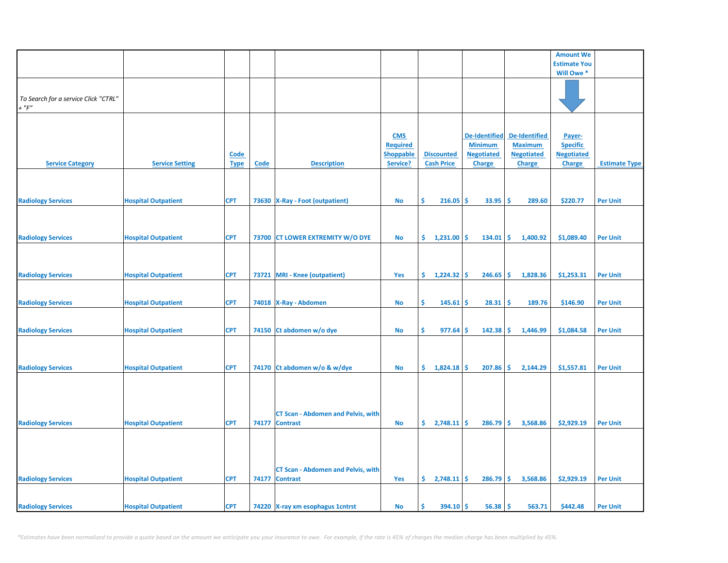| | | | | | | | | | Amount We Estimate You Will Owe * | |
|---|---|---|---|---|---|---|---|---|---|---|
| *To Search for a service Click "CTRL" + "F"* | | | | | | | | | | |
| **Service Category** | **Service Setting** | **Code Type** | **Code** | **Description** | **CMS Required Shoppable Service?** | **Discounted Cash Price** | **De-Identified Minimum Negotiated Charge** | **De-Identified Maximum Negotiated Charge** | **Payer-Specific Negotiated Charge** | **Estimate Type** |
| Radiology Services | Hospital Outpatient | CPT | 73630 | X-Ray - Foot (outpatient) | No | $ 216.05 | $ 33.95 | $ 289.60 | $220.77 | Per Unit |
| Radiology Services | Hospital Outpatient | CPT | 73700 | CT LOWER EXTREMITY W/O DYE | No | $ 1,231.00 | $ 134.01 | $ 1,400.92 | $1,089.40 | Per Unit |
| Radiology Services | Hospital Outpatient | CPT | 73721 | MRI - Knee (outpatient) | Yes | $ 1,224.32 | $ 246.65 | $ 1,828.36 | $1,253.31 | Per Unit |
| Radiology Services | Hospital Outpatient | CPT | 74018 | X-Ray - Abdomen | No | $ 145.61 | $ 28.31 | $ 189.76 | $146.90 | Per Unit |
| Radiology Services | Hospital Outpatient | CPT | 74150 | Ct abdomen w/o dye | No | $ 977.64 | $ 142.38 | $ 1,446.99 | $1,084.58 | Per Unit |
| Radiology Services | Hospital Outpatient | CPT | 74170 | Ct abdomen w/o & w/dye | No | $ 1,824.18 | $ 207.86 | $ 2,144.29 | $1,557.81 | Per Unit |
| Radiology Services | Hospital Outpatient | CPT | 74177 | CT Scan - Abdomen and Pelvis, with Contrast | No | $ 2,748.11 | $ 286.79 | $ 3,568.86 | $2,929.19 | Per Unit |
| Radiology Services | Hospital Outpatient | CPT | 74177 | CT Scan - Abdomen and Pelvis, with Contrast | Yes | $ 2,748.11 | $ 286.79 | $ 3,568.86 | $2,929.19 | Per Unit |
| Radiology Services | Hospital Outpatient | CPT | 74220 | X-ray xm esophagus 1cntrst | No | $ 394.10 | $ 56.38 | $ 563.71 | $442.48 | Per Unit |

*\*Estimates have been normalized to provide a quote based on the amount we anticipate you your insurance to owe. For example, if the rate is 45% of charges the median charge has been multiplied by 45%.*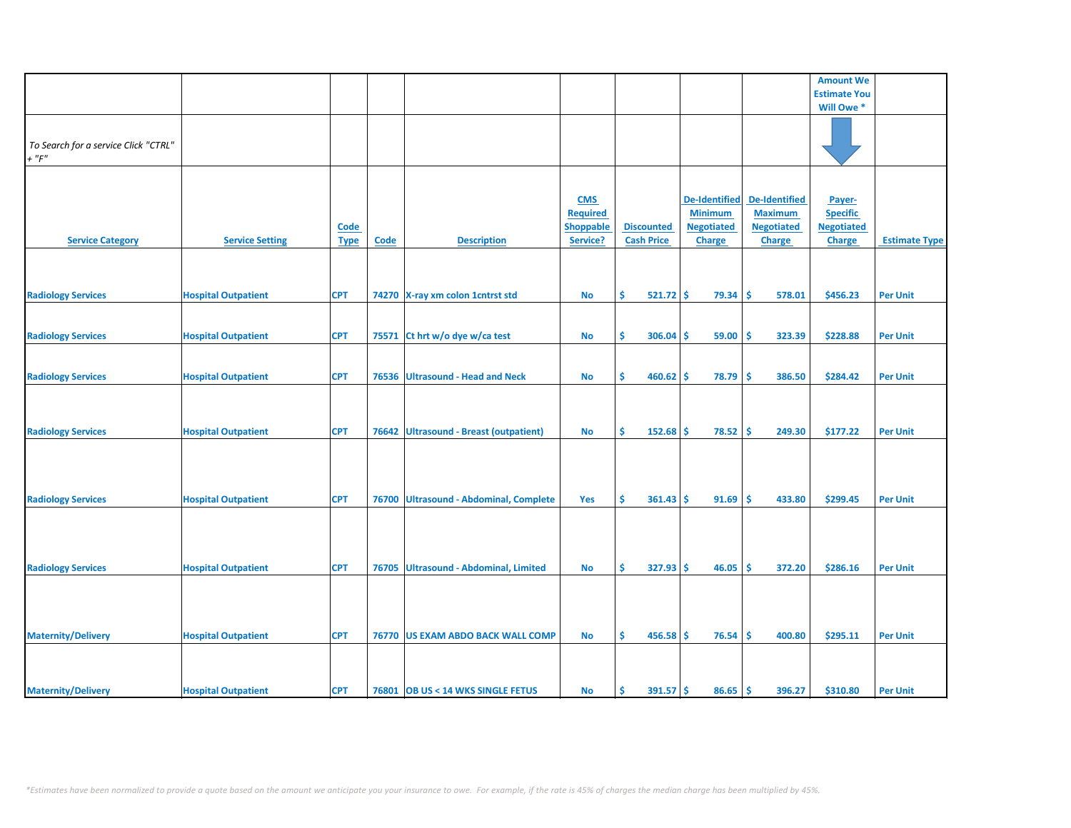| | | | | | | | | | Amount We Estimate You Will Owe * | |
|---|---|---|---|---|---|---|---|---|---|---|
| *To Search for a service Click "CTRL" + "F"* | | | | | | | | | | |
| **Service Category** | **Service Setting** | **Code Type** | **Code** | **Description** | **CMS Required Shoppable Service?** | **Discounted Cash Price** | **De-Identified Minimum Negotiated Charge** | **De-Identified Maximum Negotiated Charge** | **Payer-Specific Negotiated Charge** | **Estimate Type** |
| Radiology Services | Hospital Outpatient | CPT | 74270 | X-ray xm colon 1cntrst std | No | $ 521.72 | $ 79.34 | $ 578.01 | $456.23 | Per Unit |
| Radiology Services | Hospital Outpatient | CPT | 75571 | Ct hrt w/o dye w/ca test | No | $ 306.04 | $ 59.00 | $ 323.39 | $228.88 | Per Unit |
| Radiology Services | Hospital Outpatient | CPT | 76536 | Ultrasound - Head and Neck | No | $ 460.62 | $ 78.79 | $ 386.50 | $284.42 | Per Unit |
| Radiology Services | Hospital Outpatient | CPT | 76642 | Ultrasound - Breast (outpatient) | No | $ 152.68 | $ 78.52 | $ 249.30 | $177.22 | Per Unit |
| Radiology Services | Hospital Outpatient | CPT | 76700 | Ultrasound - Abdominal, Complete | Yes | $ 361.43 | $ 91.69 | $ 433.80 | $299.45 | Per Unit |
| Radiology Services | Hospital Outpatient | CPT | 76705 | Ultrasound - Abdominal, Limited | No | $ 327.93 | $ 46.05 | $ 372.20 | $286.16 | Per Unit |
| Maternity/Delivery | Hospital Outpatient | CPT | 76770 | US EXAM ABDO BACK WALL COMP | No | $ 456.58 | $ 76.54 | $ 400.80 | $295.11 | Per Unit |
| Maternity/Delivery | Hospital Outpatient | CPT | 76801 | OB US < 14 WKS SINGLE FETUS | No | $ 391.57 | $ 86.65 | $ 396.27 | $310.80 | Per Unit |

*\*Estimates have been normalized to provide a quote based on the amount we anticipate you your insurance to owe. For example, if the rate is 45% of charges the median charge has been multiplied by 45%.*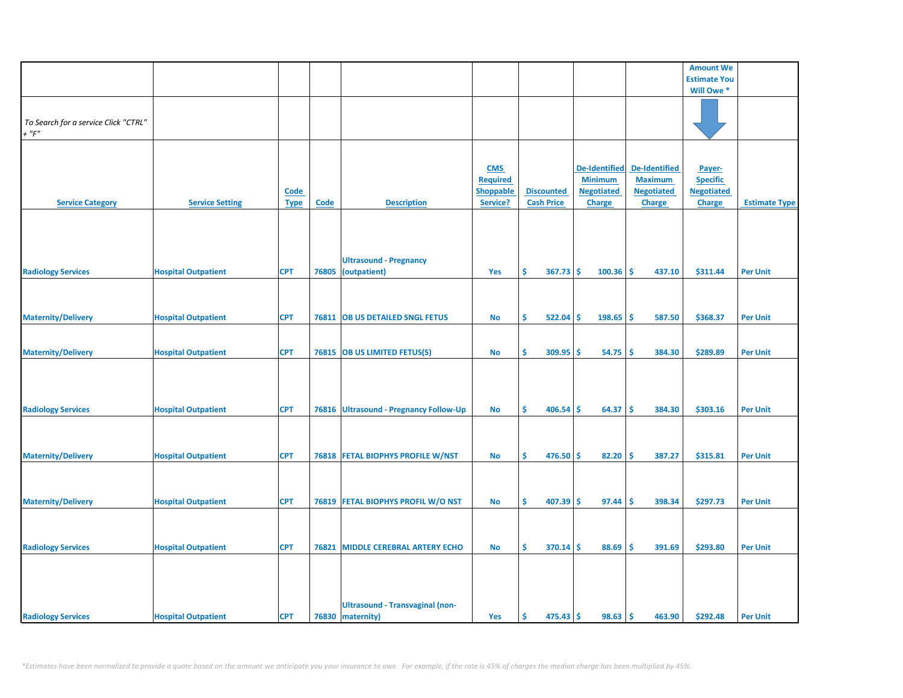| | | | | | | | | | Amount We Estimate You Will Owe * | |
|---|---|---|---|---|---|---|---|---|---|---|
| *To Search for a service Click "CTRL" + "F"* | | | | | | | | | | |
| **Service Category** | **Service Setting** | **Code Type** | **Code** | **Description** | **CMS Required Shoppable Service?** | **Discounted Cash Price** | **De-Identified Minimum Negotiated Charge** | **De-Identified Maximum Negotiated Charge** | **Payer-Specific Negotiated Charge** | **Estimate Type** |
| Radiology Services | Hospital Outpatient | CPT | 76805 | Ultrasound - Pregnancy (outpatient) | Yes | $ 367.73 | $ 100.36 | $ 437.10 | $311.44 | Per Unit |
| Maternity/Delivery | Hospital Outpatient | CPT | 76811 | OB US DETAILED SNGL FETUS | No | $ 522.04 | $ 198.65 | $ 587.50 | $368.37 | Per Unit |
| Maternity/Delivery | Hospital Outpatient | CPT | 76815 | OB US LIMITED FETUS(S) | No | $ 309.95 | $ 54.75 | $ 384.30 | $289.89 | Per Unit |
| Radiology Services | Hospital Outpatient | CPT | 76816 | Ultrasound - Pregnancy Follow-Up | No | $ 406.54 | $ 64.37 | $ 384.30 | $303.16 | Per Unit |
| Maternity/Delivery | Hospital Outpatient | CPT | 76818 | FETAL BIOPHYS PROFILE W/NST | No | $ 476.50 | $ 82.20 | $ 387.27 | $315.81 | Per Unit |
| Maternity/Delivery | Hospital Outpatient | CPT | 76819 | FETAL BIOPHYS PROFIL W/O NST | No | $ 407.39 | $ 97.44 | $ 398.34 | $297.73 | Per Unit |
| Radiology Services | Hospital Outpatient | CPT | 76821 | MIDDLE CEREBRAL ARTERY ECHO | No | $ 370.14 | $ 88.69 | $ 391.69 | $293.80 | Per Unit |
| Radiology Services | Hospital Outpatient | CPT | 76830 | Ultrasound - Transvaginal (non-maternity) | Yes | $ 475.43 | $ 98.63 | $ 463.90 | $292.48 | Per Unit |

*\*Estimates have been normalized to provide a quote based on the amount we anticipate you your insurance to owe. For example, if the rate is 45% of charges the median charge has been multiplied by 45%.*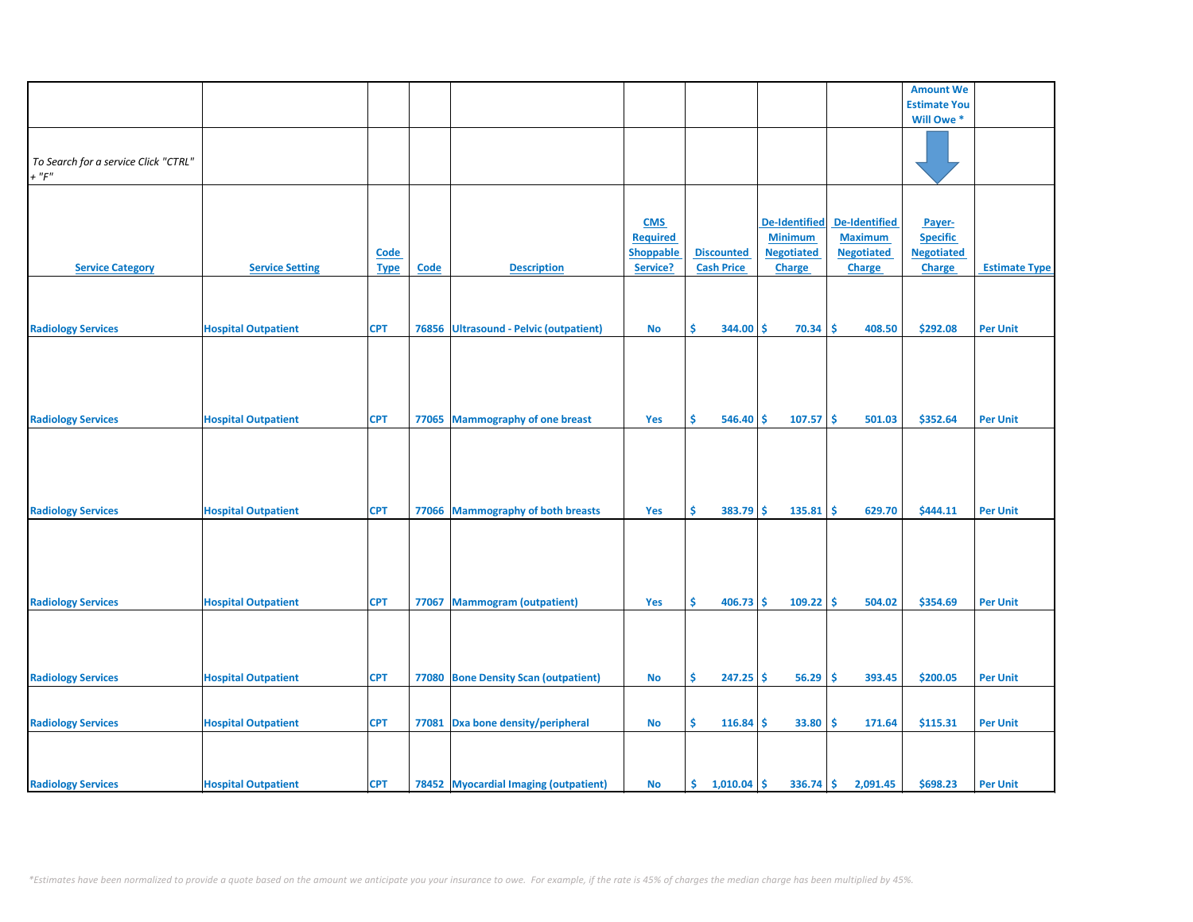| | | | | | | | | | Amount We Estimate You Will Owe * | |
|---|---|---|---|---|---|---|---|---|---|---|
| *To Search for a service Click "CTRL" + "F"* | | | | | | | | | | |
| **Service Category** | **Service Setting** | **Code Type** | **Code** | **Description** | **CMS Required Shoppable Service?** | **Discounted Cash Price** | **De-Identified Minimum Negotiated Charge** | **De-Identified Maximum Negotiated Charge** | **Payer-Specific Negotiated Charge** | **Estimate Type** |
| Radiology Services | Hospital Outpatient | CPT | 76856 | Ultrasound - Pelvic (outpatient) | No | $ 344.00 | $ 70.34 | $ 408.50 | $292.08 | Per Unit |
| Radiology Services | Hospital Outpatient | CPT | 77065 | Mammography of one breast | Yes | $ 546.40 | $ 107.57 | $ 501.03 | $352.64 | Per Unit |
| Radiology Services | Hospital Outpatient | CPT | 77066 | Mammography of both breasts | Yes | $ 383.79 | $ 135.81 | $ 629.70 | $444.11 | Per Unit |
| Radiology Services | Hospital Outpatient | CPT | 77067 | Mammogram (outpatient) | Yes | $ 406.73 | $ 109.22 | $ 504.02 | $354.69 | Per Unit |
| Radiology Services | Hospital Outpatient | CPT | 77080 | Bone Density Scan (outpatient) | No | $ 247.25 | $ 56.29 | $ 393.45 | $200.05 | Per Unit |
| Radiology Services | Hospital Outpatient | CPT | 77081 | Dxa bone density/peripheral | No | $ 116.84 | $ 33.80 | $ 171.64 | $115.31 | Per Unit |
| Radiology Services | Hospital Outpatient | CPT | 78452 | Myocardial Imaging (outpatient) | No | $ 1,010.04 | $ 336.74 | $ 2,091.45 | $698.23 | Per Unit |

*\*Estimates have been normalized to provide a quote based on the amount we anticipate you your insurance to owe. For example, if the rate is 45% of charges the median charge has been multiplied by 45%.*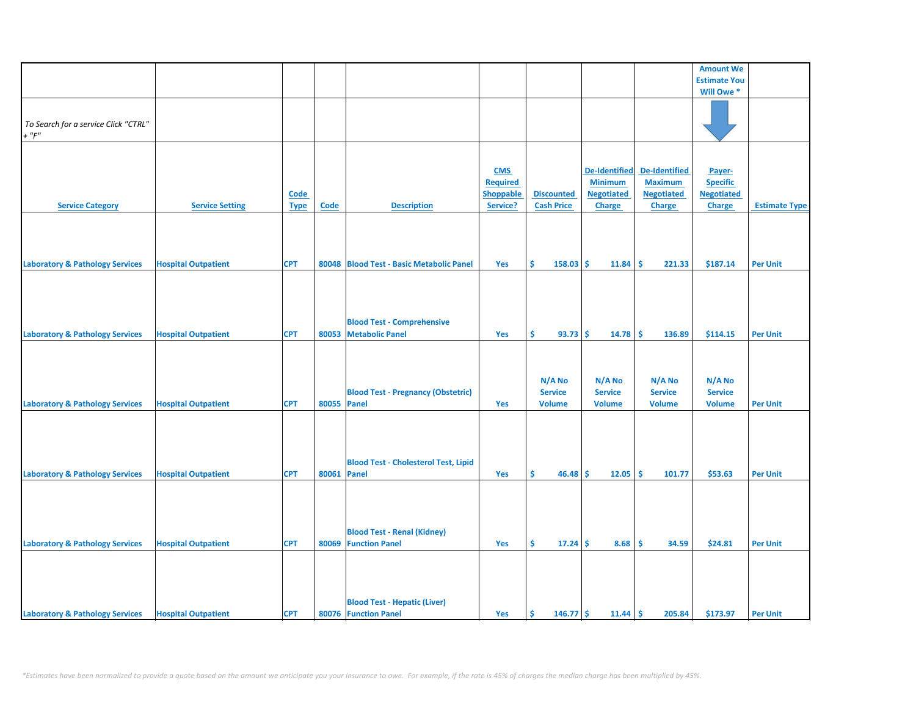| | | | | | | | | | Amount We Estimate You Will Owe * | |
|---|---|---|---|---|---|---|---|---|---|---|
| *To Search for a service Click "CTRL" + "F"* | | | | | | | | | | |
| Service Category | Service Setting | Code Type | Code | Description | CMS Required Shoppable Service? | Discounted Cash Price | De-Identified Minimum Negotiated Charge | De-Identified Maximum Negotiated Charge | Payer-Specific Negotiated Charge | Estimate Type |
| Laboratory & Pathology Services | Hospital Outpatient | CPT | 80048 | Blood Test - Basic Metabolic Panel | Yes | $ 158.03 | $ 11.84 | $ 221.33 | $187.14 | Per Unit |
| Laboratory & Pathology Services | Hospital Outpatient | CPT | 80053 | Blood Test - Comprehensive Metabolic Panel | Yes | $ 93.73 | $ 14.78 | $ 136.89 | $114.15 | Per Unit |
| Laboratory & Pathology Services | Hospital Outpatient | CPT | 80055 | Blood Test - Pregnancy (Obstetric) Panel | Yes | N/A No Service Volume | N/A No Service Volume | N/A No Service Volume | N/A No Service Volume | Per Unit |
| Laboratory & Pathology Services | Hospital Outpatient | CPT | 80061 | Blood Test - Cholesterol Test, Lipid Panel | Yes | $ 46.48 | $ 12.05 | $ 101.77 | $53.63 | Per Unit |
| Laboratory & Pathology Services | Hospital Outpatient | CPT | 80069 | Blood Test - Renal (Kidney) Function Panel | Yes | $ 17.24 | $ 8.68 | $ 34.59 | $24.81 | Per Unit |
| Laboratory & Pathology Services | Hospital Outpatient | CPT | 80076 | Blood Test - Hepatic (Liver) Function Panel | Yes | $ 146.77 | $ 11.44 | $ 205.84 | $173.97 | Per Unit |

*\*Estimates have been normalized to provide a quote based on the amount we anticipate you your insurance to owe. For example, if the rate is 45% of charges the median charge has been multiplied by 45%.*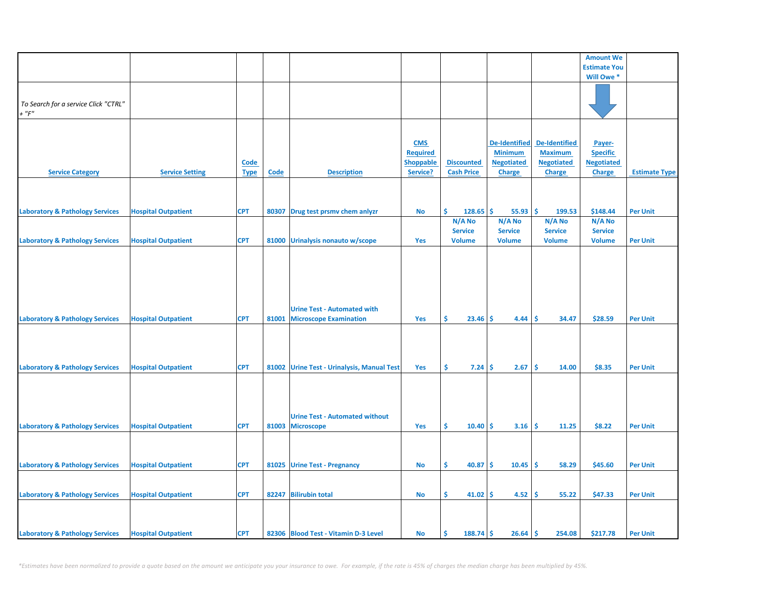| | | | | | | | | | Amount We Estimate You Will Owe * | |
|---|---|---|---|---|---|---|---|---|---|---|
| To Search for a service Click "CTRL" + "F" | | | | | | | | | | |
| Service Category | Service Setting | Code Type | Code | Description | CMS Required Shoppable Service? | Discounted Cash Price | De-Identified Minimum Negotiated Charge | De-Identified Maximum Negotiated Charge | Payer-Specific Negotiated Charge | Estimate Type |
| Laboratory & Pathology Services | Hospital Outpatient | CPT | 80307 | Drug test prsmv chem anlyzr | No | $ 128.65 | $ 55.93 | $ 199.53 | $148.44 | Per Unit |
| Laboratory & Pathology Services | Hospital Outpatient | CPT | 81000 | Urinalysis nonauto w/scope | Yes | N/A No Service Volume | N/A No Service Volume | N/A No Service Volume | N/A No Service Volume | Per Unit |
| Laboratory & Pathology Services | Hospital Outpatient | CPT | 81001 | Urine Test - Automated with Microscope Examination | Yes | $ 23.46 | $ 4.44 | $ 34.47 | $28.59 | Per Unit |
| Laboratory & Pathology Services | Hospital Outpatient | CPT | 81002 | Urine Test - Urinalysis, Manual Test | Yes | $ 7.24 | $ 2.67 | $ 14.00 | $8.35 | Per Unit |
| Laboratory & Pathology Services | Hospital Outpatient | CPT | 81003 | Urine Test - Automated without Microscope | Yes | $ 10.40 | $ 3.16 | $ 11.25 | $8.22 | Per Unit |
| Laboratory & Pathology Services | Hospital Outpatient | CPT | 81025 | Urine Test - Pregnancy | No | $ 40.87 | $ 10.45 | $ 58.29 | $45.60 | Per Unit |
| Laboratory & Pathology Services | Hospital Outpatient | CPT | 82247 | Bilirubin total | No | $ 41.02 | $ 4.52 | $ 55.22 | $47.33 | Per Unit |
| Laboratory & Pathology Services | Hospital Outpatient | CPT | 82306 | Blood Test - Vitamin D-3 Level | No | $ 188.74 | $ 26.64 | $ 254.08 | $217.78 | Per Unit |

*Estimates have been normalized to provide a quote based on the amount we anticipate you your insurance to owe. For example, if the rate is 45% of charges the median charge has been multiplied by 45%.*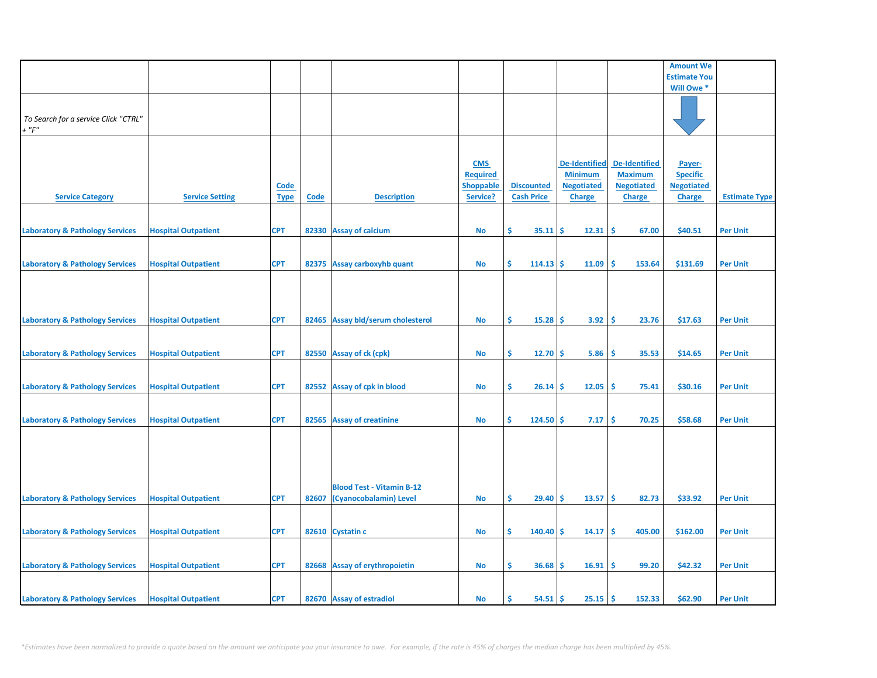| | | | | | | | | | Amount We Estimate You Will Owe * | |
|---|---|---|---|---|---|---|---|---|---|---|
| *To Search for a service Click "CTRL" + "F"* | | | | | | | | | | |
| Service Category | Service Setting | Code Type | Code | Description | CMS Required Shoppable Service? | Discounted Cash Price | De-Identified Minimum Negotiated Charge | De-Identified Maximum Negotiated Charge | Payer-Specific Negotiated Charge | Estimate Type |
| Laboratory & Pathology Services | Hospital Outpatient | CPT | 82330 | Assay of calcium | No | $ 35.11 | $ 12.31 | $ 67.00 | $40.51 | Per Unit |
| Laboratory & Pathology Services | Hospital Outpatient | CPT | 82375 | Assay carboxyhb quant | No | $ 114.13 | $ 11.09 | $ 153.64 | $131.69 | Per Unit |
| Laboratory & Pathology Services | Hospital Outpatient | CPT | 82465 | Assay bld/serum cholesterol | No | $ 15.28 | $ 3.92 | $ 23.76 | $17.63 | Per Unit |
| Laboratory & Pathology Services | Hospital Outpatient | CPT | 82550 | Assay of ck (cpk) | No | $ 12.70 | $ 5.86 | $ 35.53 | $14.65 | Per Unit |
| Laboratory & Pathology Services | Hospital Outpatient | CPT | 82552 | Assay of cpk in blood | No | $ 26.14 | $ 12.05 | $ 75.41 | $30.16 | Per Unit |
| Laboratory & Pathology Services | Hospital Outpatient | CPT | 82565 | Assay of creatinine | No | $ 124.50 | $ 7.17 | $ 70.25 | $58.68 | Per Unit |
| Laboratory & Pathology Services | Hospital Outpatient | CPT | 82607 | Blood Test - Vitamin B-12 (Cyanocobalamin) Level | No | $ 29.40 | $ 13.57 | $ 82.73 | $33.92 | Per Unit |
| Laboratory & Pathology Services | Hospital Outpatient | CPT | 82610 | Cystatin c | No | $ 140.40 | $ 14.17 | $ 405.00 | $162.00 | Per Unit |
| Laboratory & Pathology Services | Hospital Outpatient | CPT | 82668 | Assay of erythropoietin | No | $ 36.68 | $ 16.91 | $ 99.20 | $42.32 | Per Unit |
| Laboratory & Pathology Services | Hospital Outpatient | CPT | 82670 | Assay of estradiol | No | $ 54.51 | $ 25.15 | $ 152.33 | $62.90 | Per Unit |

*\*Estimates have been normalized to provide a quote based on the amount we anticipate you your insurance to owe. For example, if the rate is 45% of charges the median charge has been multiplied by 45%.*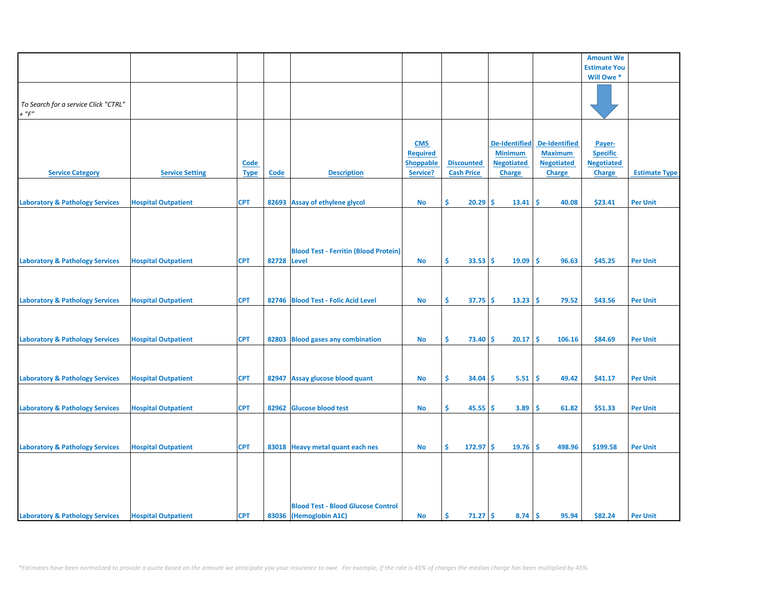| Service Category | Service Setting | Code Type | Code | Description | CMS Required Shoppable Service? | Discounted Cash Price | De-Identified Minimum Negotiated Charge | De-Identified Maximum Negotiated Charge | Amount We Estimate You Will Owe * Payer-Specific Negotiated Charge | Estimate Type |
|---|---|---|---|---|---|---|---|---|---|---|
| *To Search for a service Click "CTRL" + "F"* | | | | | | | | | | |
| Laboratory & Pathology Services | Hospital Outpatient | CPT | 82693 | Assay of ethylene glycol | No | $ 20.29 | $ 13.41 | $ 40.08 | $23.41 | Per Unit |
| Laboratory & Pathology Services | Hospital Outpatient | CPT | 82728 | Blood Test - Ferritin (Blood Protein) Level | No | $ 33.53 | $ 19.09 | $ 96.63 | $45.25 | Per Unit |
| Laboratory & Pathology Services | Hospital Outpatient | CPT | 82746 | Blood Test - Folic Acid Level | No | $ 37.75 | $ 13.23 | $ 79.52 | $43.56 | Per Unit |
| Laboratory & Pathology Services | Hospital Outpatient | CPT | 82803 | Blood gases any combination | No | $ 73.40 | $ 20.17 | $ 106.16 | $84.69 | Per Unit |
| Laboratory & Pathology Services | Hospital Outpatient | CPT | 82947 | Assay glucose blood quant | No | $ 34.04 | $ 5.51 | $ 49.42 | $41.17 | Per Unit |
| Laboratory & Pathology Services | Hospital Outpatient | CPT | 82962 | Glucose blood test | No | $ 45.55 | $ 3.89 | $ 61.82 | $51.33 | Per Unit |
| Laboratory & Pathology Services | Hospital Outpatient | CPT | 83018 | Heavy metal quant each nes | No | $ 172.97 | $ 19.76 | $ 498.96 | $199.58 | Per Unit |
| Laboratory & Pathology Services | Hospital Outpatient | CPT | 83036 | Blood Test - Blood Glucose Control (Hemoglobin A1C) | No | $ 71.27 | $ 8.74 | $ 95.94 | $82.24 | Per Unit |

*\*Estimates have been normalized to provide a quote based on the amount we anticipate you your insurance to owe. For example, if the rate is 45% of charges the median charge has been multiplied by 45%.*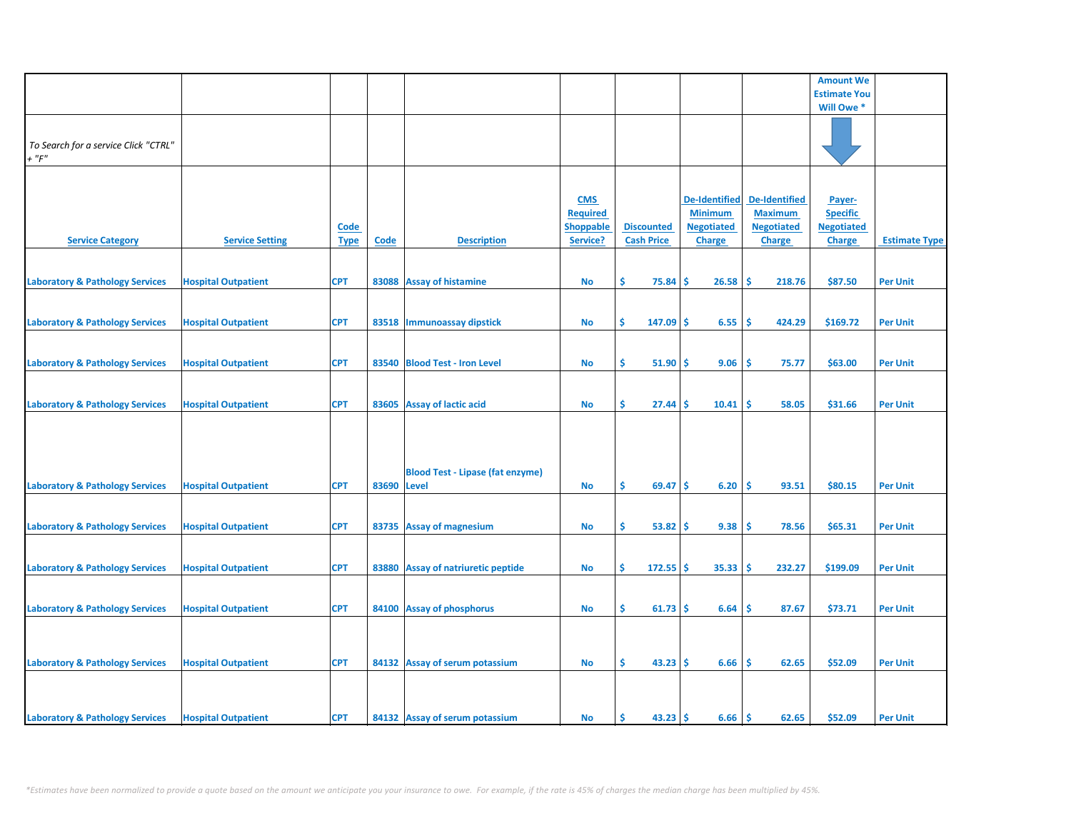| | | | | | | | | | Amount We Estimate You Will Owe * | |
|---|---|---|---|---|---|---|---|---|---|---|
| To Search for a service Click "CTRL" + "F" | | | | | | | | | | |
| **Service Category** | **Service Setting** | **Code Type** | **Code** | **Description** | **CMS Required Shoppable Service?** | **Discounted Cash Price** | **De-Identified Minimum Negotiated Charge** | **De-Identified Maximum Negotiated Charge** | **Payer-Specific Negotiated Charge** | **Estimate Type** |
| Laboratory & Pathology Services | Hospital Outpatient | CPT | 83088 | Assay of histamine | No | $ 75.84 | $ 26.58 | $ 218.76 | $87.50 | Per Unit |
| Laboratory & Pathology Services | Hospital Outpatient | CPT | 83518 | Immunoassay dipstick | No | $ 147.09 | $ 6.55 | $ 424.29 | $169.72 | Per Unit |
| Laboratory & Pathology Services | Hospital Outpatient | CPT | 83540 | Blood Test - Iron Level | No | $ 51.90 | $ 9.06 | $ 75.77 | $63.00 | Per Unit |
| Laboratory & Pathology Services | Hospital Outpatient | CPT | 83605 | Assay of lactic acid | No | $ 27.44 | $ 10.41 | $ 58.05 | $31.66 | Per Unit |
| Laboratory & Pathology Services | Hospital Outpatient | CPT | 83690 | Blood Test - Lipase (fat enzyme) Level | No | $ 69.47 | $ 6.20 | $ 93.51 | $80.15 | Per Unit |
| Laboratory & Pathology Services | Hospital Outpatient | CPT | 83735 | Assay of magnesium | No | $ 53.82 | $ 9.38 | $ 78.56 | $65.31 | Per Unit |
| Laboratory & Pathology Services | Hospital Outpatient | CPT | 83880 | Assay of natriuretic peptide | No | $ 172.55 | $ 35.33 | $ 232.27 | $199.09 | Per Unit |
| Laboratory & Pathology Services | Hospital Outpatient | CPT | 84100 | Assay of phosphorus | No | $ 61.73 | $ 6.64 | $ 87.67 | $73.71 | Per Unit |
| Laboratory & Pathology Services | Hospital Outpatient | CPT | 84132 | Assay of serum potassium | No | $ 43.23 | $ 6.66 | $ 62.65 | $52.09 | Per Unit |
| Laboratory & Pathology Services | Hospital Outpatient | CPT | 84132 | Assay of serum potassium | No | $ 43.23 | $ 6.66 | $ 62.65 | $52.09 | Per Unit |

*Estimates have been normalized to provide a quote based on the amount we anticipate you your insurance to owe. For example, if the rate is 45% of charges the median charge has been multiplied by 45%.*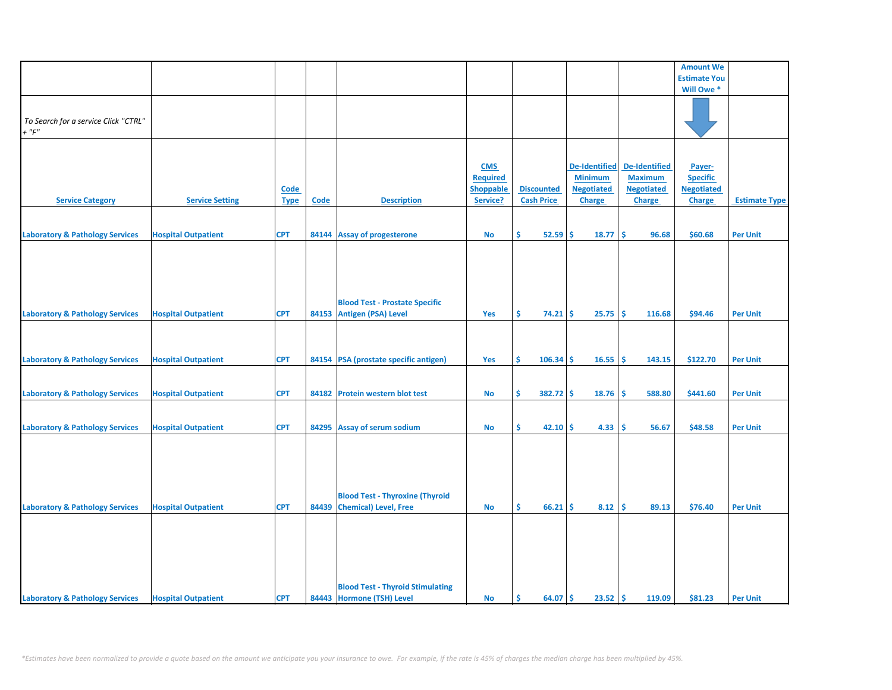| Service Category | Service Setting | Code Type | Code | Description | CMS Required Shoppable Service? | Discounted Cash Price | De-Identified Minimum Negotiated Charge | De-Identified Maximum Negotiated Charge | Amount We Estimate You Will Owe * Payer-Specific Negotiated Charge | Estimate Type |
|---|---|---|---|---|---|---|---|---|---|---|
| To Search for a service Click "CTRL" + "F" | | | | | | | | | | |
| Laboratory & Pathology Services | Hospital Outpatient | CPT | 84144 | Assay of progesterone | No | $ 52.59 | $ 18.77 | $ 96.68 | $60.68 | Per Unit |
| Laboratory & Pathology Services | Hospital Outpatient | CPT | 84153 | Blood Test - Prostate Specific Antigen (PSA) Level | Yes | $ 74.21 | $ 25.75 | $ 116.68 | $94.46 | Per Unit |
| Laboratory & Pathology Services | Hospital Outpatient | CPT | 84154 | PSA (prostate specific antigen) | Yes | $ 106.34 | $ 16.55 | $ 143.15 | $122.70 | Per Unit |
| Laboratory & Pathology Services | Hospital Outpatient | CPT | 84182 | Protein western blot test | No | $ 382.72 | $ 18.76 | $ 588.80 | $441.60 | Per Unit |
| Laboratory & Pathology Services | Hospital Outpatient | CPT | 84295 | Assay of serum sodium | No | $ 42.10 | $ 4.33 | $ 56.67 | $48.58 | Per Unit |
| Laboratory & Pathology Services | Hospital Outpatient | CPT | 84439 | Blood Test - Thyroxine (Thyroid Chemical) Level, Free | No | $ 66.21 | $ 8.12 | $ 89.13 | $76.40 | Per Unit |
| Laboratory & Pathology Services | Hospital Outpatient | CPT | 84443 | Blood Test - Thyroid Stimulating Hormone (TSH) Level | No | $ 64.07 | $ 23.52 | $ 119.09 | $81.23 | Per Unit |

*Estimates have been normalized to provide a quote based on the amount we anticipate you your insurance to owe. For example, if the rate is 45% of charges the median charge has been multiplied by 45%.*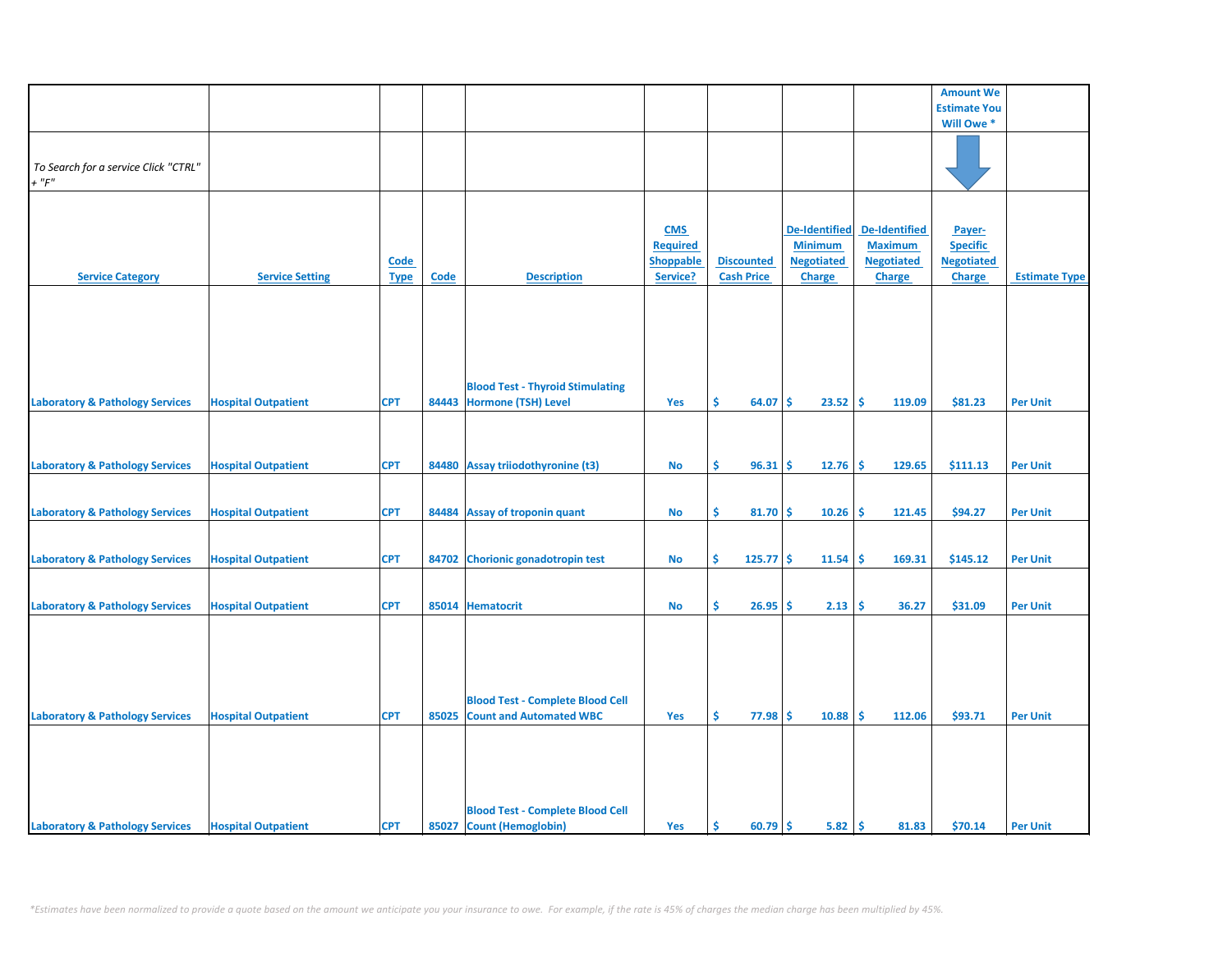| | | | | | | | | | Amount We Estimate You Will Owe * | |
|---|---|---|---|---|---|---|---|---|---|---|
| *To Search for a service Click "CTRL" + "F"* | | | | | | | | | | |
| **Service Category** | **Service Setting** | **Code Type** | **Code** | **Description** | **CMS Required Shoppable Service?** | **Discounted Cash Price** | **De-Identified Minimum Negotiated Charge** | **De-Identified Maximum Negotiated Charge** | **Payer-Specific Negotiated Charge** | **Estimate Type** |
| Laboratory & Pathology Services | Hospital Outpatient | CPT | 84443 | Blood Test - Thyroid Stimulating Hormone (TSH) Level | Yes | $ 64.07 | $ 23.52 | $ 119.09 | $81.23 | Per Unit |
| Laboratory & Pathology Services | Hospital Outpatient | CPT | 84480 | Assay triiodothyronine (t3) | No | $ 96.31 | $ 12.76 | $ 129.65 | $111.13 | Per Unit |
| Laboratory & Pathology Services | Hospital Outpatient | CPT | 84484 | Assay of troponin quant | No | $ 81.70 | $ 10.26 | $ 121.45 | $94.27 | Per Unit |
| Laboratory & Pathology Services | Hospital Outpatient | CPT | 84702 | Chorionic gonadotropin test | No | $ 125.77 | $ 11.54 | $ 169.31 | $145.12 | Per Unit |
| Laboratory & Pathology Services | Hospital Outpatient | CPT | 85014 | Hematocrit | No | $ 26.95 | $ 2.13 | $ 36.27 | $31.09 | Per Unit |
| Laboratory & Pathology Services | Hospital Outpatient | CPT | 85025 | Blood Test - Complete Blood Cell Count and Automated WBC | Yes | $ 77.98 | $ 10.88 | $ 112.06 | $93.71 | Per Unit |
| Laboratory & Pathology Services | Hospital Outpatient | CPT | 85027 | Blood Test - Complete Blood Cell Count (Hemoglobin) | Yes | $ 60.79 | $ 5.82 | $ 81.83 | $70.14 | Per Unit |

*\*Estimates have been normalized to provide a quote based on the amount we anticipate you your insurance to owe. For example, if the rate is 45% of charges the median charge has been multiplied by 45%.*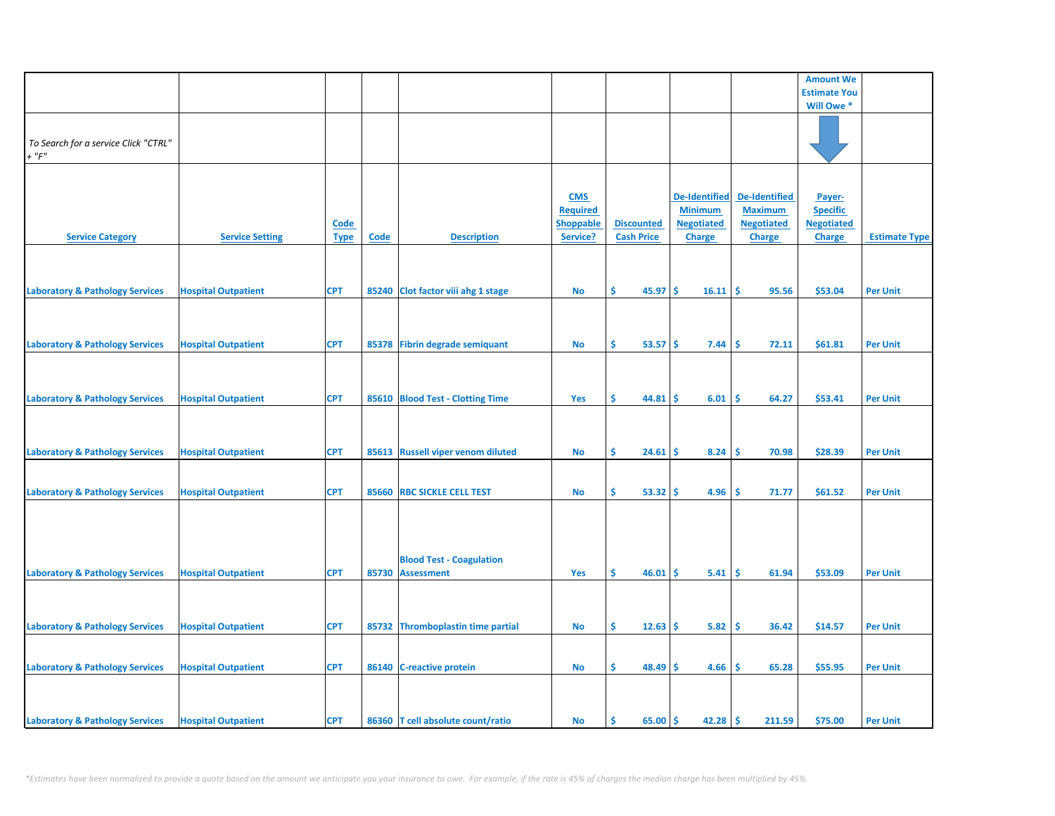| | | | | | | | | | Amount We Estimate You Will Owe * | |
|---|---|---|---|---|---|---|---|---|---|---|
| *To Search for a service Click "CTRL" + "F"* | | | | | | | | | | |
| Service Category | Service Setting | Code Type | Code | Description | CMS Required Shoppable Service? | Discounted Cash Price | De-Identified Minimum Negotiated Charge | De-Identified Maximum Negotiated Charge | Payer-Specific Negotiated Charge | Estimate Type |
| Laboratory & Pathology Services | Hospital Outpatient | CPT | 85240 | Clot factor viii ahg 1 stage | No | $ 45.97 | $ 16.11 | $ 95.56 | $53.04 | Per Unit |
| Laboratory & Pathology Services | Hospital Outpatient | CPT | 85378 | Fibrin degrade semiquant | No | $ 53.57 | $ 7.44 | $ 72.11 | $61.81 | Per Unit |
| Laboratory & Pathology Services | Hospital Outpatient | CPT | 85610 | Blood Test - Clotting Time | Yes | $ 44.81 | $ 6.01 | $ 64.27 | $53.41 | Per Unit |
| Laboratory & Pathology Services | Hospital Outpatient | CPT | 85613 | Russell viper venom diluted | No | $ 24.61 | $ 8.24 | $ 70.98 | $28.39 | Per Unit |
| Laboratory & Pathology Services | Hospital Outpatient | CPT | 85660 | RBC SICKLE CELL TEST | No | $ 53.32 | $ 4.96 | $ 71.77 | $61.52 | Per Unit |
| Laboratory & Pathology Services | Hospital Outpatient | CPT | 85730 | Blood Test - Coagulation Assessment | Yes | $ 46.01 | $ 5.41 | $ 61.94 | $53.09 | Per Unit |
| Laboratory & Pathology Services | Hospital Outpatient | CPT | 85732 | Thromboplastin time partial | No | $ 12.63 | $ 5.82 | $ 36.42 | $14.57 | Per Unit |
| Laboratory & Pathology Services | Hospital Outpatient | CPT | 86140 | C-reactive protein | No | $ 48.49 | $ 4.66 | $ 65.28 | $55.95 | Per Unit |
| Laboratory & Pathology Services | Hospital Outpatient | CPT | 86360 | T cell absolute count/ratio | No | $ 65.00 | $ 42.28 | $ 211.59 | $75.00 | Per Unit |

*Estimates have been normalized to provide a quote based on the amount we anticipate you your insurance to owe. For example, if the rate is 45% of charges the median charge has been multiplied by 45%.*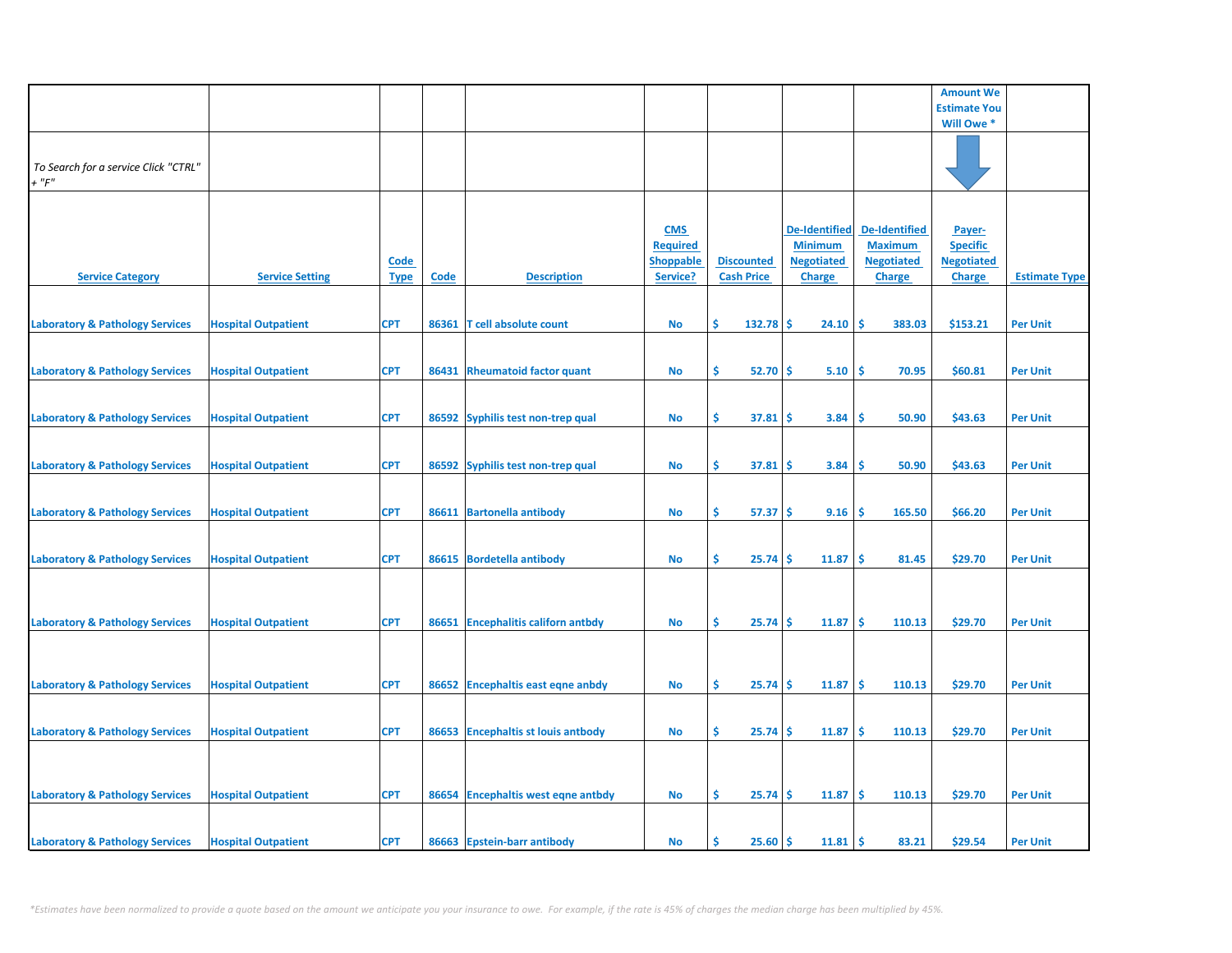| | | | | | | | | | Amount We Estimate You Will Owe * | |
|---|---|---|---|---|---|---|---|---|---|---|
| *To Search for a service Click "CTRL" + "F"* | | | | | | | | | | |
| Service Category | Service Setting | Code Type | Code | Description | CMS Required Shoppable Service? | Discounted Cash Price | De-Identified Minimum Negotiated Charge | De-Identified Maximum Negotiated Charge | Payer-Specific Negotiated Charge | Estimate Type |
| Laboratory & Pathology Services | Hospital Outpatient | CPT | 86361 | T cell absolute count | No | $ 132.78 | $ 24.10 | $ 383.03 | $153.21 | Per Unit |
| Laboratory & Pathology Services | Hospital Outpatient | CPT | 86431 | Rheumatoid factor quant | No | $ 52.70 | $ 5.10 | $ 70.95 | $60.81 | Per Unit |
| Laboratory & Pathology Services | Hospital Outpatient | CPT | 86592 | Syphilis test non-trep qual | No | $ 37.81 | $ 3.84 | $ 50.90 | $43.63 | Per Unit |
| Laboratory & Pathology Services | Hospital Outpatient | CPT | 86592 | Syphilis test non-trep qual | No | $ 37.81 | $ 3.84 | $ 50.90 | $43.63 | Per Unit |
| Laboratory & Pathology Services | Hospital Outpatient | CPT | 86611 | Bartonella antibody | No | $ 57.37 | $ 9.16 | $ 165.50 | $66.20 | Per Unit |
| Laboratory & Pathology Services | Hospital Outpatient | CPT | 86615 | Bordetella antibody | No | $ 25.74 | $ 11.87 | $ 81.45 | $29.70 | Per Unit |
| Laboratory & Pathology Services | Hospital Outpatient | CPT | 86651 | Encephalitis californ antbdy | No | $ 25.74 | $ 11.87 | $ 110.13 | $29.70 | Per Unit |
| Laboratory & Pathology Services | Hospital Outpatient | CPT | 86652 | Encephaltis east eqne anbdy | No | $ 25.74 | $ 11.87 | $ 110.13 | $29.70 | Per Unit |
| Laboratory & Pathology Services | Hospital Outpatient | CPT | 86653 | Encephaltis st louis antbody | No | $ 25.74 | $ 11.87 | $ 110.13 | $29.70 | Per Unit |
| Laboratory & Pathology Services | Hospital Outpatient | CPT | 86654 | Encephaltis west eqne antbdy | No | $ 25.74 | $ 11.87 | $ 110.13 | $29.70 | Per Unit |
| Laboratory & Pathology Services | Hospital Outpatient | CPT | 86663 | Epstein-barr antibody | No | $ 25.60 | $ 11.81 | $ 83.21 | $29.54 | Per Unit |

*\*Estimates have been normalized to provide a quote based on the amount we anticipate you your insurance to owe. For example, if the rate is 45% of charges the median charge has been multiplied by 45%.*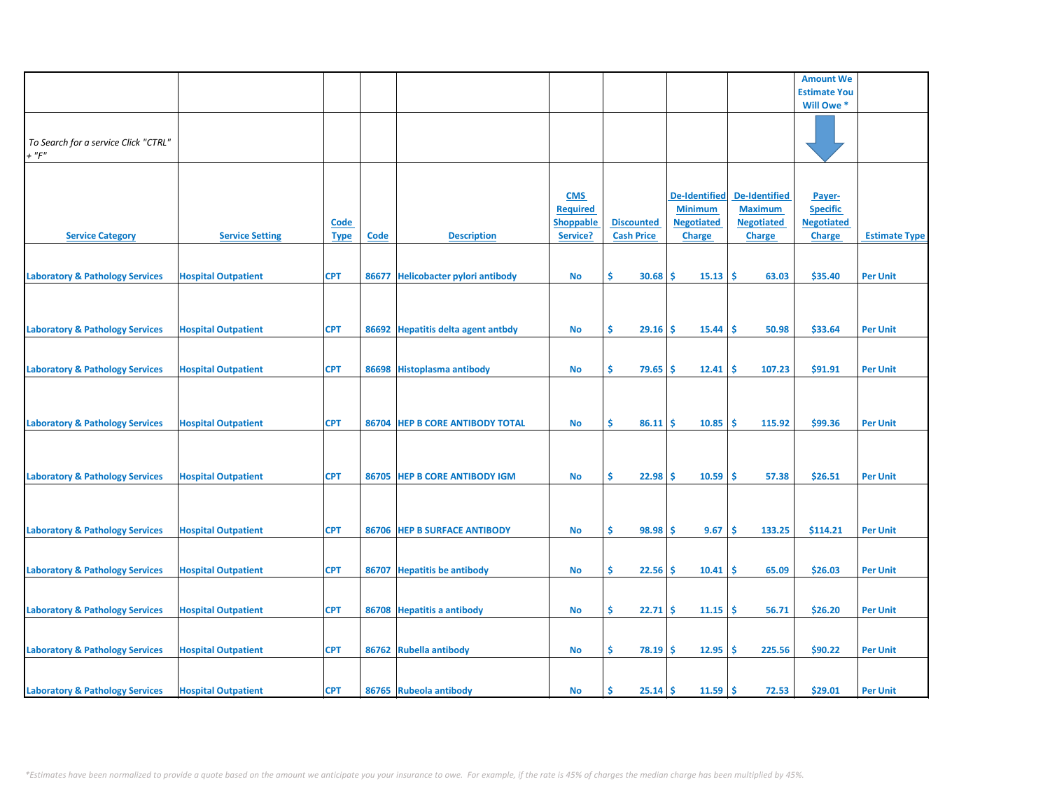| | | | | | | | | | Amount We Estimate You Will Owe * | |
|---|---|---|---|---|---|---|---|---|---|---|
| *To Search for a service Click "CTRL" + "F"* | | | | | | | | | | |
| Service Category | Service Setting | Code Type | Code | Description | CMS Required Shoppable Service? | Discounted Cash Price | De-Identified Minimum Negotiated Charge | De-Identified Maximum Negotiated Charge | Payer-Specific Negotiated Charge | Estimate Type |
| Laboratory & Pathology Services | Hospital Outpatient | CPT | 86677 | Helicobacter pylori antibody | No | $ 30.68 | $ 15.13 | $ 63.03 | $35.40 | Per Unit |
| Laboratory & Pathology Services | Hospital Outpatient | CPT | 86692 | Hepatitis delta agent antbdy | No | $ 29.16 | $ 15.44 | $ 50.98 | $33.64 | Per Unit |
| Laboratory & Pathology Services | Hospital Outpatient | CPT | 86698 | Histoplasma antibody | No | $ 79.65 | $ 12.41 | $ 107.23 | $91.91 | Per Unit |
| Laboratory & Pathology Services | Hospital Outpatient | CPT | 86704 | HEP B CORE ANTIBODY TOTAL | No | $ 86.11 | $ 10.85 | $ 115.92 | $99.36 | Per Unit |
| Laboratory & Pathology Services | Hospital Outpatient | CPT | 86705 | HEP B CORE ANTIBODY IGM | No | $ 22.98 | $ 10.59 | $ 57.38 | $26.51 | Per Unit |
| Laboratory & Pathology Services | Hospital Outpatient | CPT | 86706 | HEP B SURFACE ANTIBODY | No | $ 98.98 | $ 9.67 | $ 133.25 | $114.21 | Per Unit |
| Laboratory & Pathology Services | Hospital Outpatient | CPT | 86707 | Hepatitis be antibody | No | $ 22.56 | $ 10.41 | $ 65.09 | $26.03 | Per Unit |
| Laboratory & Pathology Services | Hospital Outpatient | CPT | 86708 | Hepatitis a antibody | No | $ 22.71 | $ 11.15 | $ 56.71 | $26.20 | Per Unit |
| Laboratory & Pathology Services | Hospital Outpatient | CPT | 86762 | Rubella antibody | No | $ 78.19 | $ 12.95 | $ 225.56 | $90.22 | Per Unit |
| Laboratory & Pathology Services | Hospital Outpatient | CPT | 86765 | Rubeola antibody | No | $ 25.14 | $ 11.59 | $ 72.53 | $29.01 | Per Unit |

*\*Estimates have been normalized to provide a quote based on the amount we anticipate you your insurance to owe. For example, if the rate is 45% of charges the median charge has been multiplied by 45%.*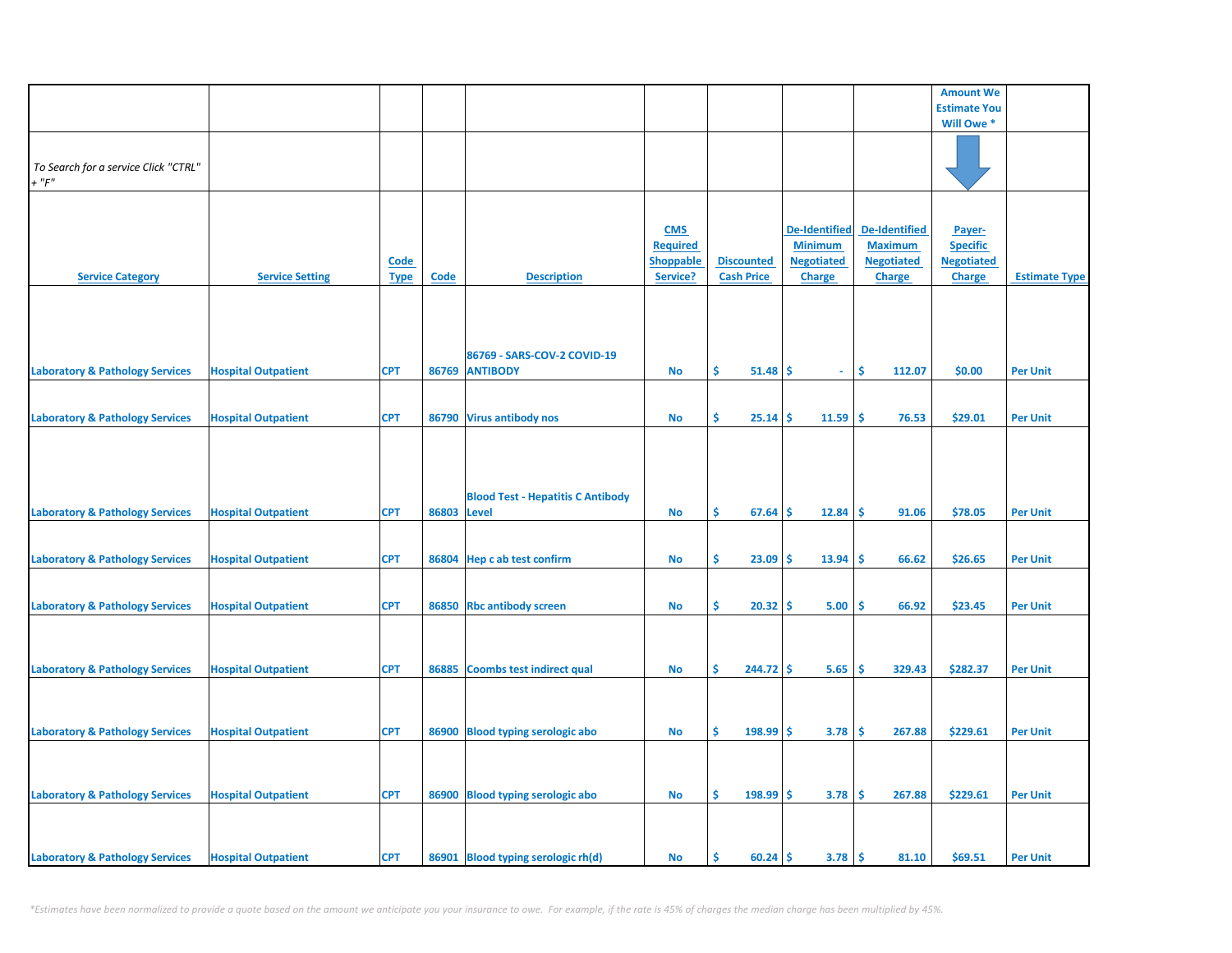| | | | | | | | | | Amount We Estimate You Will Owe * | |
|---|---|---|---|---|---|---|---|---|---|---|
| To Search for a service Click "CTRL" + "F" | | | | | | | | | | |
| Service Category | Service Setting | Code Type | Code | Description | CMS Required Shoppable Service? | Discounted Cash Price | De-Identified Minimum Negotiated Charge | De-Identified Maximum Negotiated Charge | Payer-Specific Negotiated Charge | Estimate Type |
| Laboratory & Pathology Services | Hospital Outpatient | CPT | 86769 | 86769 - SARS-COV-2 COVID-19 ANTIBODY | No | $ 51.48 | $ - | $ 112.07 | $0.00 | Per Unit |
| Laboratory & Pathology Services | Hospital Outpatient | CPT | 86790 | Virus antibody nos | No | $ 25.14 | $ 11.59 | $ 76.53 | $29.01 | Per Unit |
| Laboratory & Pathology Services | Hospital Outpatient | CPT | 86803 | Blood Test - Hepatitis C Antibody Level | No | $ 67.64 | $ 12.84 | $ 91.06 | $78.05 | Per Unit |
| Laboratory & Pathology Services | Hospital Outpatient | CPT | 86804 | Hep c ab test confirm | No | $ 23.09 | $ 13.94 | $ 66.62 | $26.65 | Per Unit |
| Laboratory & Pathology Services | Hospital Outpatient | CPT | 86850 | Rbc antibody screen | No | $ 20.32 | $ 5.00 | $ 66.92 | $23.45 | Per Unit |
| Laboratory & Pathology Services | Hospital Outpatient | CPT | 86885 | Coombs test indirect qual | No | $ 244.72 | $ 5.65 | $ 329.43 | $282.37 | Per Unit |
| Laboratory & Pathology Services | Hospital Outpatient | CPT | 86900 | Blood typing serologic abo | No | $ 198.99 | $ 3.78 | $ 267.88 | $229.61 | Per Unit |
| Laboratory & Pathology Services | Hospital Outpatient | CPT | 86900 | Blood typing serologic abo | No | $ 198.99 | $ 3.78 | $ 267.88 | $229.61 | Per Unit |
| Laboratory & Pathology Services | Hospital Outpatient | CPT | 86901 | Blood typing serologic rh(d) | No | $ 60.24 | $ 3.78 | $ 81.10 | $69.51 | Per Unit |

*Estimates have been normalized to provide a quote based on the amount we anticipate you your insurance to owe. For example, if the rate is 45% of charges the median charge has been multiplied by 45%.*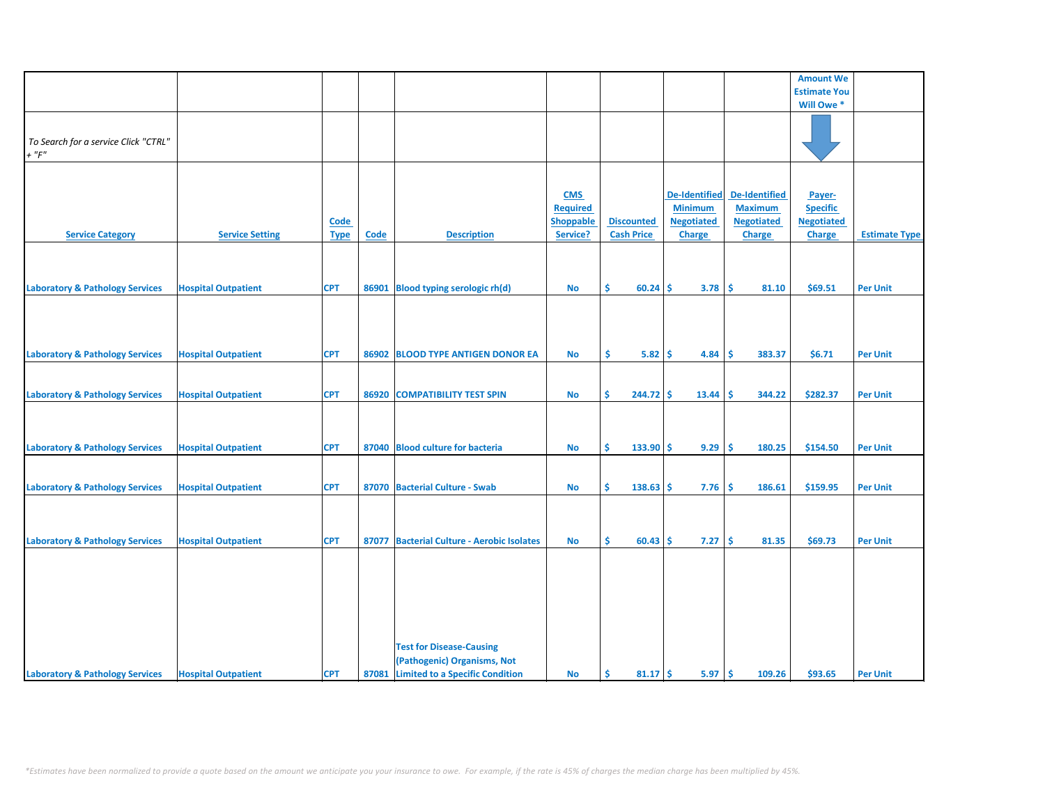| Service Category | Service Setting | Code Type | Code | Description | CMS Required Shoppable Service? | Discounted Cash Price | De-Identified Minimum Negotiated Charge | De-Identified Maximum Negotiated Charge | Payer-Specific Negotiated Charge | Estimate Type |
|---|---|---|---|---|---|---|---|---|---|---|
| | | | | | | | | | Amount We Estimate You Will Owe * | |
| *To Search for a service Click "CTRL" + "F"* | | | | | | | | | | |
| Laboratory & Pathology Services | Hospital Outpatient | CPT | 86901 | Blood typing serologic rh(d) | No | $ 60.24 | $ 3.78 | $ 81.10 | $69.51 | Per Unit |
| Laboratory & Pathology Services | Hospital Outpatient | CPT | 86902 | BLOOD TYPE ANTIGEN DONOR EA | No | $ 5.82 | $ 4.84 | $ 383.37 | $6.71 | Per Unit |
| Laboratory & Pathology Services | Hospital Outpatient | CPT | 86920 | COMPATIBILITY TEST SPIN | No | $ 244.72 | $ 13.44 | $ 344.22 | $282.37 | Per Unit |
| Laboratory & Pathology Services | Hospital Outpatient | CPT | 87040 | Blood culture for bacteria | No | $ 133.90 | $ 9.29 | $ 180.25 | $154.50 | Per Unit |
| Laboratory & Pathology Services | Hospital Outpatient | CPT | 87070 | Bacterial Culture - Swab | No | $ 138.63 | $ 7.76 | $ 186.61 | $159.95 | Per Unit |
| Laboratory & Pathology Services | Hospital Outpatient | CPT | 87077 | Bacterial Culture - Aerobic Isolates | No | $ 60.43 | $ 7.27 | $ 81.35 | $69.73 | Per Unit |
| Laboratory & Pathology Services | Hospital Outpatient | CPT | 87081 | Test for Disease-Causing (Pathogenic) Organisms, Not Limited to a Specific Condition | No | $ 81.17 | $ 5.97 | $ 109.26 | $93.65 | Per Unit |

*\*Estimates have been normalized to provide a quote based on the amount we anticipate you your insurance to owe. For example, if the rate is 45% of charges the median charge has been multiplied by 45%.*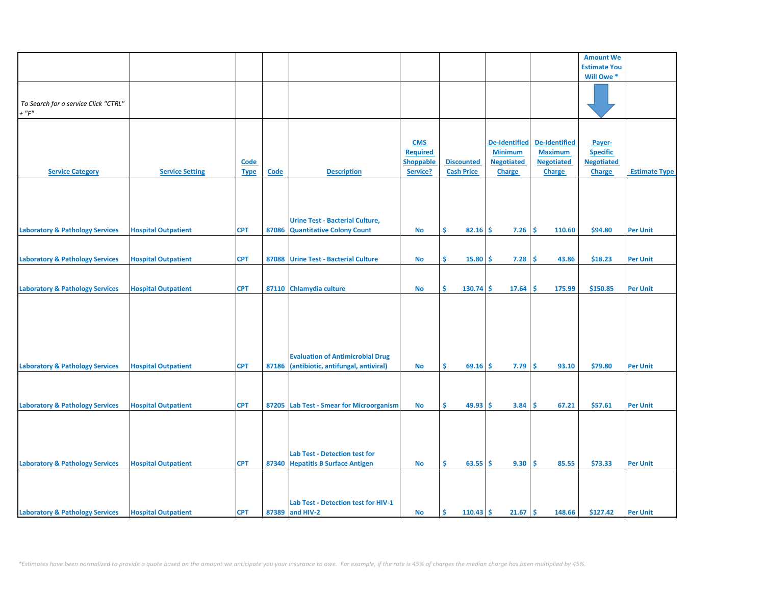| | | | | | | | | | Amount We Estimate You Will Owe * | |
|---|---|---|---|---|---|---|---|---|---|---|
| *To Search for a service Click "CTRL" + "F"* | | | | | | | | | | |
| Service Category | Service Setting | Code Type | Code | Description | CMS Required Shoppable Service? | Discounted Cash Price | De-Identified Minimum Negotiated Charge | De-Identified Maximum Negotiated Charge | Payer-Specific Negotiated Charge | Estimate Type |
| Laboratory & Pathology Services | Hospital Outpatient | CPT | 87086 | Urine Test - Bacterial Culture, Quantitative Colony Count | No | $ 82.16 | $ 7.26 | $ 110.60 | $94.80 | Per Unit |
| Laboratory & Pathology Services | Hospital Outpatient | CPT | 87088 | Urine Test - Bacterial Culture | No | $ 15.80 | $ 7.28 | $ 43.86 | $18.23 | Per Unit |
| Laboratory & Pathology Services | Hospital Outpatient | CPT | 87110 | Chlamydia culture | No | $ 130.74 | $ 17.64 | $ 175.99 | $150.85 | Per Unit |
| Laboratory & Pathology Services | Hospital Outpatient | CPT | 87186 | Evaluation of Antimicrobial Drug (antibiotic, antifungal, antiviral) | No | $ 69.16 | $ 7.79 | $ 93.10 | $79.80 | Per Unit |
| Laboratory & Pathology Services | Hospital Outpatient | CPT | 87205 | Lab Test - Smear for Microorganism | No | $ 49.93 | $ 3.84 | $ 67.21 | $57.61 | Per Unit |
| Laboratory & Pathology Services | Hospital Outpatient | CPT | 87340 | Lab Test - Detection test for Hepatitis B Surface Antigen | No | $ 63.55 | $ 9.30 | $ 85.55 | $73.33 | Per Unit |
| Laboratory & Pathology Services | Hospital Outpatient | CPT | 87389 | Lab Test - Detection test for HIV-1 and HIV-2 | No | $ 110.43 | $ 21.67 | $ 148.66 | $127.42 | Per Unit |

*\*Estimates have been normalized to provide a quote based on the amount we anticipate you your insurance to owe. For example, if the rate is 45% of charges the median charge has been multiplied by 45%.*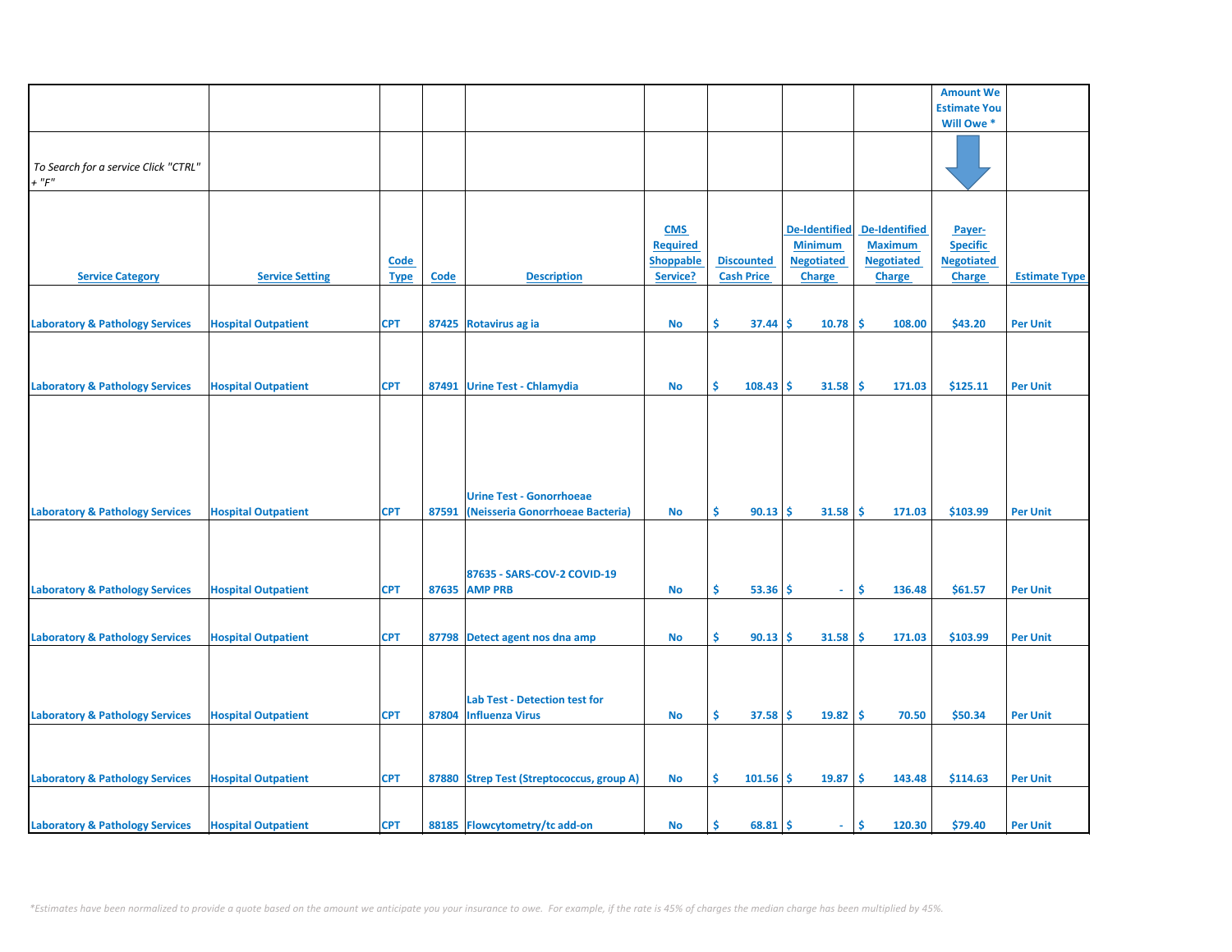| | | | | | | | | | Amount We Estimate You Will Owe * | |
|---|---|---|---|---|---|---|---|---|---|---|
| *To Search for a service Click "CTRL" + "F"* | | | | | | | | | | |
| Service Category | Service Setting | Code Type | Code | Description | CMS Required Shoppable Service? | Discounted Cash Price | De-Identified Minimum Negotiated Charge | De-Identified Maximum Negotiated Charge | Payer-Specific Negotiated Charge | Estimate Type |
| Laboratory & Pathology Services | Hospital Outpatient | CPT | 87425 | Rotavirus ag ia | No | $ 37.44 | $ 10.78 | $ 108.00 | $43.20 | Per Unit |
| Laboratory & Pathology Services | Hospital Outpatient | CPT | 87491 | Urine Test - Chlamydia | No | $ 108.43 | $ 31.58 | $ 171.03 | $125.11 | Per Unit |
| Laboratory & Pathology Services | Hospital Outpatient | CPT | 87591 | Urine Test - Gonorrhoeae (Neisseria Gonorrhoeae Bacteria) | No | $ 90.13 | $ 31.58 | $ 171.03 | $103.99 | Per Unit |
| Laboratory & Pathology Services | Hospital Outpatient | CPT | 87635 | 87635 - SARS-COV-2 COVID-19 AMP PRB | No | $ 53.36 | $ - | $ 136.48 | $61.57 | Per Unit |
| Laboratory & Pathology Services | Hospital Outpatient | CPT | 87798 | Detect agent nos dna amp | No | $ 90.13 | $ 31.58 | $ 171.03 | $103.99 | Per Unit |
| Laboratory & Pathology Services | Hospital Outpatient | CPT | 87804 | Lab Test - Detection test for Influenza Virus | No | $ 37.58 | $ 19.82 | $ 70.50 | $50.34 | Per Unit |
| Laboratory & Pathology Services | Hospital Outpatient | CPT | 87880 | Strep Test (Streptococcus, group A) | No | $ 101.56 | $ 19.87 | $ 143.48 | $114.63 | Per Unit |
| Laboratory & Pathology Services | Hospital Outpatient | CPT | 88185 | Flowcytometry/tc add-on | No | $ 68.81 | $ - | $ 120.30 | $79.40 | Per Unit |

*\*Estimates have been normalized to provide a quote based on the amount we anticipate you your insurance to owe. For example, if the rate is 45% of charges the median charge has been multiplied by 45%.*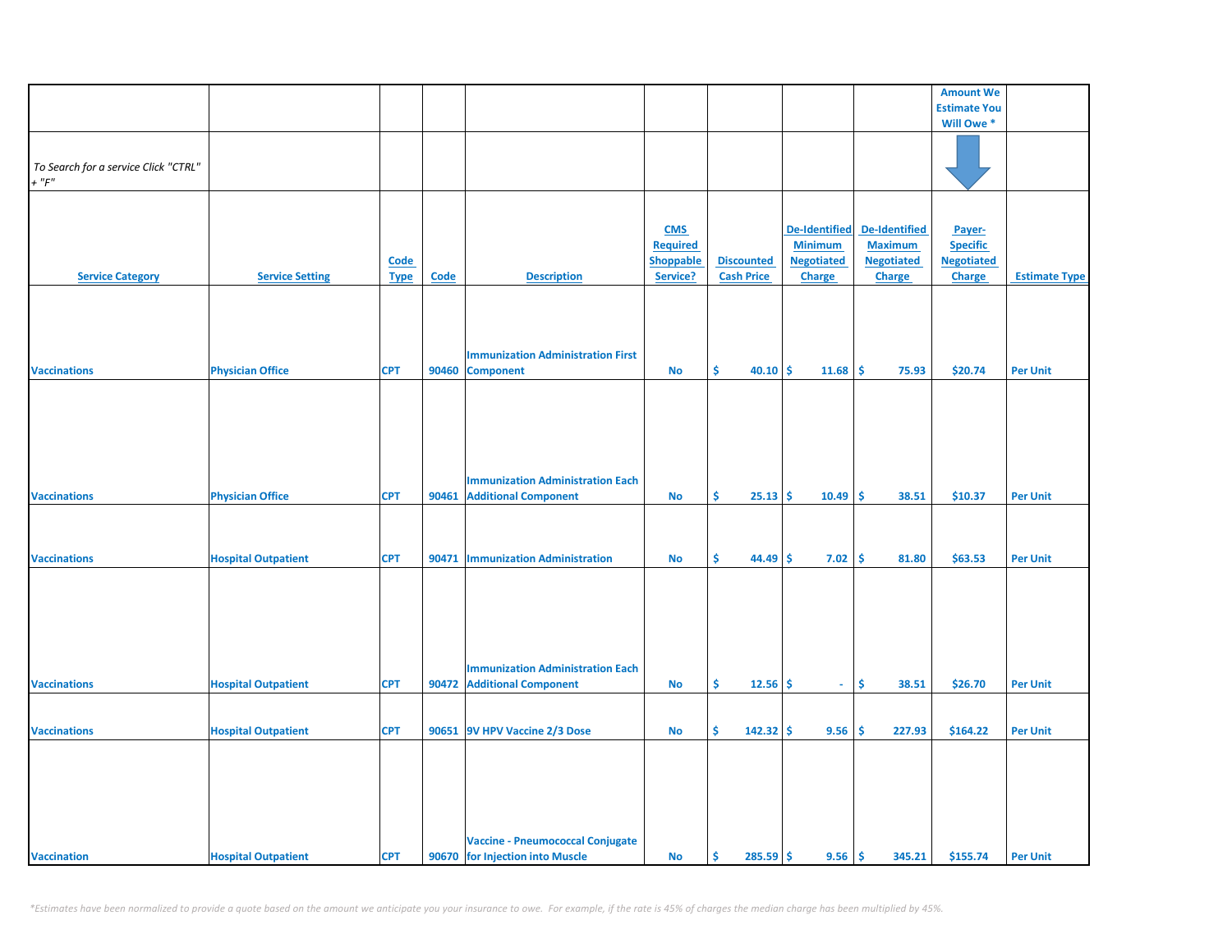| | | | | | | | | | Amount We Estimate You Will Owe * | |
|---|---|---|---|---|---|---|---|---|---|---|
| *To Search for a service Click "CTRL" + "F"* | | | | | | | | | | |
| Service Category | Service Setting | Code Type | Code | Description | CMS Required Shoppable Service? | Discounted Cash Price | De-Identified Minimum Negotiated Charge | De-Identified Maximum Negotiated Charge | Payer-Specific Negotiated Charge | Estimate Type |
| Vaccinations | Physician Office | CPT | 90460 | Immunization Administration First Component | No | $ 40.10 | $ 11.68 | $ 75.93 | $20.74 | Per Unit |
| Vaccinations | Physician Office | CPT | 90461 | Immunization Administration Each Additional Component | No | $ 25.13 | $ 10.49 | $ 38.51 | $10.37 | Per Unit |
| Vaccinations | Hospital Outpatient | CPT | 90471 | Immunization Administration | No | $ 44.49 | $ 7.02 | $ 81.80 | $63.53 | Per Unit |
| Vaccinations | Hospital Outpatient | CPT | 90472 | Immunization Administration Each Additional Component | No | $ 12.56 | $ - | $ 38.51 | $26.70 | Per Unit |
| Vaccinations | Hospital Outpatient | CPT | 90651 | 9V HPV Vaccine 2/3 Dose | No | $ 142.32 | $ 9.56 | $ 227.93 | $164.22 | Per Unit |
| Vaccination | Hospital Outpatient | CPT | 90670 | Vaccine - Pneumococcal Conjugate for Injection into Muscle | No | $ 285.59 | $ 9.56 | $ 345.21 | $155.74 | Per Unit |

*\*Estimates have been normalized to provide a quote based on the amount we anticipate you your insurance to owe. For example, if the rate is 45% of charges the median charge has been multiplied by 45%.*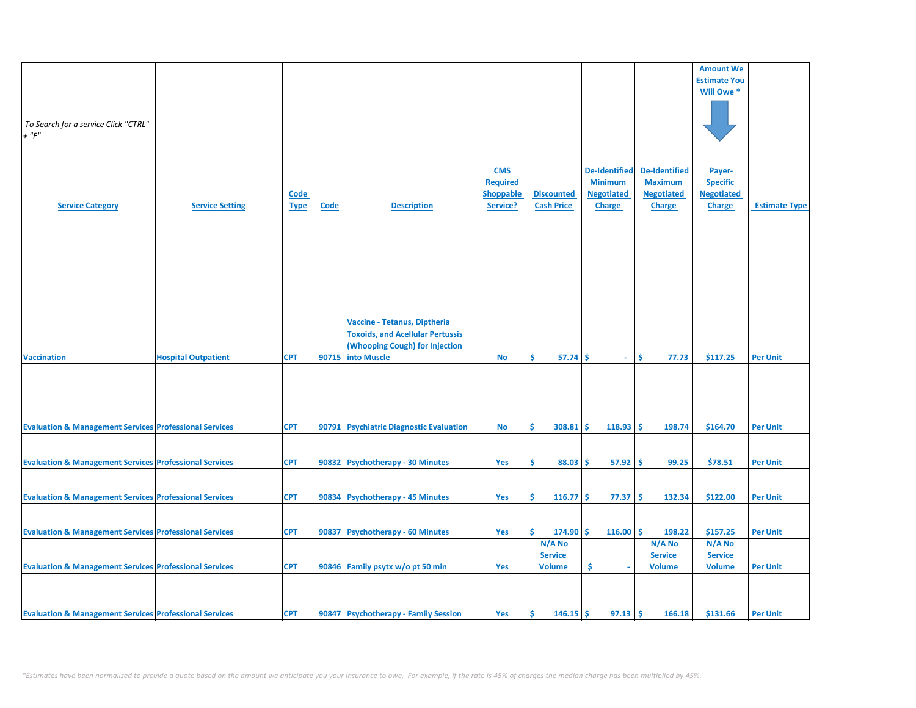| | | | | | | | | | Amount We Estimate You Will Owe * | |
|---|---|---|---|---|---|---|---|---|---|---|
| *To Search for a service Click "CTRL" + "F"* | | | | | | | | | | |
| Service Category | Service Setting | Code Type | Code | Description | CMS Required Shoppable Service? | Discounted Cash Price | De-Identified Minimum Negotiated Charge | De-Identified Maximum Negotiated Charge | Payer-Specific Negotiated Charge | Estimate Type |
| Vaccination | Hospital Outpatient | CPT | 90715 | Vaccine - Tetanus, Diptheria Toxoids, and Acellular Pertussis (Whooping Cough) for Injection into Muscle | No | $ 57.74 | $ - | $ 77.73 | $117.25 | Per Unit |
| Evaluation & Management Services | Professional Services | CPT | 90791 | Psychiatric Diagnostic Evaluation | No | $ 308.81 | $ 118.93 | $ 198.74 | $164.70 | Per Unit |
| Evaluation & Management Services | Professional Services | CPT | 90832 | Psychotherapy - 30 Minutes | Yes | $ 88.03 | $ 57.92 | $ 99.25 | $78.51 | Per Unit |
| Evaluation & Management Services | Professional Services | CPT | 90834 | Psychotherapy - 45 Minutes | Yes | $ 116.77 | $ 77.37 | $ 132.34 | $122.00 | Per Unit |
| Evaluation & Management Services | Professional Services | CPT | 90837 | Psychotherapy - 60 Minutes | Yes | $ 174.90 | $ 116.00 | $ 198.22 | $157.25 | Per Unit |
| Evaluation & Management Services | Professional Services | CPT | 90846 | Family psytx w/o pt 50 min | Yes | N/A No Service Volume | $ - | N/A No Service Volume | N/A No Service Volume | Per Unit |
| Evaluation & Management Services | Professional Services | CPT | 90847 | Psychotherapy - Family Session | Yes | $ 146.15 | $ 97.13 | $ 166.18 | $131.66 | Per Unit |

*\*Estimates have been normalized to provide a quote based on the amount we anticipate you your insurance to owe. For example, if the rate is 45% of charges the median charge has been multiplied by 45%.*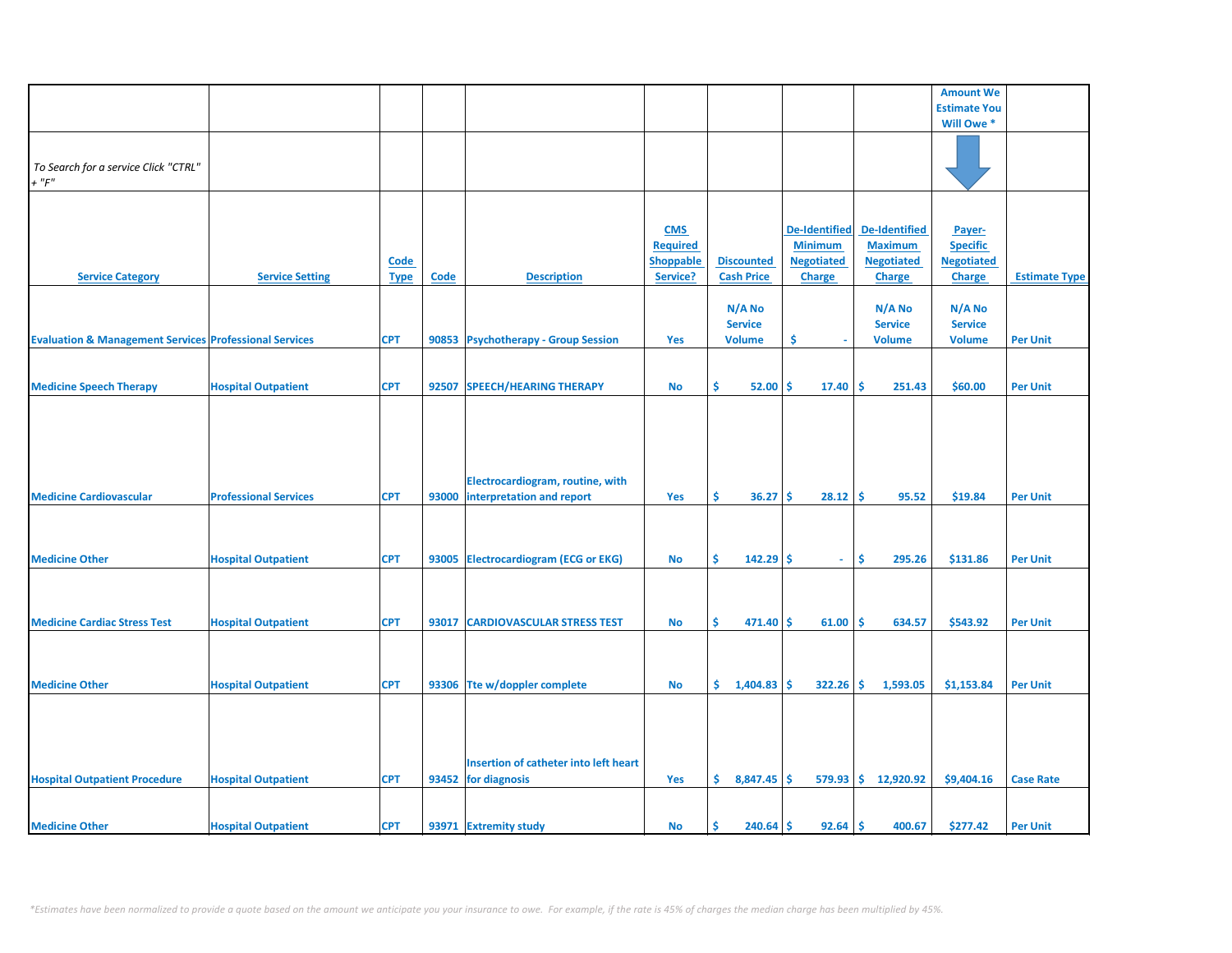| | | | | | | | | | Amount We Estimate You Will Owe * | |
|---|---|---|---|---|---|---|---|---|---|---|
| To Search for a service Click "CTRL" + "F" | | | | | | | | | | |
| Service Category | Service Setting | Code Type | Code | Description | CMS Required Shoppable Service? | Discounted Cash Price | De-Identified Minimum Negotiated Charge | De-Identified Maximum Negotiated Charge | Payer-Specific Negotiated Charge | Estimate Type |
| Evaluation & Management Services | Professional Services | CPT | 90853 | Psychotherapy - Group Session | Yes | N/A No Service Volume | $ - | N/A No Service Volume | N/A No Service Volume | Per Unit |
| Medicine Speech Therapy | Hospital Outpatient | CPT | 92507 | SPEECH/HEARING THERAPY | No | $ 52.00 | $ 17.40 | $ 251.43 | $60.00 | Per Unit |
| Medicine Cardiovascular | Professional Services | CPT | 93000 | Electrocardiogram, routine, with interpretation and report | Yes | $ 36.27 | $ 28.12 | $ 95.52 | $19.84 | Per Unit |
| Medicine Other | Hospital Outpatient | CPT | 93005 | Electrocardiogram (ECG or EKG) | No | $ 142.29 | $ - | $ 295.26 | $131.86 | Per Unit |
| Medicine Cardiac Stress Test | Hospital Outpatient | CPT | 93017 | CARDIOVASCULAR STRESS TEST | No | $ 471.40 | $ 61.00 | $ 634.57 | $543.92 | Per Unit |
| Medicine Other | Hospital Outpatient | CPT | 93306 | Tte w/doppler complete | No | $ 1,404.83 | $ 322.26 | $ 1,593.05 | $1,153.84 | Per Unit |
| Hospital Outpatient Procedure | Hospital Outpatient | CPT | 93452 | Insertion of catheter into left heart for diagnosis | Yes | $ 8,847.45 | $ 579.93 | $ 12,920.92 | $9,404.16 | Case Rate |
| Medicine Other | Hospital Outpatient | CPT | 93971 | Extremity study | No | $ 240.64 | $ 92.64 | $ 400.67 | $277.42 | Per Unit |

*Estimates have been normalized to provide a quote based on the amount we anticipate you your insurance to owe. For example, if the rate is 45% of charges the median charge has been multiplied by 45%.*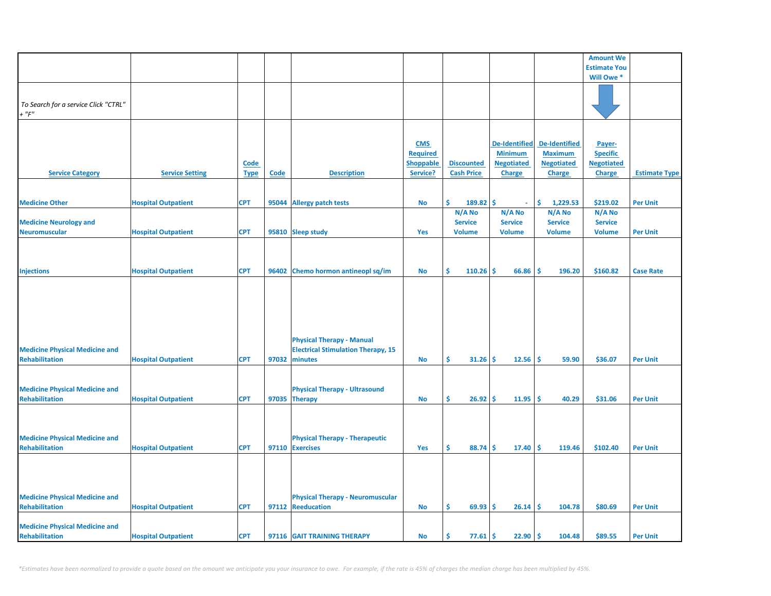| | | | | | | | | | Amount We Estimate You Will Owe * | |
|---|---|---|---|---|---|---|---|---|---|---|
| *To Search for a service Click "CTRL" + "F"* | | | | | | | | | | |
| Service Category | Service Setting | Code Type | Code | Description | CMS Required Shoppable Service? | Discounted Cash Price | De-Identified Minimum Negotiated Charge | De-Identified Maximum Negotiated Charge | Payer-Specific Negotiated Charge | Estimate Type |
| Medicine Other | Hospital Outpatient | CPT | 95044 | Allergy patch tests | No | $ 189.82 | $ - | $ 1,229.53 | $219.02 | Per Unit |
| Medicine Neurology and Neuromuscular | Hospital Outpatient | CPT | 95810 | Sleep study | Yes | N/A No Service Volume | N/A No Service Volume | N/A No Service Volume | N/A No Service Volume | Per Unit |
| Injections | Hospital Outpatient | CPT | 96402 | Chemo hormon antineopl sq/im | No | $ 110.26 | $ 66.86 | $ 196.20 | $160.82 | Case Rate |
| Medicine Physical Medicine and Rehabilitation | Hospital Outpatient | CPT | 97032 | Physical Therapy - Manual Electrical Stimulation Therapy, 15 minutes | No | $ 31.26 | $ 12.56 | $ 59.90 | $36.07 | Per Unit |
| Medicine Physical Medicine and Rehabilitation | Hospital Outpatient | CPT | 97035 | Physical Therapy - Ultrasound Therapy | No | $ 26.92 | $ 11.95 | $ 40.29 | $31.06 | Per Unit |
| Medicine Physical Medicine and Rehabilitation | Hospital Outpatient | CPT | 97110 | Physical Therapy - Therapeutic Exercises | Yes | $ 88.74 | $ 17.40 | $ 119.46 | $102.40 | Per Unit |
| Medicine Physical Medicine and Rehabilitation | Hospital Outpatient | CPT | 97112 | Physical Therapy - Neuromuscular Reeducation | No | $ 69.93 | $ 26.14 | $ 104.78 | $80.69 | Per Unit |
| Medicine Physical Medicine and Rehabilitation | Hospital Outpatient | CPT | 97116 | GAIT TRAINING THERAPY | No | $ 77.61 | $ 22.90 | $ 104.48 | $89.55 | Per Unit |

*\*Estimates have been normalized to provide a quote based on the amount we anticipate you your insurance to owe. For example, if the rate is 45% of charges the median charge has been multiplied by 45%.*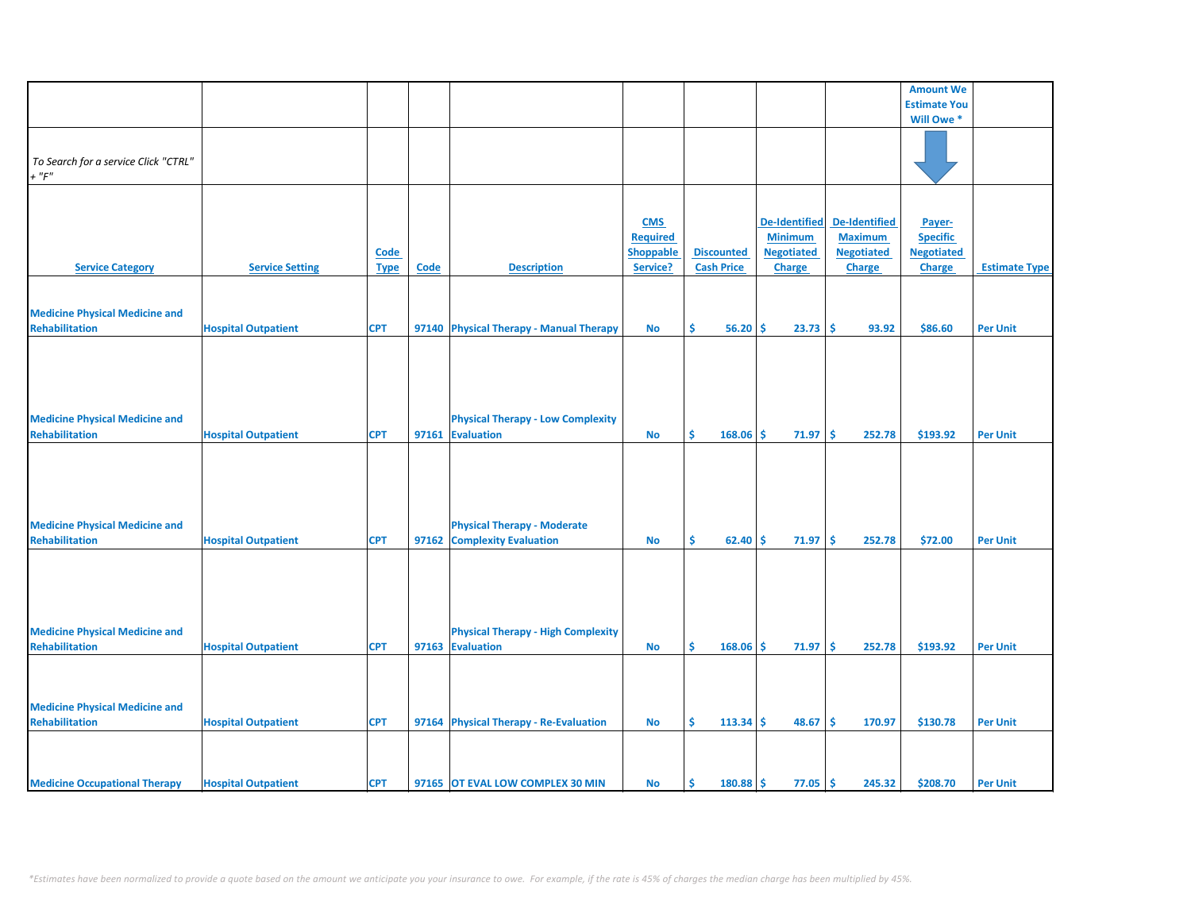| | | | | | | | | | Amount We Estimate You Will Owe * | |
|---|---|---|---|---|---|---|---|---|---|---|
| *To Search for a service Click "CTRL" + "F"* | | | | | | | | | | |
| **Service Category** | **Service Setting** | **Code Type** | **Code** | **Description** | **CMS Required Shoppable Service?** | **Discounted Cash Price** | **De-Identified Minimum Negotiated Charge** | **De-Identified Maximum Negotiated Charge** | **Payer-Specific Negotiated Charge** | **Estimate Type** |
| Medicine Physical Medicine and Rehabilitation | Hospital Outpatient | CPT | 97140 | Physical Therapy - Manual Therapy | No | $ 56.20 | $ 23.73 | $ 93.92 | $86.60 | Per Unit |
| Medicine Physical Medicine and Rehabilitation | Hospital Outpatient | CPT | 97161 | Physical Therapy - Low Complexity Evaluation | No | $ 168.06 | $ 71.97 | $ 252.78 | $193.92 | Per Unit |
| Medicine Physical Medicine and Rehabilitation | Hospital Outpatient | CPT | 97162 | Physical Therapy - Moderate Complexity Evaluation | No | $ 62.40 | $ 71.97 | $ 252.78 | $72.00 | Per Unit |
| Medicine Physical Medicine and Rehabilitation | Hospital Outpatient | CPT | 97163 | Physical Therapy - High Complexity Evaluation | No | $ 168.06 | $ 71.97 | $ 252.78 | $193.92 | Per Unit |
| Medicine Physical Medicine and Rehabilitation | Hospital Outpatient | CPT | 97164 | Physical Therapy - Re-Evaluation | No | $ 113.34 | $ 48.67 | $ 170.97 | $130.78 | Per Unit |
| Medicine Occupational Therapy | Hospital Outpatient | CPT | 97165 | OT EVAL LOW COMPLEX 30 MIN | No | $ 180.88 | $ 77.05 | $ 245.32 | $208.70 | Per Unit |

*\*Estimates have been normalized to provide a quote based on the amount we anticipate you your insurance to owe. For example, if the rate is 45% of charges the median charge has been multiplied by 45%.*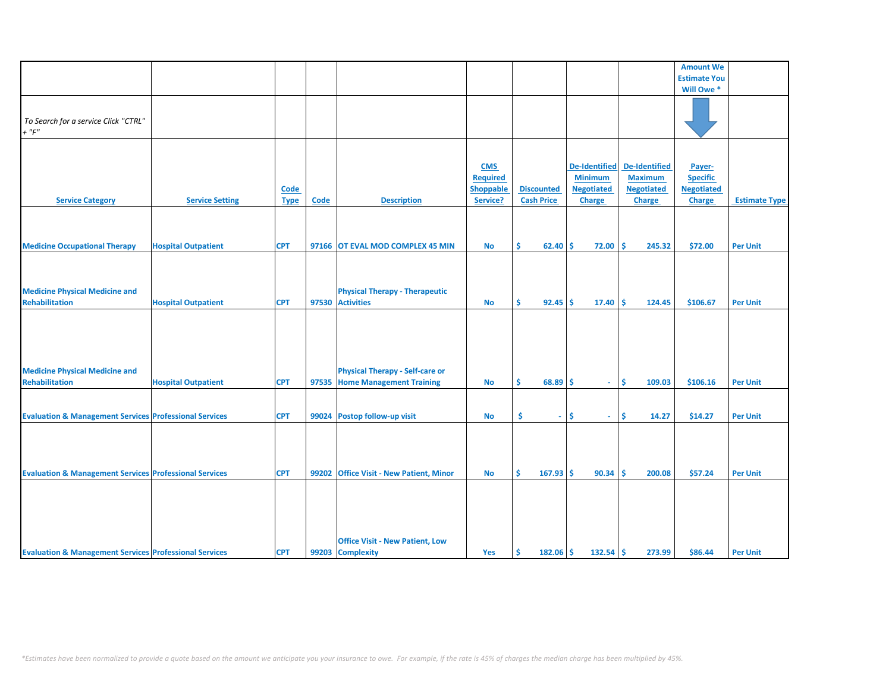| | | | | | | | | | Amount We Estimate You Will Owe * | |
|---|---|---|---|---|---|---|---|---|---|---|
| *To Search for a service Click "CTRL" + "F"* | | | | | | | | | | |
| Service Category | Service Setting | Code Type | Code | Description | CMS Required Shoppable Service? | Discounted Cash Price | De-Identified Minimum Negotiated Charge | De-Identified Maximum Negotiated Charge | Payer-Specific Negotiated Charge | Estimate Type |
| Medicine Occupational Therapy | Hospital Outpatient | CPT | 97166 | OT EVAL MOD COMPLEX 45 MIN | No | $ 62.40 | $ 72.00 | $ 245.32 | $72.00 | Per Unit |
| Medicine Physical Medicine and Rehabilitation | Hospital Outpatient | CPT | 97530 | Physical Therapy - Therapeutic Activities | No | $ 92.45 | $ 17.40 | $ 124.45 | $106.67 | Per Unit |
| Medicine Physical Medicine and Rehabilitation | Hospital Outpatient | CPT | 97535 | Physical Therapy - Self-care or Home Management Training | No | $ 68.89 | $ - | $ 109.03 | $106.16 | Per Unit |
| Evaluation & Management Services | Professional Services | CPT | 99024 | Postop follow-up visit | No | $ - | $ - | $ 14.27 | $14.27 | Per Unit |
| Evaluation & Management Services | Professional Services | CPT | 99202 | Office Visit - New Patient, Minor | No | $ 167.93 | $ 90.34 | $ 200.08 | $57.24 | Per Unit |
| Evaluation & Management Services | Professional Services | CPT | 99203 | Office Visit - New Patient, Low Complexity | Yes | $ 182.06 | $ 132.54 | $ 273.99 | $86.44 | Per Unit |

*\*Estimates have been normalized to provide a quote based on the amount we anticipate you your insurance to owe. For example, if the rate is 45% of charges the median charge has been multiplied by 45%.*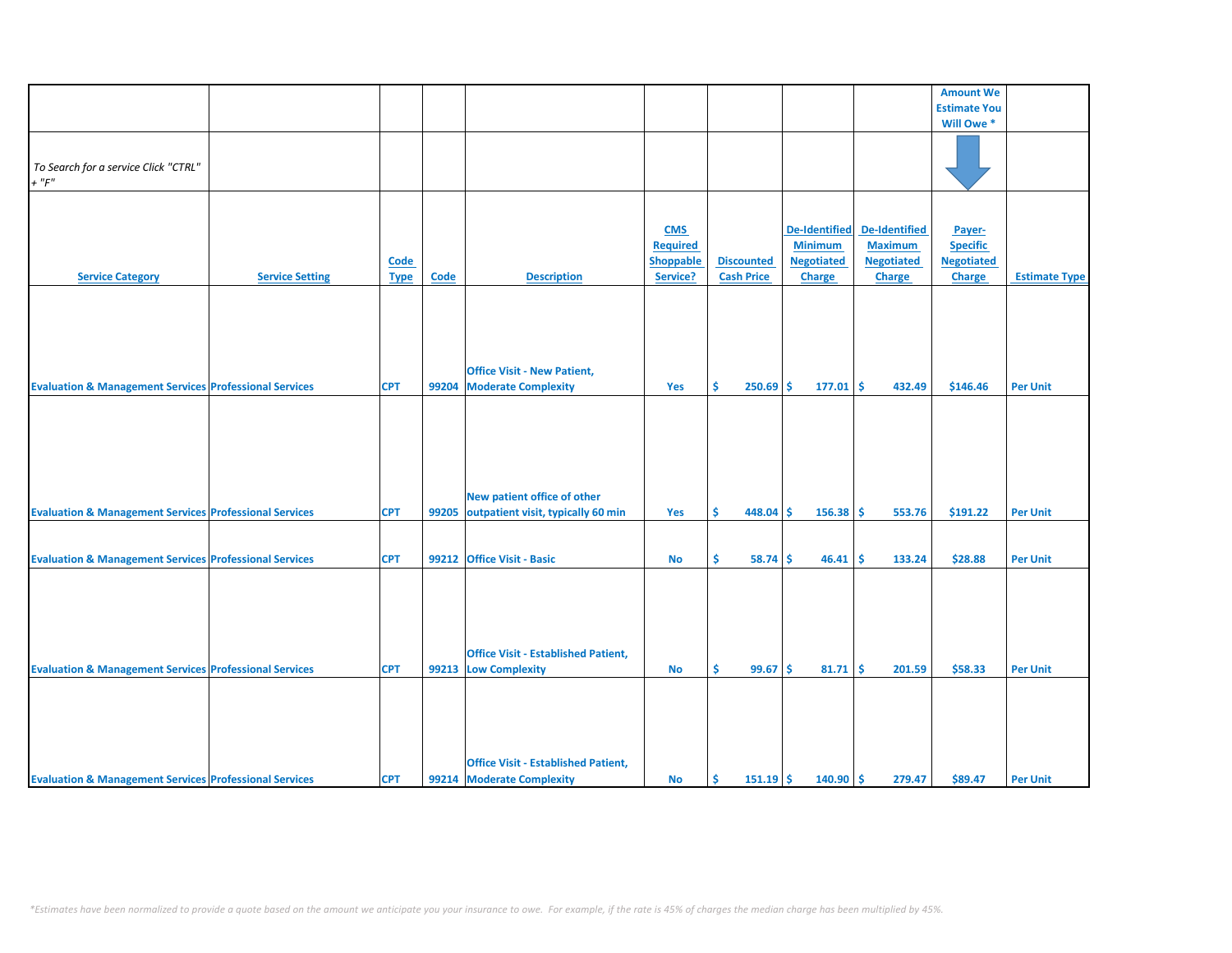|  |  |  |  |  |  |  |  |  | Amount We Estimate You Will Owe * |  |
|---|---|---|---|---|---|---|---|---|---|---|
| *To Search for a service Click "CTRL" + "F"* |  |  |  |  |  |  |  |  |  |  |
| Service Category | Service Setting | Code Type | Code | Description | CMS Required Shoppable Service? | Discounted Cash Price | De-Identified Minimum Negotiated Charge | De-Identified Maximum Negotiated Charge | Payer-Specific Negotiated Charge | Estimate Type |
| Evaluation & Management Services | Professional Services | CPT | 99204 | Office Visit - New Patient, Moderate Complexity | Yes | $ 250.69 | $ 177.01 | $ 432.49 | $146.46 | Per Unit |
| Evaluation & Management Services | Professional Services | CPT | 99205 | New patient office of other outpatient visit, typically 60 min | Yes | $ 448.04 | $ 156.38 | $ 553.76 | $191.22 | Per Unit |
| Evaluation & Management Services | Professional Services | CPT | 99212 | Office Visit - Basic | No | $ 58.74 | $ 46.41 | $ 133.24 | $28.88 | Per Unit |
| Evaluation & Management Services | Professional Services | CPT | 99213 | Office Visit - Established Patient, Low Complexity | No | $ 99.67 | $ 81.71 | $ 201.59 | $58.33 | Per Unit |
| Evaluation & Management Services | Professional Services | CPT | 99214 | Office Visit - Established Patient, Moderate Complexity | No | $ 151.19 | $ 140.90 | $ 279.47 | $89.47 | Per Unit |

*\*Estimates have been normalized to provide a quote based on the amount we anticipate you your insurance to owe. For example, if the rate is 45% of charges the median charge has been multiplied by 45%.*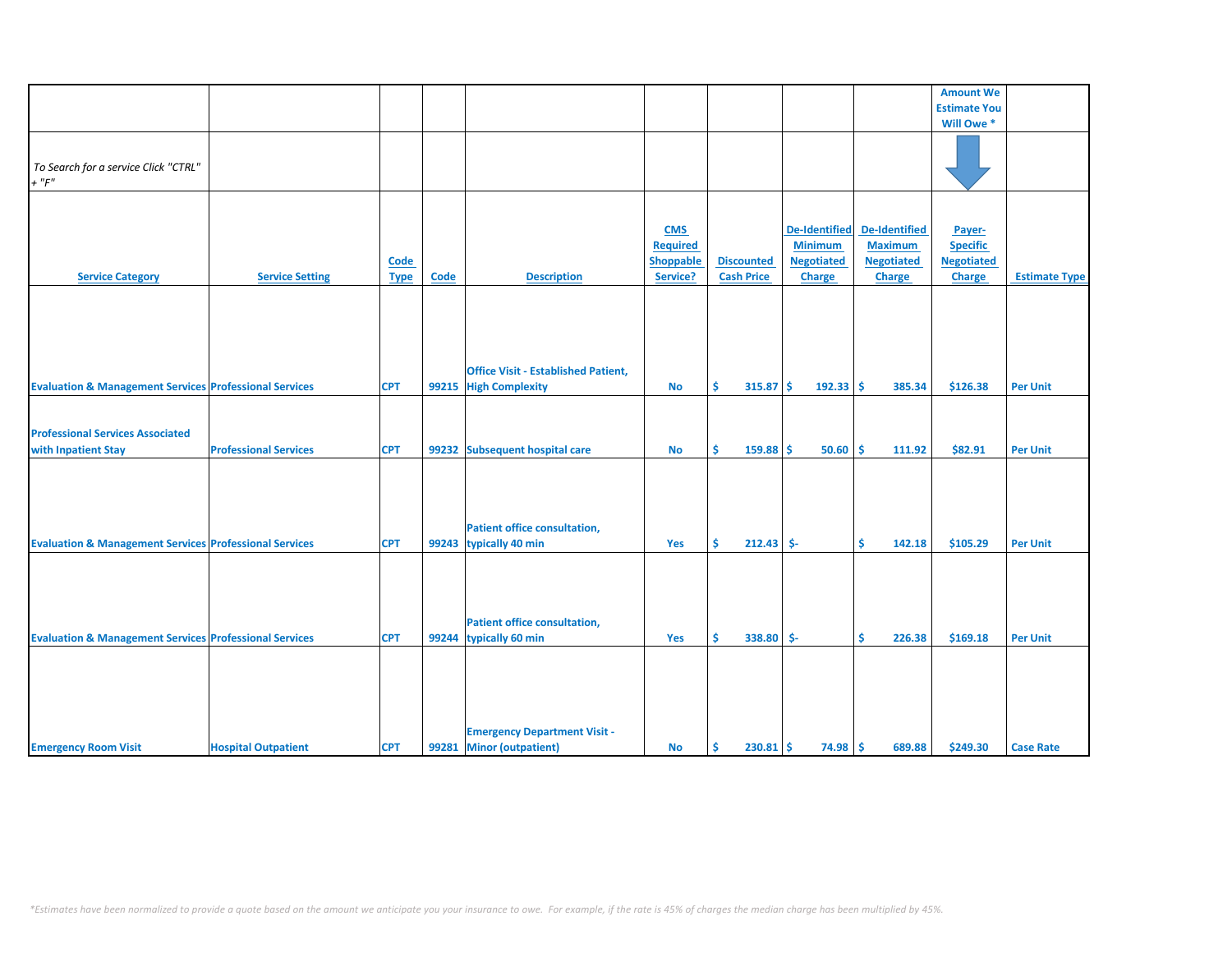| | | | | | | | | | Amount We Estimate You Will Owe * | |
|---|---|---|---|---|---|---|---|---|---|---|
| *To Search for a service Click "CTRL" + "F"* | | | | | | | | | | |
| **Service Category** | **Service Setting** | **Code Type** | **Code** | **Description** | **CMS Required Shoppable Service?** | **Discounted Cash Price** | **De-Identified Minimum Negotiated Charge** | **De-Identified Maximum Negotiated Charge** | **Payer-Specific Negotiated Charge** | **Estimate Type** |
| Evaluation & Management Services | Professional Services | CPT | 99215 | Office Visit - Established Patient, High Complexity | No | $ 315.87 | $ 192.33 | $ 385.34 | $126.38 | Per Unit |
| Professional Services Associated with Inpatient Stay | Professional Services | CPT | 99232 | Subsequent hospital care | No | $ 159.88 | $ 50.60 | $ 111.92 | $82.91 | Per Unit |
| Evaluation & Management Services | Professional Services | CPT | 99243 | Patient office consultation, typically 40 min | Yes | $ 212.43 | $- | $ 142.18 | $105.29 | Per Unit |
| Evaluation & Management Services | Professional Services | CPT | 99244 | Patient office consultation, typically 60 min | Yes | $ 338.80 | $- | $ 226.38 | $169.18 | Per Unit |
| Emergency Room Visit | Hospital Outpatient | CPT | 99281 | Emergency Department Visit - Minor (outpatient) | No | $ 230.81 | $ 74.98 | $ 689.88 | $249.30 | Case Rate |

*\*Estimates have been normalized to provide a quote based on the amount we anticipate you your insurance to owe. For example, if the rate is 45% of charges the median charge has been multiplied by 45%.*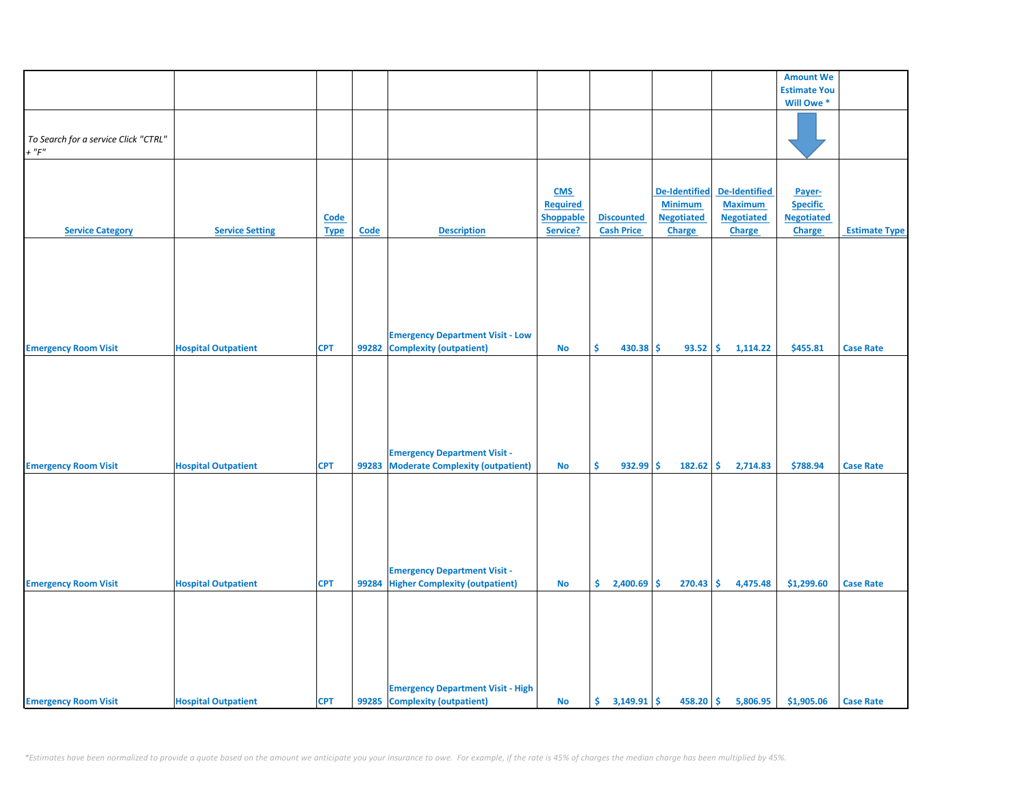| | | | | | | | | | Amount We Estimate You Will Owe * | |
|---|---|---|---|---|---|---|---|---|---|---|
| *To Search for a service Click "CTRL" + "F"* | | | | | | | | | | |
| Service Category | Service Setting | Code Type | Code | Description | CMS Required Shoppable Service? | Discounted Cash Price | De-Identified Minimum Negotiated Charge | De-Identified Maximum Negotiated Charge | Payer-Specific Negotiated Charge | Estimate Type |
| Emergency Room Visit | Hospital Outpatient | CPT | 99282 | Emergency Department Visit - Low Complexity (outpatient) | No | $ 430.38 | $ 93.52 | $ 1,114.22 | $455.81 | Case Rate |
| Emergency Room Visit | Hospital Outpatient | CPT | 99283 | Emergency Department Visit - Moderate Complexity (outpatient) | No | $ 932.99 | $ 182.62 | $ 2,714.83 | $788.94 | Case Rate |
| Emergency Room Visit | Hospital Outpatient | CPT | 99284 | Emergency Department Visit - Higher Complexity (outpatient) | No | $ 2,400.69 | $ 270.43 | $ 4,475.48 | $1,299.60 | Case Rate |
| Emergency Room Visit | Hospital Outpatient | CPT | 99285 | Emergency Department Visit - High Complexity (outpatient) | No | $ 3,149.91 | $ 458.20 | $ 5,806.95 | $1,905.06 | Case Rate |

*\*Estimates have been normalized to provide a quote based on the amount we anticipate you your insurance to owe. For example, if the rate is 45% of charges the median charge has been multiplied by 45%.*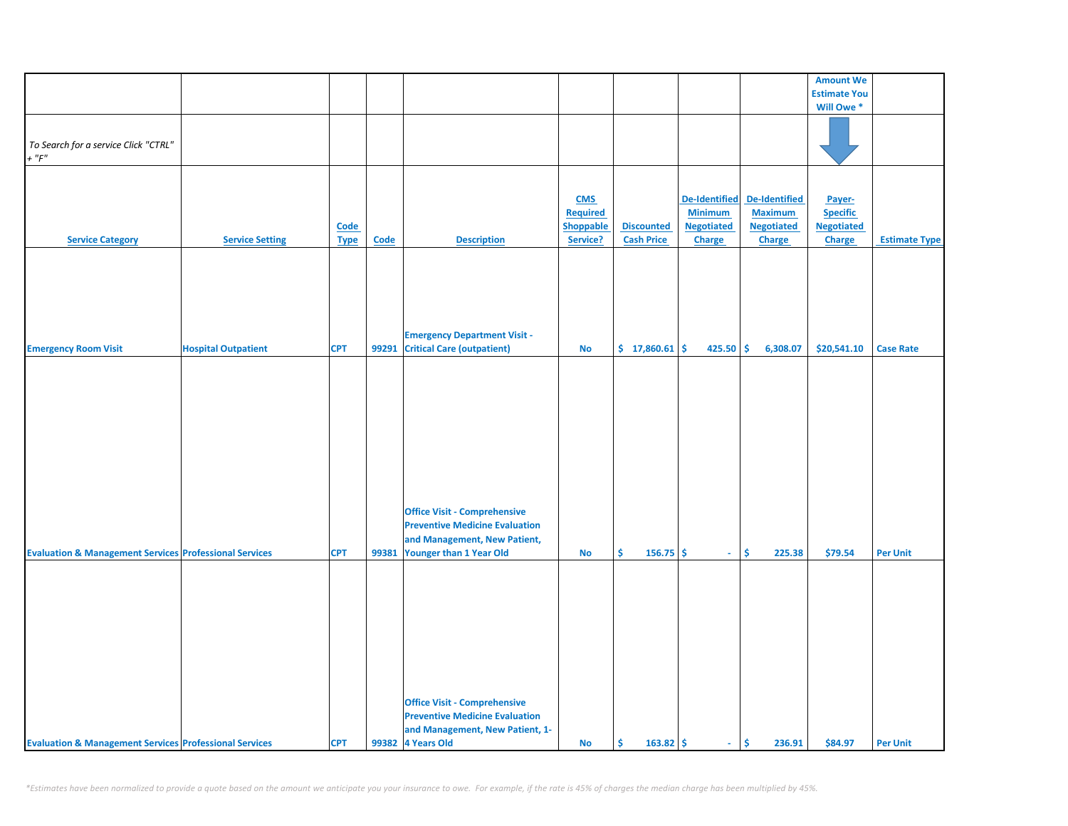| | | | | | | | | | Amount We Estimate You Will Owe * | |
|---|---|---|---|---|---|---|---|---|---|---|
| *To Search for a service Click "CTRL" + "F"* | | | | | | | | | | |
| **Service Category** | **Service Setting** | **Code Type** | **Code** | **Description** | **CMS Required Shoppable Service?** | **Discounted Cash Price** | **De-Identified Minimum Negotiated Charge** | **De-Identified Maximum Negotiated Charge** | **Payer-Specific Negotiated Charge** | **Estimate Type** |
| Emergency Room Visit | Hospital Outpatient | CPT | 99291 | Emergency Department Visit - Critical Care (outpatient) | No | $ 17,860.61 | $ 425.50 | $ 6,308.07 | $20,541.10 | Case Rate |
| Evaluation & Management Services | Professional Services | CPT | 99381 | Office Visit - Comprehensive Preventive Medicine Evaluation and Management, New Patient, Younger than 1 Year Old | No | $ 156.75 | $ - | $ 225.38 | $79.54 | Per Unit |
| Evaluation & Management Services | Professional Services | CPT | 99382 | Office Visit - Comprehensive Preventive Medicine Evaluation and Management, New Patient, 1-4 Years Old | No | $ 163.82 | $ - | $ 236.91 | $84.97 | Per Unit |

*\*Estimates have been normalized to provide a quote based on the amount we anticipate you your insurance to owe. For example, if the rate is 45% of charges the median charge has been multiplied by 45%.*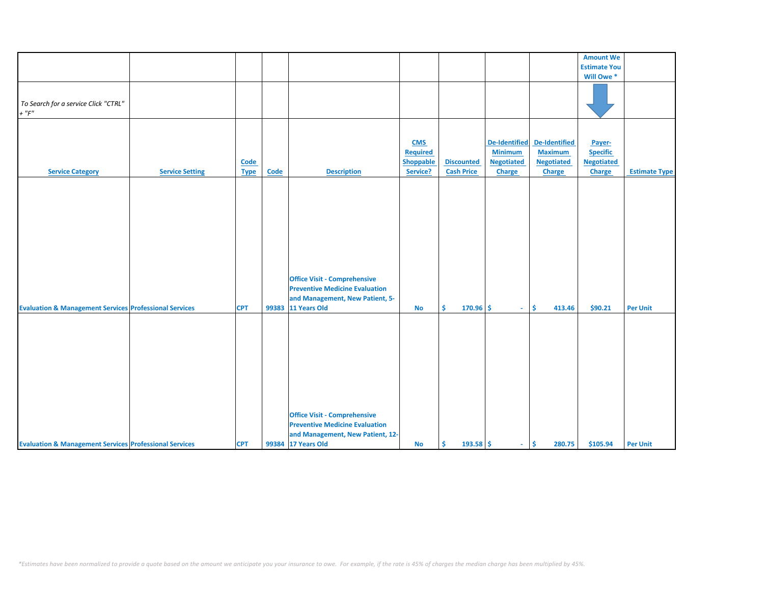| | | | | | | | | | Amount We Estimate You Will Owe * | |
|---|---|---|---|---|---|---|---|---|---|---|
| *To Search for a service Click "CTRL" + "F"* | | | | | | | | | | |
| Service Category | Service Setting | Code Type | Code | Description | CMS Required Shoppable Service? | Discounted Cash Price | De-Identified Minimum Negotiated Charge | De-Identified Maximum Negotiated Charge | Payer-Specific Negotiated Charge | Estimate Type |
| Evaluation & Management Services | Professional Services | CPT | 99383 | Office Visit - Comprehensive Preventive Medicine Evaluation and Management, New Patient, 5-11 Years Old | No | $ 170.96 | $ - | $ 413.46 | $90.21 | Per Unit |
| Evaluation & Management Services | Professional Services | CPT | 99384 | Office Visit - Comprehensive Preventive Medicine Evaluation and Management, New Patient, 12-17 Years Old | No | $ 193.58 | $ - | $ 280.75 | $105.94 | Per Unit |

*\*Estimates have been normalized to provide a quote based on the amount we anticipate you your insurance to owe. For example, if the rate is 45% of charges the median charge has been multiplied by 45%.*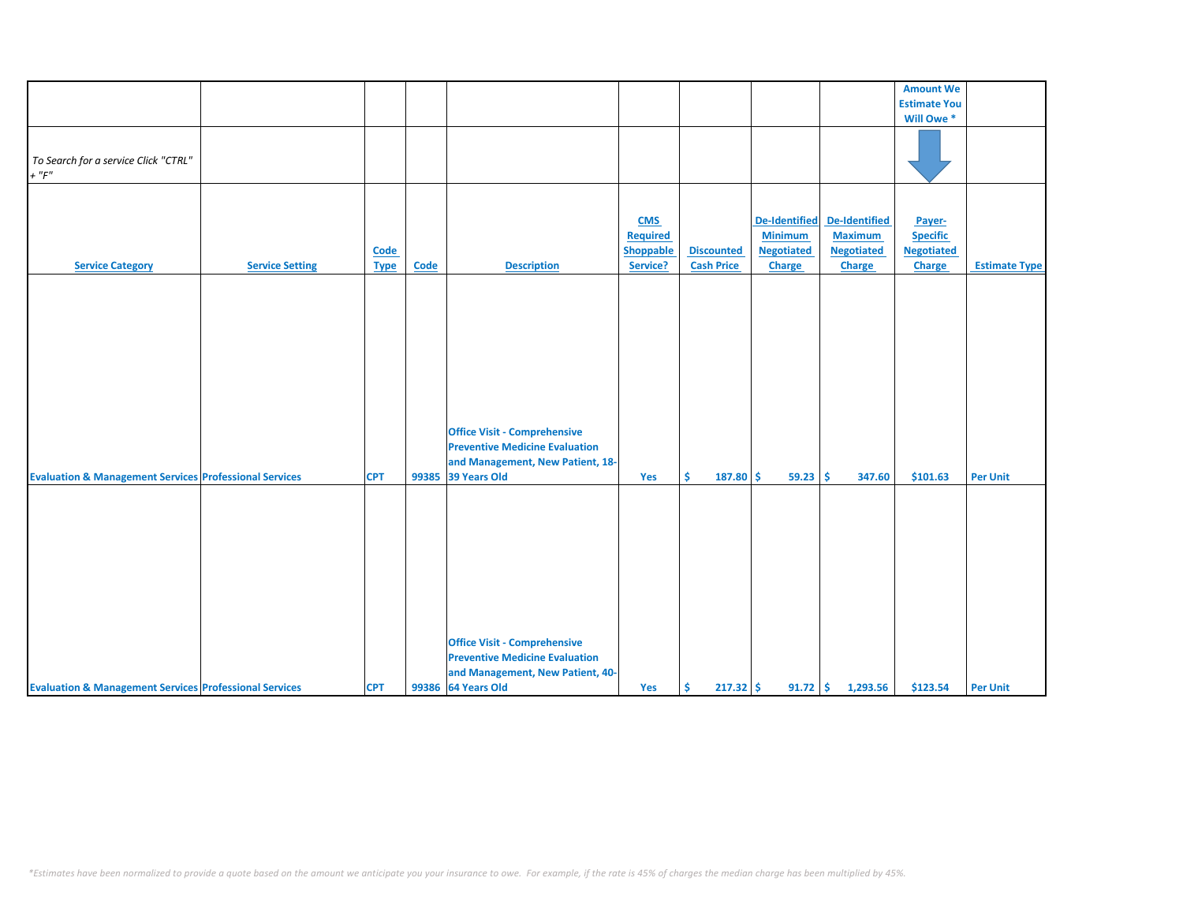| | | | | | | | | | Amount We Estimate You Will Owe * | |
|---|---|---|---|---|---|---|---|---|---|---|
| To Search for a service Click "CTRL" + "F" | | | | | | | | | | |
| Service Category | Service Setting | Code Type | Code | Description | CMS Required Shoppable Service? | Discounted Cash Price | De-Identified Minimum Negotiated Charge | De-Identified Maximum Negotiated Charge | Payer-Specific Negotiated Charge | Estimate Type |
| Evaluation & Management Services | Professional Services | CPT | 99385 | Office Visit - Comprehensive Preventive Medicine Evaluation and Management, New Patient, 18-39 Years Old | Yes | $ 187.80 | $ 59.23 | $ 347.60 | $101.63 | Per Unit |
| Evaluation & Management Services | Professional Services | CPT | 99386 | Office Visit - Comprehensive Preventive Medicine Evaluation and Management, New Patient, 40-64 Years Old | Yes | $ 217.32 | $ 91.72 | $ 1,293.56 | $123.54 | Per Unit |

*Estimates have been normalized to provide a quote based on the amount we anticipate you your insurance to owe. For example, if the rate is 45% of charges the median charge has been multiplied by 45%.*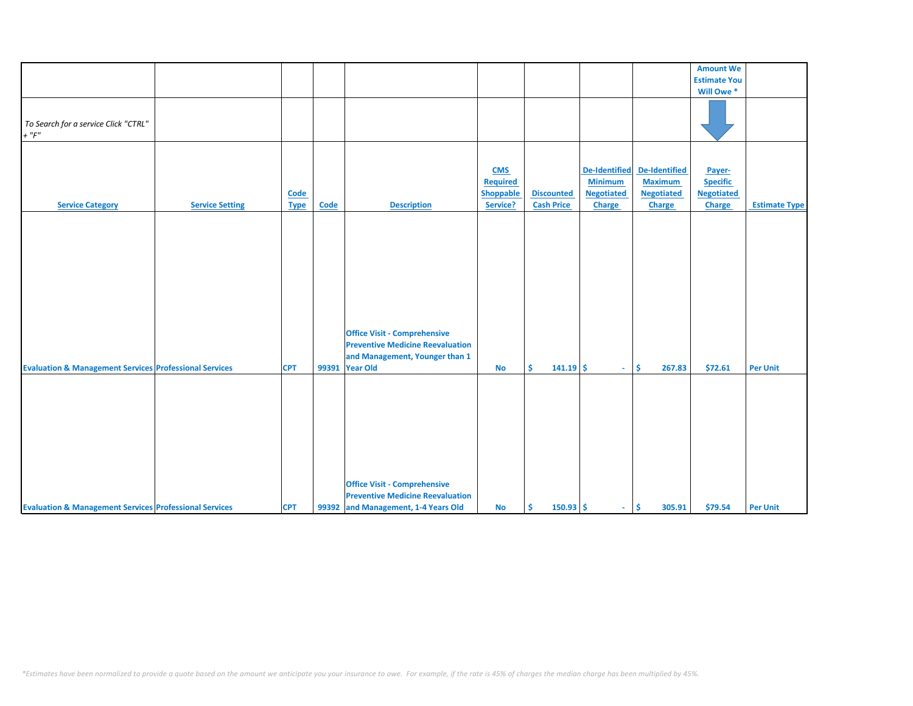| Service Category | Service Setting | Code Type | Code | Description | CMS Required Shoppable Service? | Discounted Cash Price | De-Identified Minimum Negotiated Charge | De-Identified Maximum Negotiated Charge | Payer-Specific Negotiated Charge | Estimate Type |
|---|---|---|---|---|---|---|---|---|---|---|
| *To Search for a service Click "CTRL" + "F"* | | | | | | | | | Amount We Estimate You Will Owe * | |
| Evaluation & Management Services | Professional Services | CPT | 99391 | Office Visit - Comprehensive Preventive Medicine Reevaluation and Management, Younger than 1 Year Old | No | $ 141.19 | $ - | $ 267.83 | $72.61 | Per Unit |
| Evaluation & Management Services | Professional Services | CPT | 99392 | Office Visit - Comprehensive Preventive Medicine Reevaluation and Management, 1-4 Years Old | No | $ 150.93 | $ - | $ 305.91 | $79.54 | Per Unit |

*\*Estimates have been normalized to provide a quote based on the amount we anticipate you your insurance to owe. For example, if the rate is 45% of charges the median charge has been multiplied by 45%.*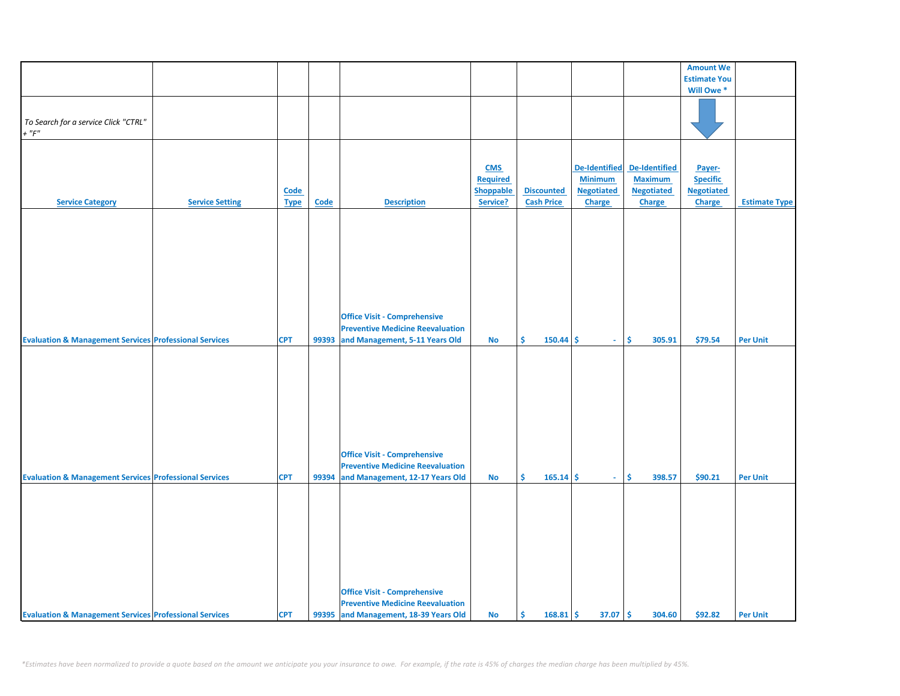| | | | | | | | | | Amount We Estimate You Will Owe * | |
|---|---|---|---|---|---|---|---|---|---|---|
| *To Search for a service Click "CTRL" + "F"* | | | | | | | | | | |
| Service Category | Service Setting | Code Type | Code | Description | CMS Required Shoppable Service? | Discounted Cash Price | De-Identified Minimum Negotiated Charge | De-Identified Maximum Negotiated Charge | Payer-Specific Negotiated Charge | Estimate Type |
| Evaluation & Management Services | Professional Services | CPT | 99393 | Office Visit - Comprehensive Preventive Medicine Reevaluation and Management, 5-11 Years Old | No | $ 150.44 | $ - | $ 305.91 | $79.54 | Per Unit |
| Evaluation & Management Services | Professional Services | CPT | 99394 | Office Visit - Comprehensive Preventive Medicine Reevaluation and Management, 12-17 Years Old | No | $ 165.14 | $ - | $ 398.57 | $90.21 | Per Unit |
| Evaluation & Management Services | Professional Services | CPT | 99395 | Office Visit - Comprehensive Preventive Medicine Reevaluation and Management, 18-39 Years Old | No | $ 168.81 | $ 37.07 | $ 304.60 | $92.82 | Per Unit |

*\*Estimates have been normalized to provide a quote based on the amount we anticipate you your insurance to owe. For example, if the rate is 45% of charges the median charge has been multiplied by 45%.*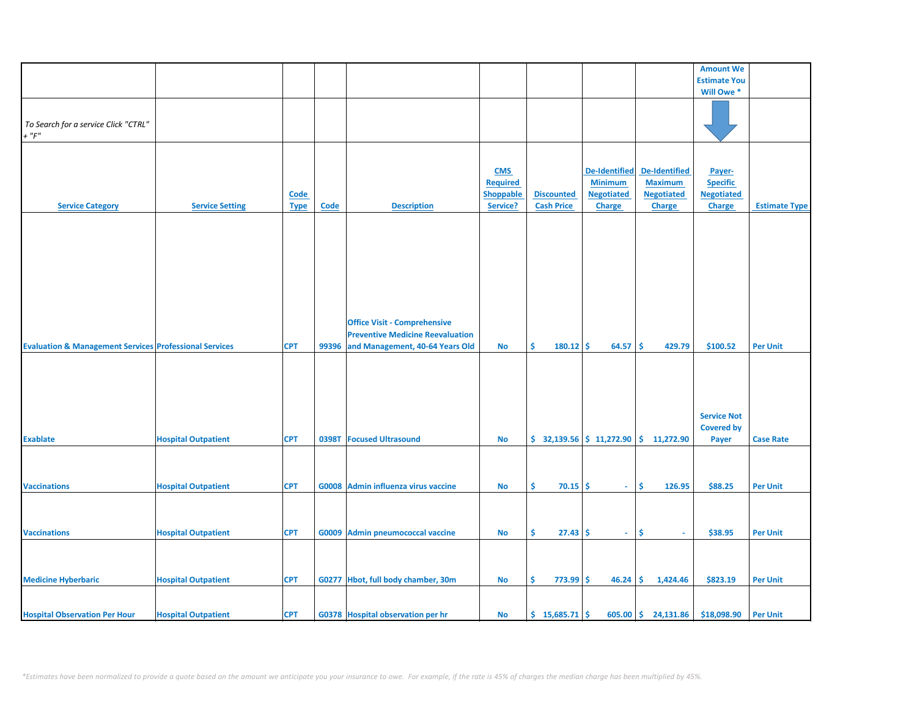| | | | | | | | | | Amount We Estimate You Will Owe * | |
|---|---|---|---|---|---|---|---|---|---|---|
| To Search for a service Click "CTRL" + "F" | | | | | | | | | | |
| Service Category | Service Setting | Code Type | Code | Description | CMS Required Shoppable Service? | Discounted Cash Price | De-Identified Minimum Negotiated Charge | De-Identified Maximum Negotiated Charge | Payer-Specific Negotiated Charge | Estimate Type |
| Evaluation & Management Services | Professional Services | CPT | 99396 | Office Visit - Comprehensive Preventive Medicine Reevaluation and Management, 40-64 Years Old | No | $ 180.12 | $ 64.57 | $ 429.79 | $100.52 | Per Unit |
| Exablate | Hospital Outpatient | CPT | 0398T | Focused Ultrasound | No | $ 32,139.56 | $ 11,272.90 | $ 11,272.90 | Service Not Covered by Payer | Case Rate |
| Vaccinations | Hospital Outpatient | CPT | G0008 | Admin influenza virus vaccine | No | $ 70.15 | $ - | $ 126.95 | $88.25 | Per Unit |
| Vaccinations | Hospital Outpatient | CPT | G0009 | Admin pneumococcal vaccine | No | $ 27.43 | $ - | $ - | $38.95 | Per Unit |
| Medicine Hyberbaric | Hospital Outpatient | CPT | G0277 | Hbot, full body chamber, 30m | No | $ 773.99 | $ 46.24 | $ 1,424.46 | $823.19 | Per Unit |
| Hospital Observation Per Hour | Hospital Outpatient | CPT | G0378 | Hospital observation per hr | No | $ 15,685.71 | $ 605.00 | $ 24,131.86 | $18,098.90 | Per Unit |

*\*Estimates have been normalized to provide a quote based on the amount we anticipate you your insurance to owe. For example, if the rate is 45% of charges the median charge has been multiplied by 45%.*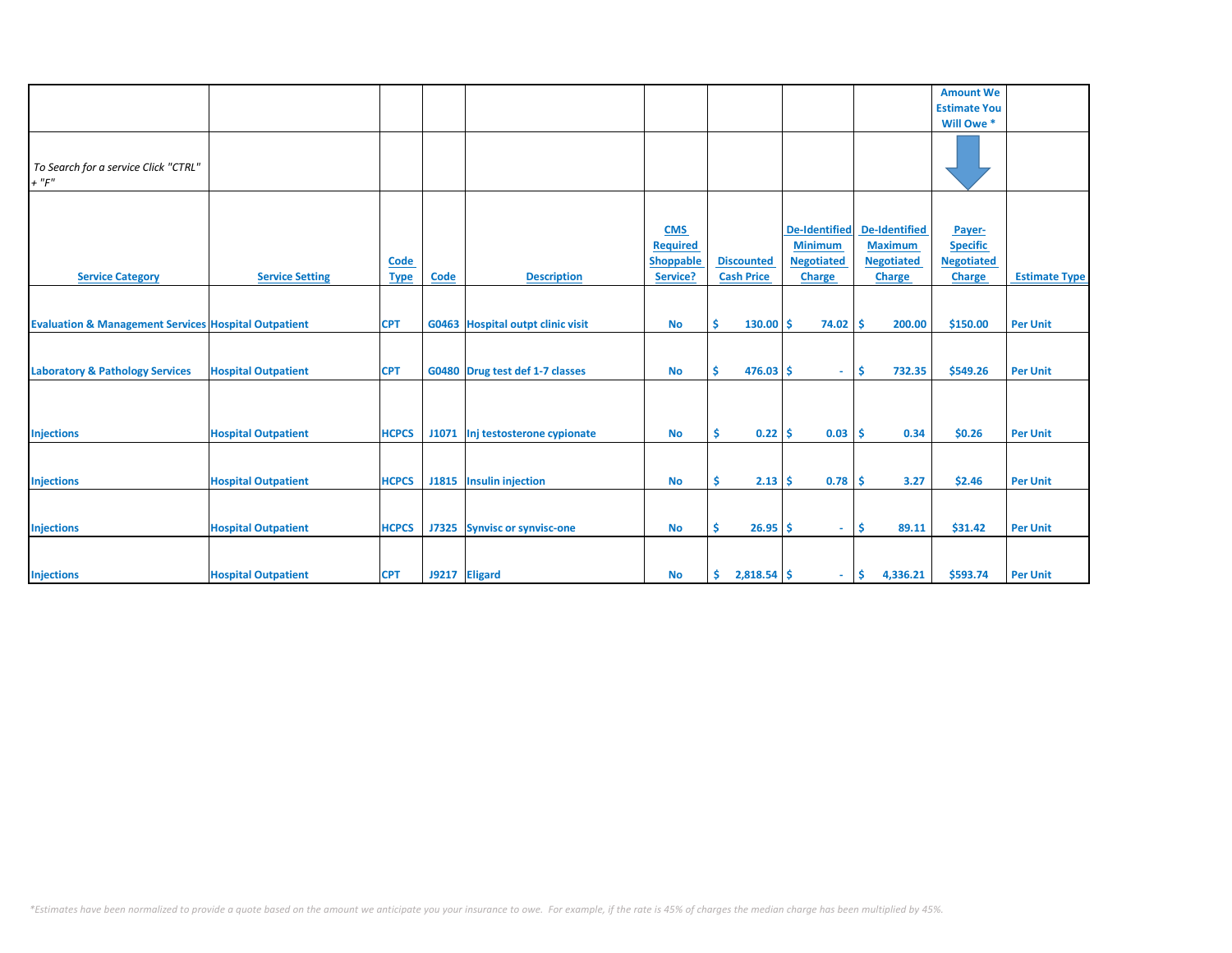| | | | | | | | | | Amount We Estimate You Will Owe * | |
|---|---|---|---|---|---|---|---|---|---|---|
| *To Search for a service Click "CTRL" + "F"* | | | | | | | | | | |
| Service Category | Service Setting | Code Type | Code | Description | CMS Required Shoppable Service? | Discounted Cash Price | De-Identified Minimum Negotiated Charge | De-Identified Maximum Negotiated Charge | Payer-Specific Negotiated Charge | Estimate Type |
| Evaluation & Management Services | Hospital Outpatient | CPT | G0463 | Hospital outpt clinic visit | No | $ 130.00 | $ 74.02 | $ 200.00 | $150.00 | Per Unit |
| Laboratory & Pathology Services | Hospital Outpatient | CPT | G0480 | Drug test def 1-7 classes | No | $ 476.03 | $ - | $ 732.35 | $549.26 | Per Unit |
| Injections | Hospital Outpatient | HCPCS | J1071 | Inj testosterone cypionate | No | $ 0.22 | $ 0.03 | $ 0.34 | $0.26 | Per Unit |
| Injections | Hospital Outpatient | HCPCS | J1815 | Insulin injection | No | $ 2.13 | $ 0.78 | $ 3.27 | $2.46 | Per Unit |
| Injections | Hospital Outpatient | HCPCS | J7325 | Synvisc or synvisc-one | No | $ 26.95 | $ - | $ 89.11 | $31.42 | Per Unit |
| Injections | Hospital Outpatient | CPT | J9217 | Eligard | No | $ 2,818.54 | $ - | $ 4,336.21 | $593.74 | Per Unit |

*\*Estimates have been normalized to provide a quote based on the amount we anticipate you your insurance to owe. For example, if the rate is 45% of charges the median charge has been multiplied by 45%.*